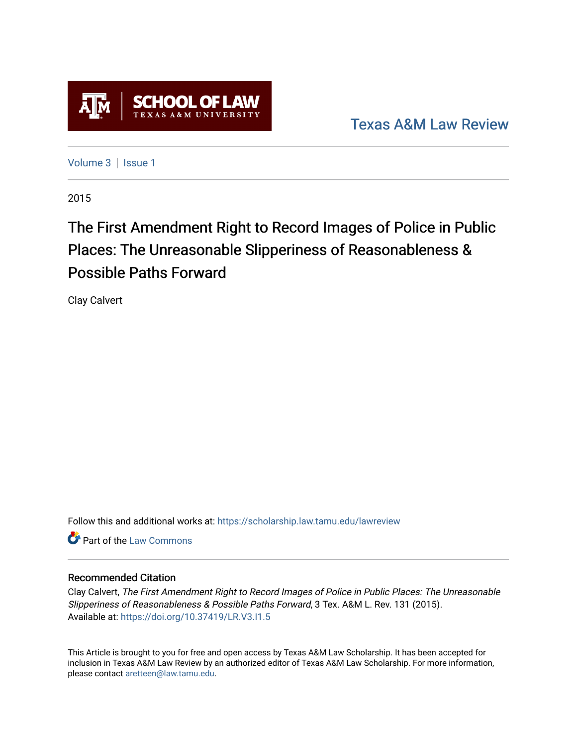Texas A&M Law Review

Volume 3 | Issue 1

2015

# The First Amendment Right to Record Images of Police in Public Places: The Unreasonable Slipperiness of Reasonableness & Possible Paths Forward

Clay Calvert

Follow this and additional works at: https://scholarship.law.tamu.edu/lawreview

Part of the Law Commons

## Recommended Citation

Clay Calvert, *The First Amendment Right to Record Images of Police in Public Places: The Unreasonable Slipperiness of Reasonableness & Possible Paths Forward*, 3 Tex. A&M L. Rev. 131 (2015).
Available at: https://doi.org/10.37419/LR.V3.I1.5

This Article is brought to you for free and open access by Texas A&M Law Scholarship. It has been accepted for inclusion in Texas A&M Law Review by an authorized editor of Texas A&M Law Scholarship. For more information, please contact aretteen@law.tamu.edu.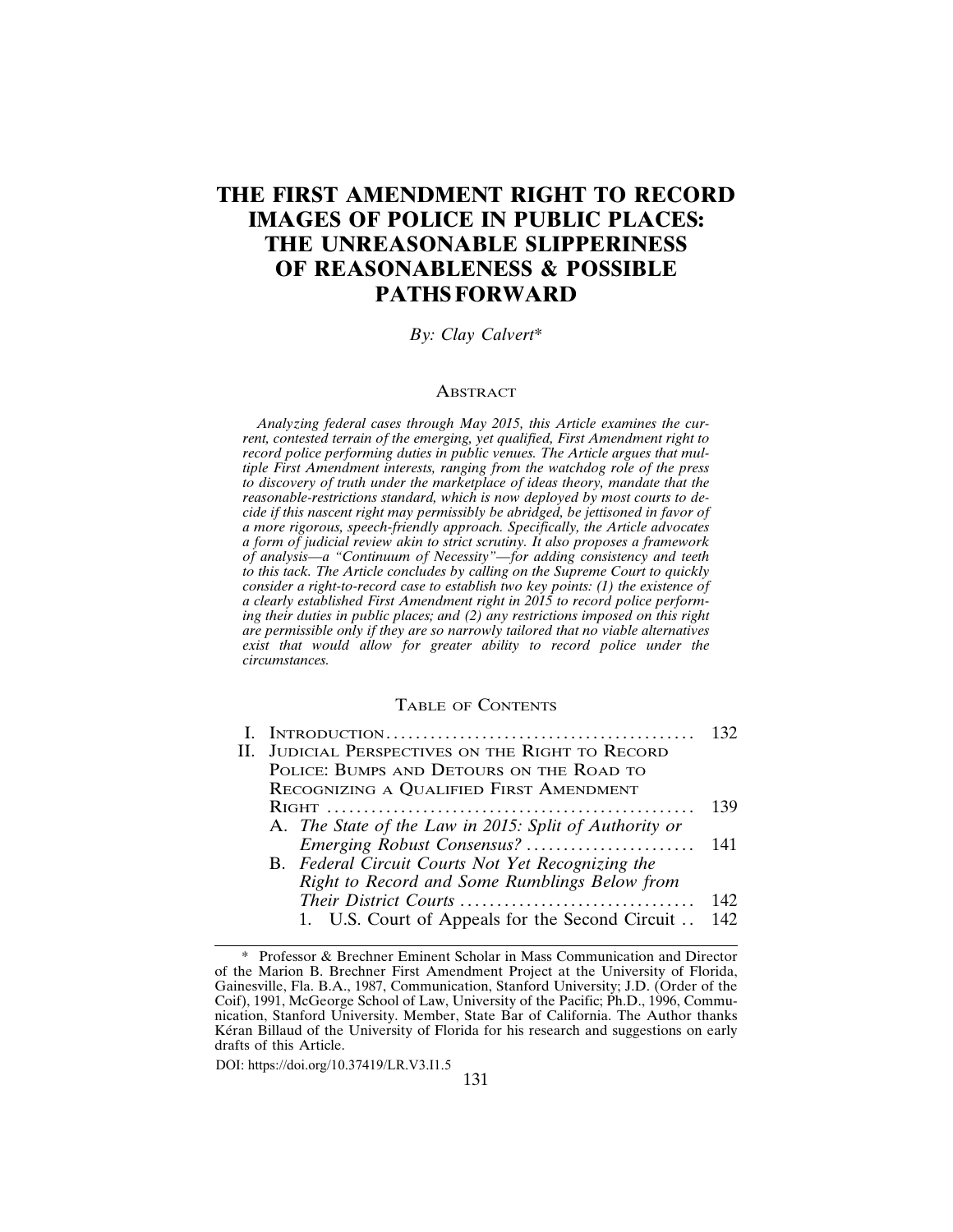# THE FIRST AMENDMENT RIGHT TO RECORD IMAGES OF POLICE IN PUBLIC PLACES: THE UNREASONABLE SLIPPERINESS OF REASONABLENESS & POSSIBLE PATHS FORWARD

*By: Clay Calvert**

## Abstract

*Analyzing federal cases through May 2015, this Article examines the current, contested terrain of the emerging, yet qualified, First Amendment right to record police performing duties in public venues. The Article argues that multiple First Amendment interests, ranging from the watchdog role of the press to discovery of truth under the marketplace of ideas theory, mandate that the reasonable-restrictions standard, which is now deployed by most courts to decide if this nascent right may permissibly be abridged, be jettisoned in favor of a more rigorous, speech-friendly approach. Specifically, the Article advocates a form of judicial review akin to strict scrutiny. It also proposes a framework of analysis—a "Continuum of Necessity"—for adding consistency and teeth to this tack. The Article concludes by calling on the Supreme Court to quickly consider a right-to-record case to establish two key points: (1) the existence of a clearly established First Amendment right in 2015 to record police performing their duties in public places; and (2) any restrictions imposed on this right are permissible only if they are so narrowly tailored that no viable alternatives exist that would allow for greater ability to record police under the circumstances.*

## Table of Contents

| | |
|---|---|
| I. Introduction | 132 |
| II. Judicial Perspectives on the Right to Record Police: Bumps and Detours on the Road to Recognizing a Qualified First Amendment Right | 139 |
| A. *The State of the Law in 2015: Split of Authority or Emerging Robust Consensus?* | 141 |
| B. *Federal Circuit Courts Not Yet Recognizing the Right to Record and Some Rumblings Below from Their District Courts* | 142 |
| 1. U.S. Court of Appeals for the Second Circuit | 142 |

---

\* Professor & Brechner Eminent Scholar in Mass Communication and Director of the Marion B. Brechner First Amendment Project at the University of Florida, Gainesville, Fla. B.A., 1987, Communication, Stanford University; J.D. (Order of the Coif), 1991, McGeorge School of Law, University of the Pacific; Ph.D., 1996, Communication, Stanford University. Member, State Bar of California. The Author thanks Kéran Billaud of the University of Florida for his research and suggestions on early drafts of this Article.

DOI: https://doi.org/10.37419/LR.V3.I1.5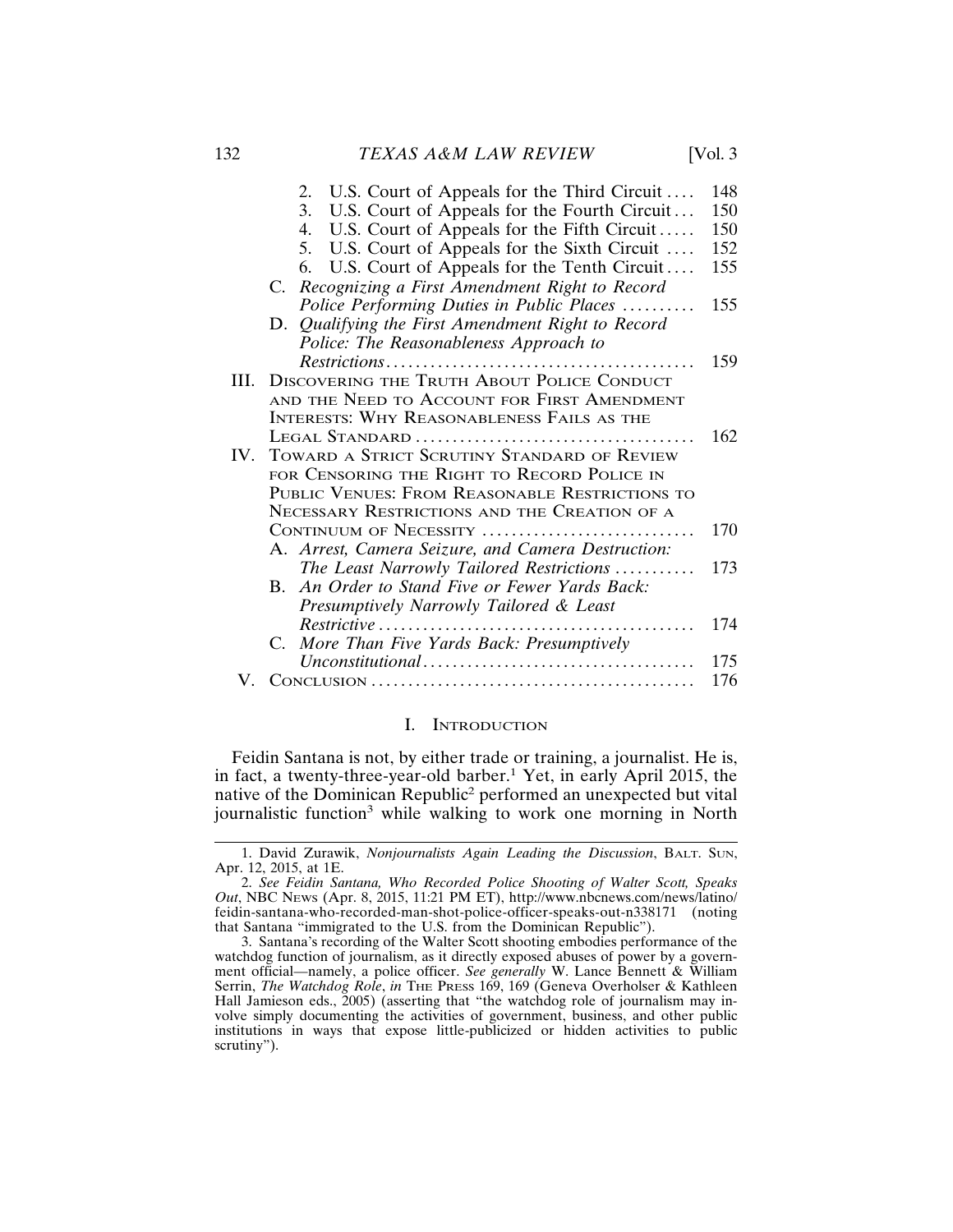2. U.S. Court of Appeals for the Third Circuit .... 148
3. U.S. Court of Appeals for the Fourth Circuit ... 150
4. U.S. Court of Appeals for the Fifth Circuit ..... 150
5. U.S. Court of Appeals for the Sixth Circuit .... 152
6. U.S. Court of Appeals for the Tenth Circuit .... 155

C. *Recognizing a First Amendment Right to Record Police Performing Duties in Public Places* .......... 155

D. *Qualifying the First Amendment Right to Record Police: The Reasonableness Approach to Restrictions* .......... 159

III. Discovering the Truth About Police Conduct and the Need to Account for First Amendment Interests: Why Reasonableness Fails as the Legal Standard .......... 162

IV. Toward a Strict Scrutiny Standard of Review for Censoring the Right to Record Police in Public Venues: From Reasonable Restrictions to Necessary Restrictions and the Creation of a Continuum of Necessity .......... 170

A. *Arrest, Camera Seizure, and Camera Destruction: The Least Narrowly Tailored Restrictions* .......... 173

B. *An Order to Stand Five or Fewer Yards Back: Presumptively Narrowly Tailored & Least Restrictive* .......... 174

C. *More Than Five Yards Back: Presumptively Unconstitutional* .......... 175

V. Conclusion .......... 176

## I. Introduction

Feidin Santana is not, by either trade or training, a journalist. He is, in fact, a twenty-three-year-old barber.[1] Yet, in early April 2015, the native of the Dominican Republic[2] performed an unexpected but vital journalistic function[3] while walking to work one morning in North

---

1. David Zurawik, *Nonjournalists Again Leading the Discussion*, Balt. Sun, Apr. 12, 2015, at 1E.

2. *See Feidin Santana, Who Recorded Police Shooting of Walter Scott, Speaks Out*, NBC News (Apr. 8, 2015, 11:21 PM ET), http://www.nbcnews.com/news/latino/feidin-santana-who-recorded-man-shot-police-officer-speaks-out-n338171 (noting that Santana "immigrated to the U.S. from the Dominican Republic").

3. Santana's recording of the Walter Scott shooting embodies performance of the watchdog function of journalism, as it directly exposed abuses of power by a government official—namely, a police officer. *See generally* W. Lance Bennett & William Serrin, *The Watchdog Role*, *in* The Press 169, 169 (Geneva Overholser & Kathleen Hall Jamieson eds., 2005) (asserting that "the watchdog role of journalism may involve simply documenting the activities of government, business, and other public institutions in ways that expose little-publicized or hidden activities to public scrutiny").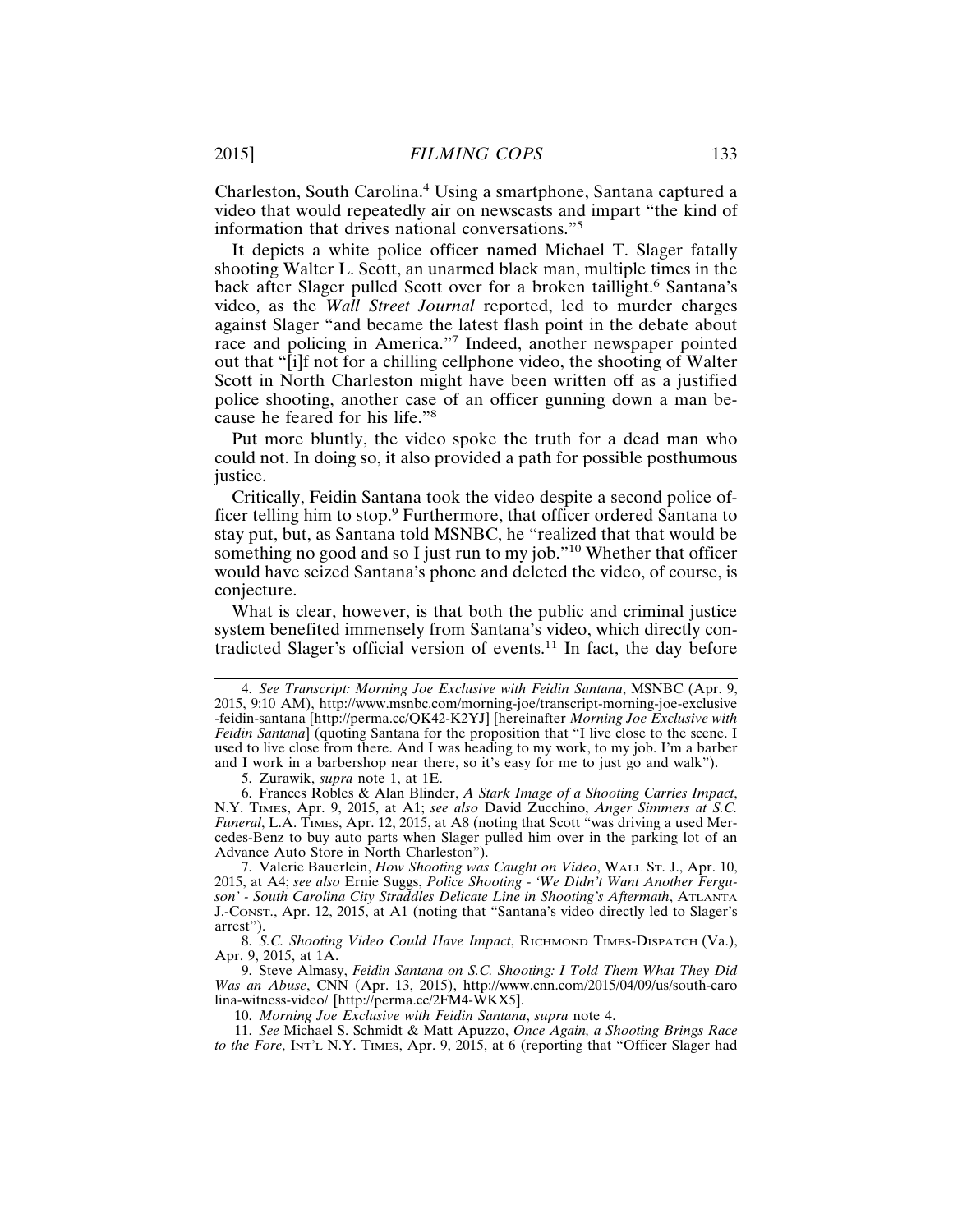Charleston, South Carolina.[4] Using a smartphone, Santana captured a video that would repeatedly air on newscasts and impart "the kind of information that drives national conversations."[5]

It depicts a white police officer named Michael T. Slager fatally shooting Walter L. Scott, an unarmed black man, multiple times in the back after Slager pulled Scott over for a broken taillight.[6] Santana's video, as the *Wall Street Journal* reported, led to murder charges against Slager "and became the latest flash point in the debate about race and policing in America."[7] Indeed, another newspaper pointed out that "[i]f not for a chilling cellphone video, the shooting of Walter Scott in North Charleston might have been written off as a justified police shooting, another case of an officer gunning down a man because he feared for his life."[8]

Put more bluntly, the video spoke the truth for a dead man who could not. In doing so, it also provided a path for possible posthumous justice.

Critically, Feidin Santana took the video despite a second police officer telling him to stop.[9] Furthermore, that officer ordered Santana to stay put, but, as Santana told MSNBC, he "realized that that would be something no good and so I just run to my job."[10] Whether that officer would have seized Santana's phone and deleted the video, of course, is conjecture.

What is clear, however, is that both the public and criminal justice system benefited immensely from Santana's video, which directly contradicted Slager's official version of events.[11] In fact, the day before

---

4. *See Transcript: Morning Joe Exclusive with Feidin Santana*, MSNBC (Apr. 9, 2015, 9:10 AM), http://www.msnbc.com/morning-joe/transcript-morning-joe-exclusive-feidin-santana [http://perma.cc/QK42-K2YJ] [hereinafter *Morning Joe Exclusive with Feidin Santana*] (quoting Santana for the proposition that "I live close to the scene. I used to live close from there. And I was heading to my work, to my job. I'm a barber and I work in a barbershop near there, so it's easy for me to just go and walk").

5. Zurawik, *supra* note 1, at 1E.

6. Frances Robles & Alan Blinder, *A Stark Image of a Shooting Carries Impact*, N.Y. TIMES, Apr. 9, 2015, at A1; *see also* David Zucchino, *Anger Simmers at S.C. Funeral*, L.A. TIMES, Apr. 12, 2015, at A8 (noting that Scott "was driving a used Mercedes-Benz to buy auto parts when Slager pulled him over in the parking lot of an Advance Auto Store in North Charleston").

7. Valerie Bauerlein, *How Shooting was Caught on Video*, WALL ST. J., Apr. 10, 2015, at A4; *see also* Ernie Suggs, *Police Shooting - 'We Didn't Want Another Ferguson' - South Carolina City Straddles Delicate Line in Shooting's Aftermath*, ATLANTA J.-CONST., Apr. 12, 2015, at A1 (noting that "Santana's video directly led to Slager's arrest").

8. *S.C. Shooting Video Could Have Impact*, RICHMOND TIMES-DISPATCH (Va.), Apr. 9, 2015, at 1A.

9. Steve Almasy, *Feidin Santana on S.C. Shooting: I Told Them What They Did Was an Abuse*, CNN (Apr. 13, 2015), http://www.cnn.com/2015/04/09/us/south-carolina-witness-video/ [http://perma.cc/2FM4-WKX5].

10. *Morning Joe Exclusive with Feidin Santana*, *supra* note 4.

11. *See* Michael S. Schmidt & Matt Apuzzo, *Once Again, a Shooting Brings Race to the Fore*, INT'L N.Y. TIMES, Apr. 9, 2015, at 6 (reporting that "Officer Slager had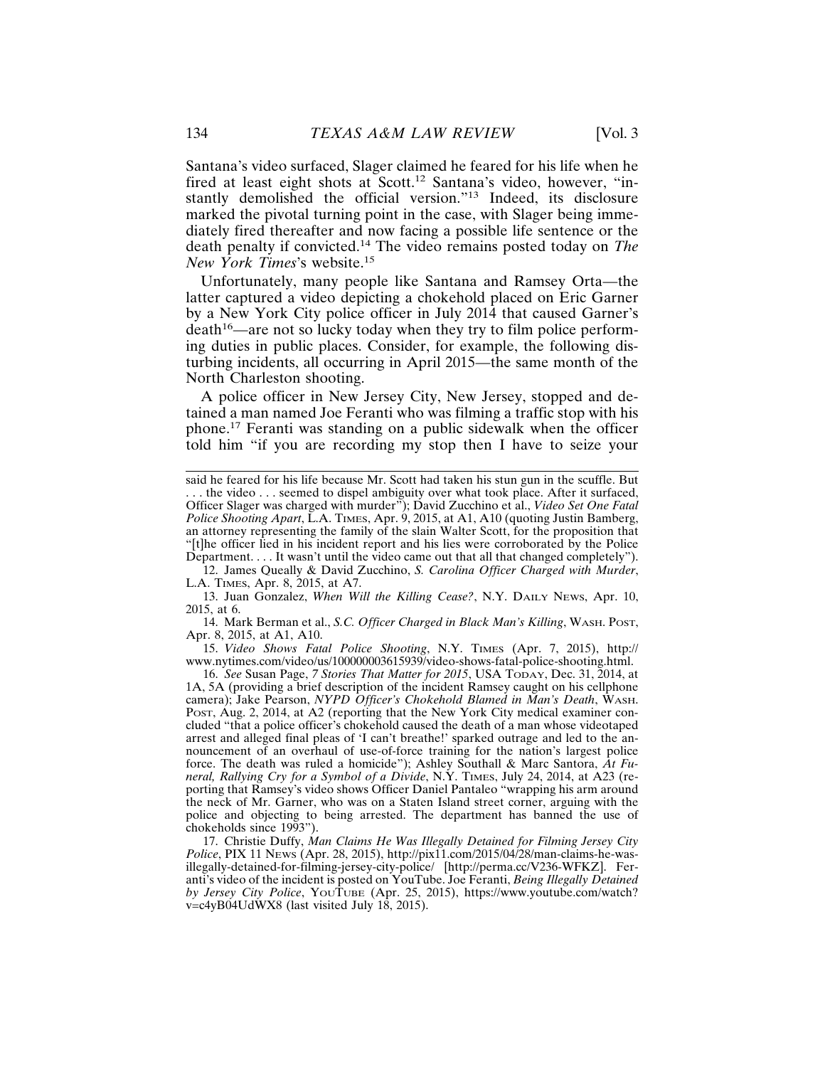Santana's video surfaced, Slager claimed he feared for his life when he fired at least eight shots at Scott.[12] Santana's video, however, "instantly demolished the official version."[13] Indeed, its disclosure marked the pivotal turning point in the case, with Slager being immediately fired thereafter and now facing a possible life sentence or the death penalty if convicted.[14] The video remains posted today on *The New York Times*'s website.[15]

Unfortunately, many people like Santana and Ramsey Orta—the latter captured a video depicting a chokehold placed on Eric Garner by a New York City police officer in July 2014 that caused Garner's death[16]—are not so lucky today when they try to film police performing duties in public places. Consider, for example, the following disturbing incidents, all occurring in April 2015—the same month of the North Charleston shooting.

A police officer in New Jersey City, New Jersey, stopped and detained a man named Joe Feranti who was filming a traffic stop with his phone.[17] Feranti was standing on a public sidewalk when the officer told him "if you are recording my stop then I have to seize your

---

said he feared for his life because Mr. Scott had taken his stun gun in the scuffle. But . . . the video . . . seemed to dispel ambiguity over what took place. After it surfaced, Officer Slager was charged with murder"); David Zucchino et al., *Video Set One Fatal Police Shooting Apart*, L.A. TIMES, Apr. 9, 2015, at A1, A10 (quoting Justin Bamberg, an attorney representing the family of the slain Walter Scott, for the proposition that "[t]he officer lied in his incident report and his lies were corroborated by the Police Department. . . . It wasn't until the video came out that all that changed completely").

12. James Queally & David Zucchino, *S. Carolina Officer Charged with Murder*, L.A. TIMES, Apr. 8, 2015, at A7.

13. Juan Gonzalez, *When Will the Killing Cease?*, N.Y. DAILY NEWS, Apr. 10, 2015, at 6.

14. Mark Berman et al., *S.C. Officer Charged in Black Man's Killing*, WASH. POST, Apr. 8, 2015, at A1, A10.

15. *Video Shows Fatal Police Shooting*, N.Y. TIMES (Apr. 7, 2015), http://www.nytimes.com/video/us/100000003615939/video-shows-fatal-police-shooting.html.

16. *See* Susan Page, *7 Stories That Matter for 2015*, USA TODAY, Dec. 31, 2014, at 1A, 5A (providing a brief description of the incident Ramsey caught on his cellphone camera); Jake Pearson, *NYPD Officer's Chokehold Blamed in Man's Death*, WASH. POST, Aug. 2, 2014, at A2 (reporting that the New York City medical examiner concluded "that a police officer's chokehold caused the death of a man whose videotaped arrest and alleged final pleas of 'I can't breathe!' sparked outrage and led to the announcement of an overhaul of use-of-force training for the nation's largest police force. The death was ruled a homicide"); Ashley Southall & Marc Santora, *At Funeral, Rallying Cry for a Symbol of a Divide*, N.Y. TIMES, July 24, 2014, at A23 (reporting that Ramsey's video shows Officer Daniel Pantaleo "wrapping his arm around the neck of Mr. Garner, who was on a Staten Island street corner, arguing with the police and objecting to being arrested. The department has banned the use of chokeholds since 1993").

17. Christie Duffy, *Man Claims He Was Illegally Detained for Filming Jersey City Police*, PIX 11 NEWS (Apr. 28, 2015), http://pix11.com/2015/04/28/man-claims-he-was-illegally-detained-for-filming-jersey-city-police/ [http://perma.cc/V236-WFKZ]. Feranti's video of the incident is posted on YouTube. Joe Feranti, *Being Illegally Detained by Jersey City Police*, YOUTUBE (Apr. 25, 2015), https://www.youtube.com/watch?v=c4yB04UdWX8 (last visited July 18, 2015).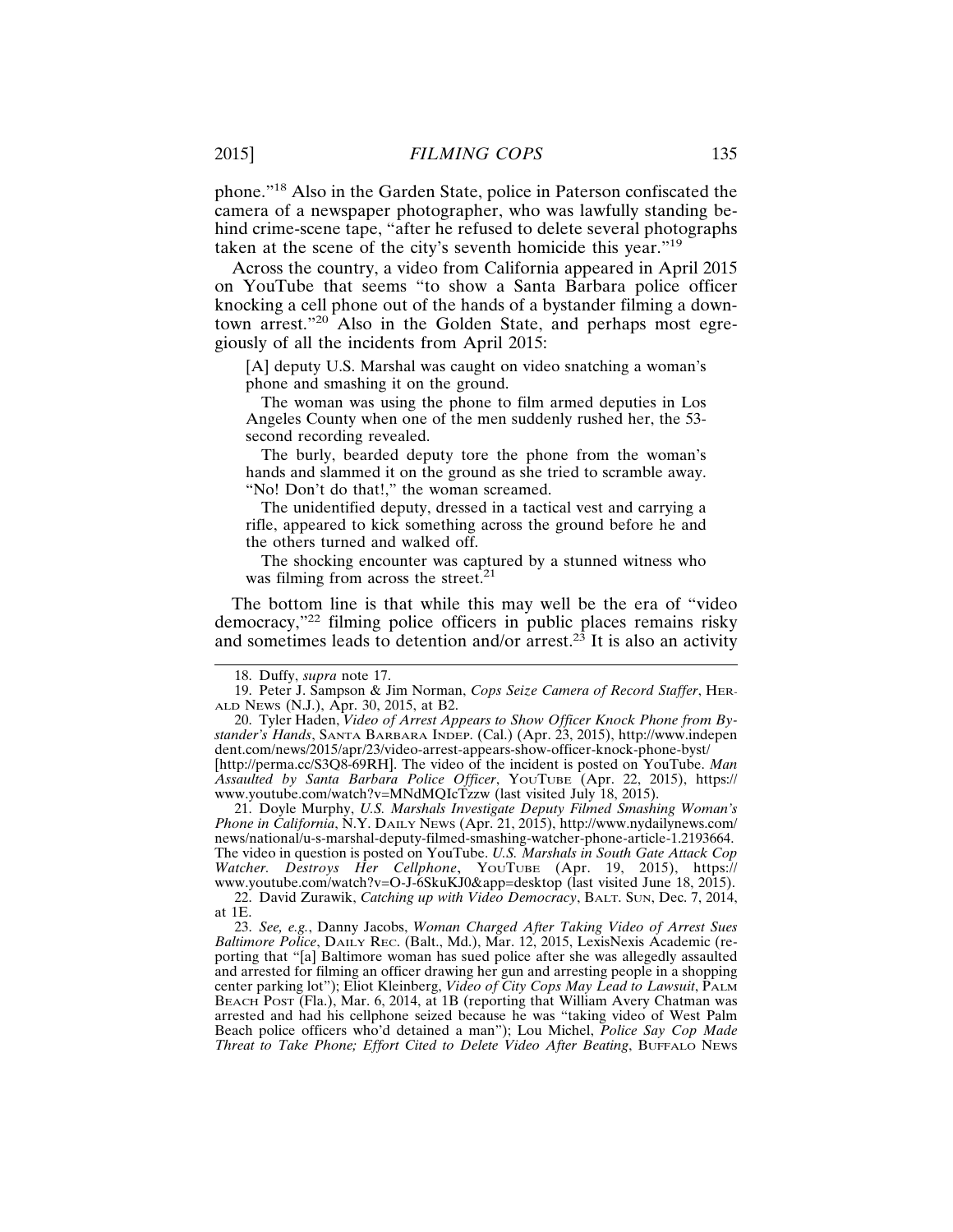phone."[18] Also in the Garden State, police in Paterson confiscated the camera of a newspaper photographer, who was lawfully standing behind crime-scene tape, "after he refused to delete several photographs taken at the scene of the city's seventh homicide this year."[19]

Across the country, a video from California appeared in April 2015 on YouTube that seems "to show a Santa Barbara police officer knocking a cell phone out of the hands of a bystander filming a downtown arrest."[20] Also in the Golden State, and perhaps most egregiously of all the incidents from April 2015:

> [A] deputy U.S. Marshal was caught on video snatching a woman's phone and smashing it on the ground.
>
> The woman was using the phone to film armed deputies in Los Angeles County when one of the men suddenly rushed her, the 53-second recording revealed.
>
> The burly, bearded deputy tore the phone from the woman's hands and slammed it on the ground as she tried to scramble away. "No! Don't do that!," the woman screamed.
>
> The unidentified deputy, dressed in a tactical vest and carrying a rifle, appeared to kick something across the ground before he and the others turned and walked off.
>
> The shocking encounter was captured by a stunned witness who was filming from across the street.[21]

The bottom line is that while this may well be the era of "video democracy,"[22] filming police officers in public places remains risky and sometimes leads to detention and/or arrest.[23] It is also an activity

---

18. Duffy, *supra* note 17.

19. Peter J. Sampson & Jim Norman, *Cops Seize Camera of Record Staffer*, HERALD NEWS (N.J.), Apr. 30, 2015, at B2.

20. Tyler Haden, *Video of Arrest Appears to Show Officer Knock Phone from Bystander's Hands*, SANTA BARBARA INDEP. (Cal.) (Apr. 23, 2015), http://www.independent.com/news/2015/apr/23/video-arrest-appears-show-officer-knock-phone-byst/ [http://perma.cc/S3Q8-69RH]. The video of the incident is posted on YouTube. *Man Assaulted by Santa Barbara Police Officer*, YOUTUBE (Apr. 22, 2015), https://www.youtube.com/watch?v=MNdMQIcTzzw (last visited July 18, 2015).

21. Doyle Murphy, *U.S. Marshals Investigate Deputy Filmed Smashing Woman's Phone in California*, N.Y. DAILY NEWS (Apr. 21, 2015), http://www.nydailynews.com/news/national/u-s-marshal-deputy-filmed-smashing-watcher-phone-article-1.2193664. The video in question is posted on YouTube. *U.S. Marshals in South Gate Attack Cop Watcher. Destroys Her Cellphone*, YOUTUBE (Apr. 19, 2015), https://www.youtube.com/watch?v=O-J-6SkuKJ0&app=desktop (last visited June 18, 2015).

22. David Zurawik, *Catching up with Video Democracy*, BALT. SUN, Dec. 7, 2014, at 1E.

23. *See, e.g.*, Danny Jacobs, *Woman Charged After Taking Video of Arrest Sues Baltimore Police*, DAILY REC. (Balt., Md.), Mar. 12, 2015, LexisNexis Academic (reporting that "[a] Baltimore woman has sued police after she was allegedly assaulted and arrested for filming an officer drawing her gun and arresting people in a shopping center parking lot"); Eliot Kleinberg, *Video of City Cops May Lead to Lawsuit*, PALM BEACH POST (Fla.), Mar. 6, 2014, at 1B (reporting that William Avery Chatman was arrested and had his cellphone seized because he was "taking video of West Palm Beach police officers who'd detained a man"); Lou Michel, *Police Say Cop Made Threat to Take Phone; Effort Cited to Delete Video After Beating*, BUFFALO NEWS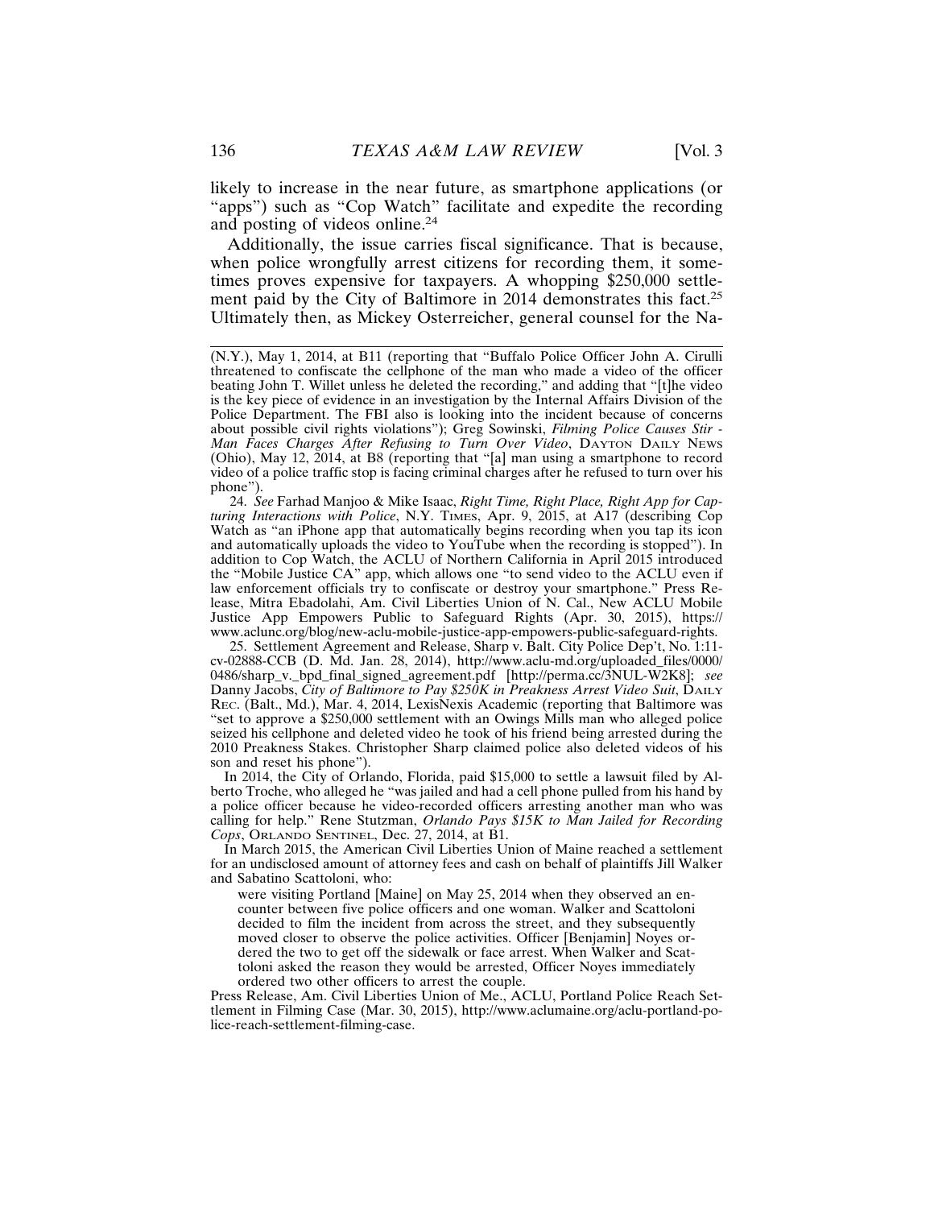likely to increase in the near future, as smartphone applications (or "apps") such as "Cop Watch" facilitate and expedite the recording and posting of videos online.[24]

Additionally, the issue carries fiscal significance. That is because, when police wrongfully arrest citizens for recording them, it sometimes proves expensive for taxpayers. A whopping $250,000 settlement paid by the City of Baltimore in 2014 demonstrates this fact.[25] Ultimately then, as Mickey Osterreicher, general counsel for the Na-

---

(N.Y.), May 1, 2014, at B11 (reporting that "Buffalo Police Officer John A. Cirulli threatened to confiscate the cellphone of the man who made a video of the officer beating John T. Willet unless he deleted the recording," and adding that "[t]he video is the key piece of evidence in an investigation by the Internal Affairs Division of the Police Department. The FBI also is looking into the incident because of concerns about possible civil rights violations"); Greg Sowinski, *Filming Police Causes Stir - Man Faces Charges After Refusing to Turn Over Video*, DAYTON DAILY NEWS (Ohio), May 12, 2014, at B8 (reporting that "[a] man using a smartphone to record video of a police traffic stop is facing criminal charges after he refused to turn over his phone").

24. *See* Farhad Manjoo & Mike Isaac, *Right Time, Right Place, Right App for Capturing Interactions with Police*, N.Y. TIMES, Apr. 9, 2015, at A17 (describing Cop Watch as "an iPhone app that automatically begins recording when you tap its icon and automatically uploads the video to YouTube when the recording is stopped"). In addition to Cop Watch, the ACLU of Northern California in April 2015 introduced the "Mobile Justice CA" app, which allows one "to send video to the ACLU even if law enforcement officials try to confiscate or destroy your smartphone." Press Release, Mitra Ebadolahi, Am. Civil Liberties Union of N. Cal., New ACLU Mobile Justice App Empowers Public to Safeguard Rights (Apr. 30, 2015), https://www.aclunc.org/blog/new-aclu-mobile-justice-app-empowers-public-safeguard-rights.

25. Settlement Agreement and Release, Sharp v. Balt. City Police Dep't, No. 1:11-cv-02888-CCB (D. Md. Jan. 28, 2014), http://www.aclu-md.org/uploaded_files/0000/0486/sharp_v._bpd_final_signed_agreement.pdf [http://perma.cc/3NUL-W2K8]; *see* Danny Jacobs, *City of Baltimore to Pay $250K in Preakness Arrest Video Suit*, DAILY REC. (Balt., Md.), Mar. 4, 2014, LexisNexis Academic (reporting that Baltimore was "set to approve a $250,000 settlement with an Owings Mills man who alleged police seized his cellphone and deleted video he took of his friend being arrested during the 2010 Preakness Stakes. Christopher Sharp claimed police also deleted videos of his son and reset his phone").

In 2014, the City of Orlando, Florida, paid $15,000 to settle a lawsuit filed by Alberto Troche, who alleged he "was jailed and had a cell phone pulled from his hand by a police officer because he video-recorded officers arresting another man who was calling for help." Rene Stutzman, *Orlando Pays $15K to Man Jailed for Recording Cops*, ORLANDO SENTINEL, Dec. 27, 2014, at B1.

In March 2015, the American Civil Liberties Union of Maine reached a settlement for an undisclosed amount of attorney fees and cash on behalf of plaintiffs Jill Walker and Sabatino Scattoloni, who:

> were visiting Portland [Maine] on May 25, 2014 when they observed an encounter between five police officers and one woman. Walker and Scattoloni decided to film the incident from across the street, and they subsequently moved closer to observe the police activities. Officer [Benjamin] Noyes ordered the two to get off the sidewalk or face arrest. When Walker and Scattoloni asked the reason they would be arrested, Officer Noyes immediately ordered two other officers to arrest the couple.

Press Release, Am. Civil Liberties Union of Me., ACLU, Portland Police Reach Settlement in Filming Case (Mar. 30, 2015), http://www.aclumaine.org/aclu-portland-police-reach-settlement-filming-case.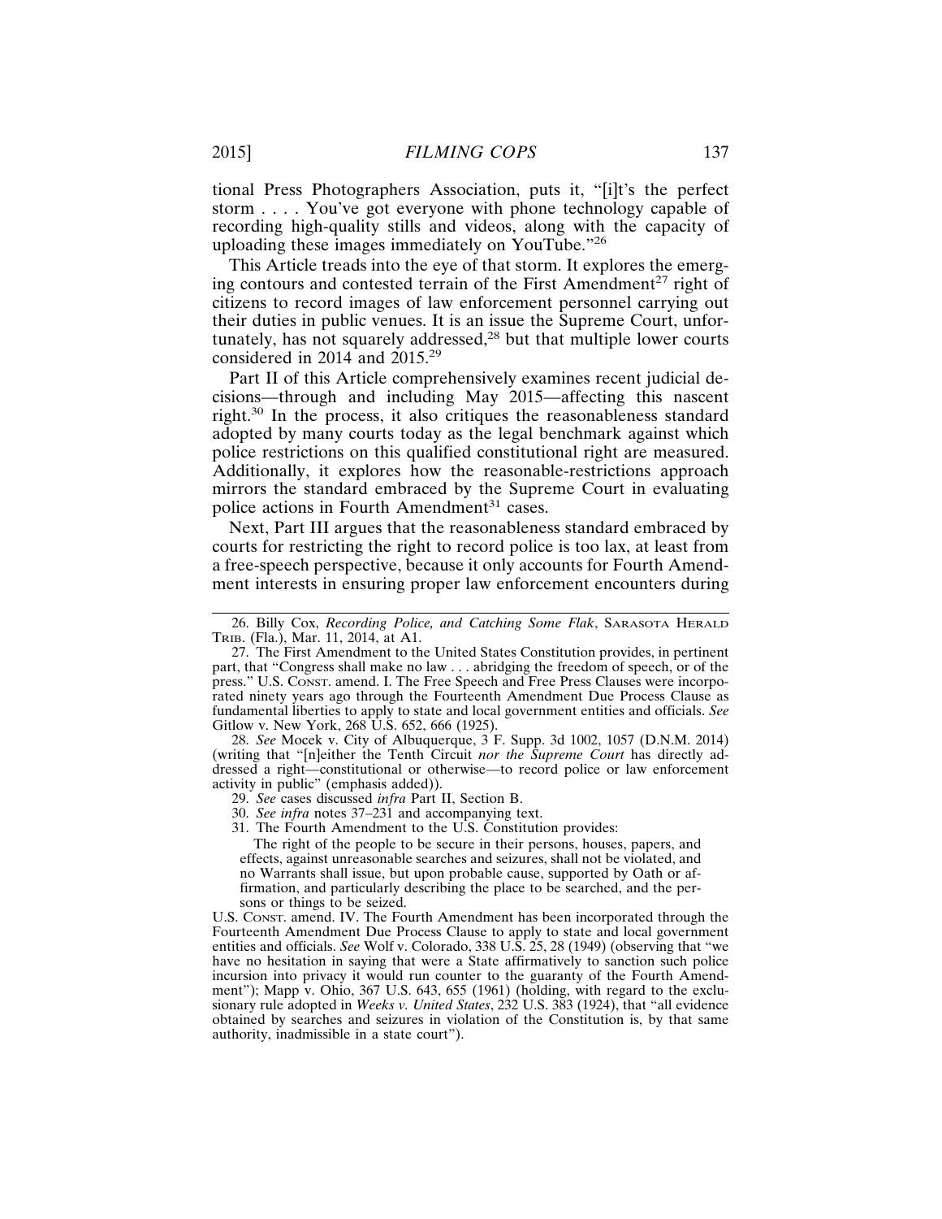tional Press Photographers Association, puts it, "[i]t's the perfect storm . . . . You've got everyone with phone technology capable of recording high-quality stills and videos, along with the capacity of uploading these images immediately on YouTube."[26]

This Article treads into the eye of that storm. It explores the emerging contours and contested terrain of the First Amendment[27] right of citizens to record images of law enforcement personnel carrying out their duties in public venues. It is an issue the Supreme Court, unfortunately, has not squarely addressed,[28] but that multiple lower courts considered in 2014 and 2015.[29]

Part II of this Article comprehensively examines recent judicial decisions—through and including May 2015—affecting this nascent right.[30] In the process, it also critiques the reasonableness standard adopted by many courts today as the legal benchmark against which police restrictions on this qualified constitutional right are measured. Additionally, it explores how the reasonable-restrictions approach mirrors the standard embraced by the Supreme Court in evaluating police actions in Fourth Amendment[31] cases.

Next, Part III argues that the reasonableness standard embraced by courts for restricting the right to record police is too lax, at least from a free-speech perspective, because it only accounts for Fourth Amendment interests in ensuring proper law enforcement encounters during

---

26. Billy Cox, *Recording Police, and Catching Some Flak*, SARASOTA HERALD TRIB. (Fla.), Mar. 11, 2014, at A1.

27. The First Amendment to the United States Constitution provides, in pertinent part, that "Congress shall make no law . . . abridging the freedom of speech, or of the press." U.S. CONST. amend. I. The Free Speech and Free Press Clauses were incorporated ninety years ago through the Fourteenth Amendment Due Process Clause as fundamental liberties to apply to state and local government entities and officials. *See* Gitlow v. New York, 268 U.S. 652, 666 (1925).

28. *See* Mocek v. City of Albuquerque, 3 F. Supp. 3d 1002, 1057 (D.N.M. 2014) (writing that "[n]either the Tenth Circuit *nor the Supreme Court* has directly addressed a right—constitutional or otherwise—to record police or law enforcement activity in public" (emphasis added)).

29. *See* cases discussed *infra* Part II, Section B.

30. *See infra* notes 37–231 and accompanying text.

31. The Fourth Amendment to the U.S. Constitution provides:

> The right of the people to be secure in their persons, houses, papers, and effects, against unreasonable searches and seizures, shall not be violated, and no Warrants shall issue, but upon probable cause, supported by Oath or affirmation, and particularly describing the place to be searched, and the persons or things to be seized.

U.S. CONST. amend. IV. The Fourth Amendment has been incorporated through the Fourteenth Amendment Due Process Clause to apply to state and local government entities and officials. *See* Wolf v. Colorado, 338 U.S. 25, 28 (1949) (observing that "we have no hesitation in saying that were a State affirmatively to sanction such police incursion into privacy it would run counter to the guaranty of the Fourth Amendment"); Mapp v. Ohio, 367 U.S. 643, 655 (1961) (holding, with regard to the exclusionary rule adopted in *Weeks v. United States*, 232 U.S. 383 (1924), that "all evidence obtained by searches and seizures in violation of the Constitution is, by that same authority, inadmissible in a state court").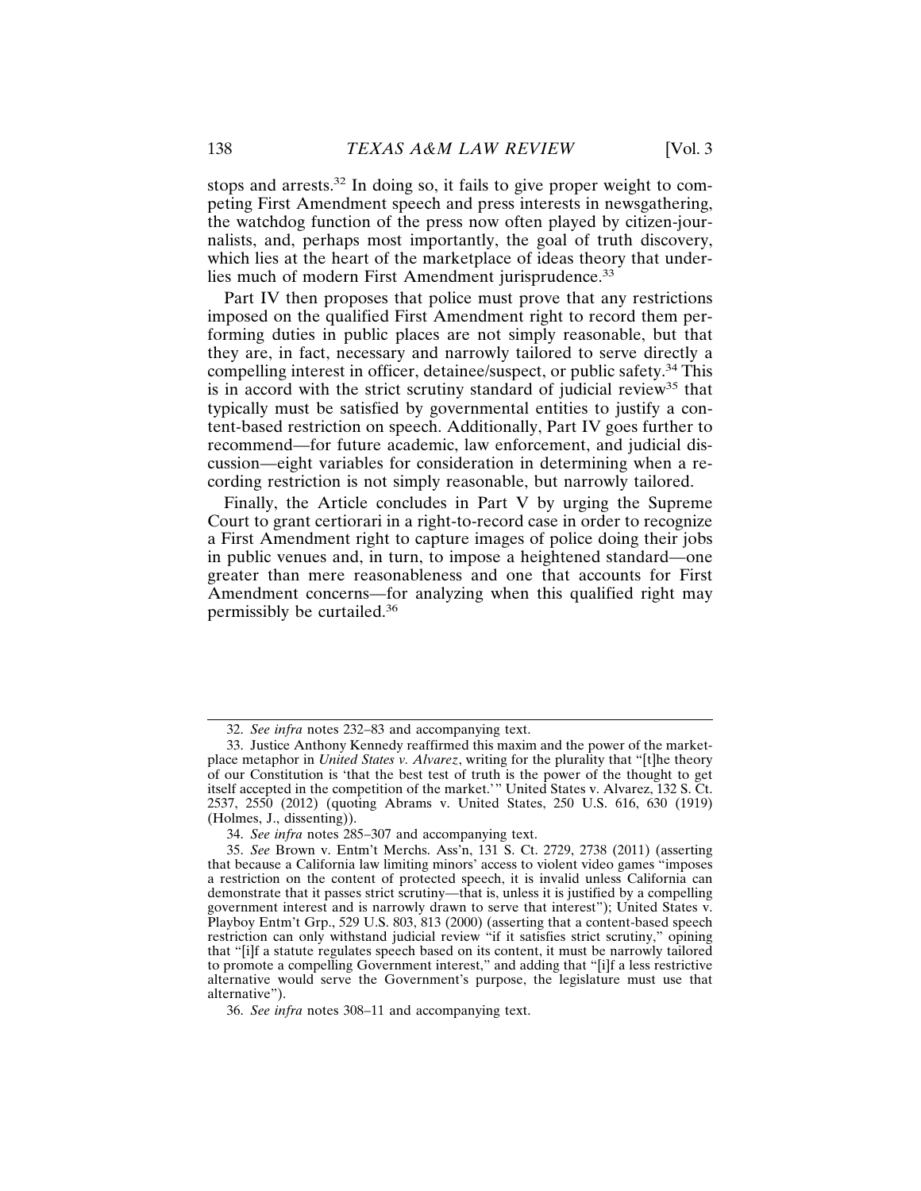stops and arrests.[32] In doing so, it fails to give proper weight to competing First Amendment speech and press interests in newsgathering, the watchdog function of the press now often played by citizen-journalists, and, perhaps most importantly, the goal of truth discovery, which lies at the heart of the marketplace of ideas theory that underlies much of modern First Amendment jurisprudence.[33]

Part IV then proposes that police must prove that any restrictions imposed on the qualified First Amendment right to record them performing duties in public places are not simply reasonable, but that they are, in fact, necessary and narrowly tailored to serve directly a compelling interest in officer, detainee/suspect, or public safety.[34] This is in accord with the strict scrutiny standard of judicial review[35] that typically must be satisfied by governmental entities to justify a content-based restriction on speech. Additionally, Part IV goes further to recommend—for future academic, law enforcement, and judicial discussion—eight variables for consideration in determining when a recording restriction is not simply reasonable, but narrowly tailored.

Finally, the Article concludes in Part V by urging the Supreme Court to grant certiorari in a right-to-record case in order to recognize a First Amendment right to capture images of police doing their jobs in public venues and, in turn, to impose a heightened standard—one greater than mere reasonableness and one that accounts for First Amendment concerns—for analyzing when this qualified right may permissibly be curtailed.[36]

---

32. *See infra* notes 232–83 and accompanying text.

33. Justice Anthony Kennedy reaffirmed this maxim and the power of the marketplace metaphor in *United States v. Alvarez*, writing for the plurality that "[t]he theory of our Constitution is 'that the best test of truth is the power of the thought to get itself accepted in the competition of the market.'" United States v. Alvarez, 132 S. Ct. 2537, 2550 (2012) (quoting Abrams v. United States, 250 U.S. 616, 630 (1919) (Holmes, J., dissenting)).

34. *See infra* notes 285–307 and accompanying text.

35. *See* Brown v. Entm't Merchs. Ass'n, 131 S. Ct. 2729, 2738 (2011) (asserting that because a California law limiting minors' access to violent video games "imposes a restriction on the content of protected speech, it is invalid unless California can demonstrate that it passes strict scrutiny—that is, unless it is justified by a compelling government interest and is narrowly drawn to serve that interest"); United States v. Playboy Entm't Grp., 529 U.S. 803, 813 (2000) (asserting that a content-based speech restriction can only withstand judicial review "if it satisfies strict scrutiny," opining that "[i]f a statute regulates speech based on its content, it must be narrowly tailored to promote a compelling Government interest," and adding that "[i]f a less restrictive alternative would serve the Government's purpose, the legislature must use that alternative").

36. *See infra* notes 308–11 and accompanying text.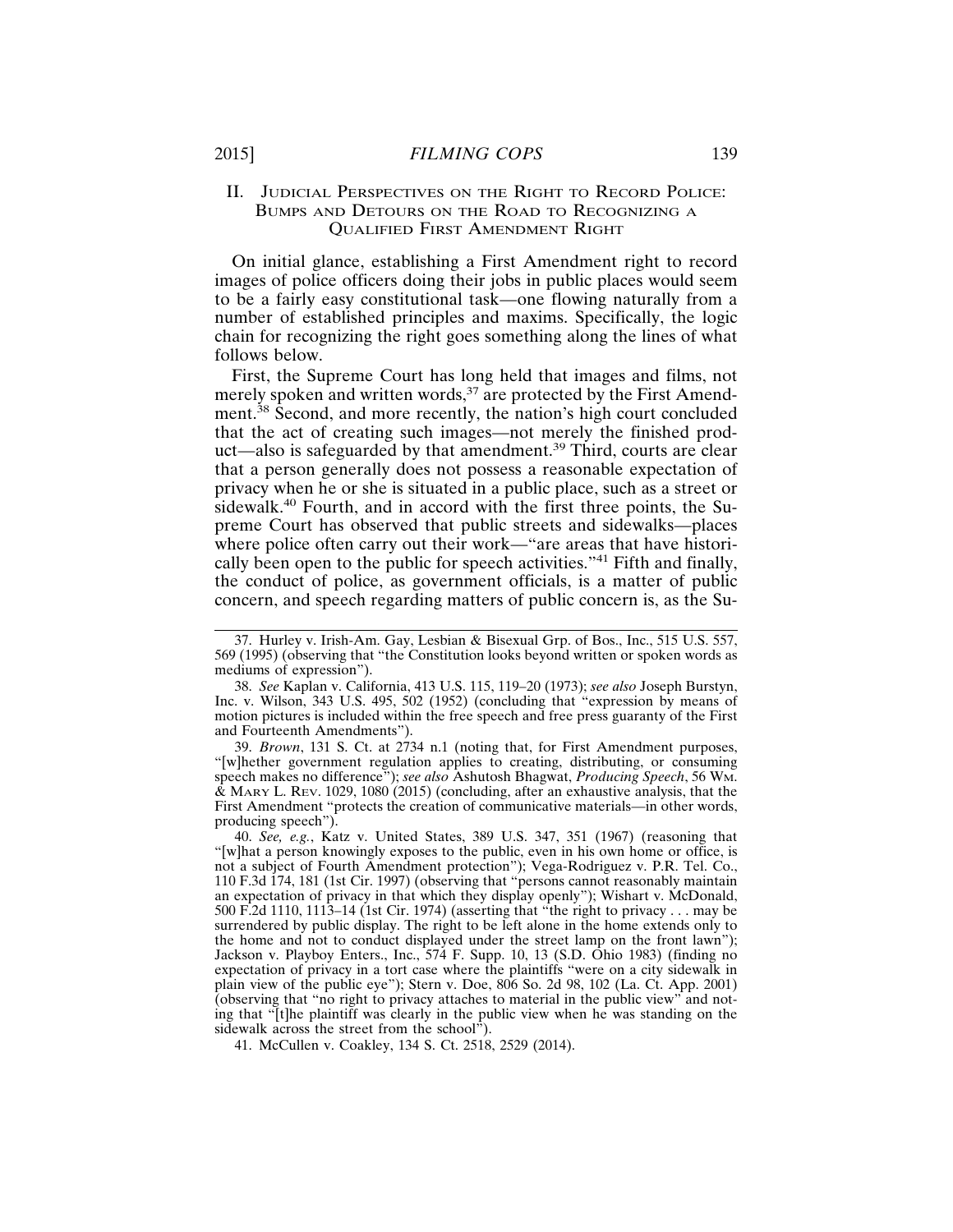## II. Judicial Perspectives on the Right to Record Police: Bumps and Detours on the Road to Recognizing a Qualified First Amendment Right

On initial glance, establishing a First Amendment right to record images of police officers doing their jobs in public places would seem to be a fairly easy constitutional task—one flowing naturally from a number of established principles and maxims. Specifically, the logic chain for recognizing the right goes something along the lines of what follows below.

First, the Supreme Court has long held that images and films, not merely spoken and written words,[37] are protected by the First Amendment.[38] Second, and more recently, the nation's high court concluded that the act of creating such images—not merely the finished product—also is safeguarded by that amendment.[39] Third, courts are clear that a person generally does not possess a reasonable expectation of privacy when he or she is situated in a public place, such as a street or sidewalk.[40] Fourth, and in accord with the first three points, the Supreme Court has observed that public streets and sidewalks—places where police often carry out their work—"are areas that have historically been open to the public for speech activities."[41] Fifth and finally, the conduct of police, as government officials, is a matter of public concern, and speech regarding matters of public concern is, as the Su-

---

37. Hurley v. Irish-Am. Gay, Lesbian & Bisexual Grp. of Bos., Inc., 515 U.S. 557, 569 (1995) (observing that "the Constitution looks beyond written or spoken words as mediums of expression").

38. *See* Kaplan v. California, 413 U.S. 115, 119–20 (1973); *see also* Joseph Burstyn, Inc. v. Wilson, 343 U.S. 495, 502 (1952) (concluding that "expression by means of motion pictures is included within the free speech and free press guaranty of the First and Fourteenth Amendments").

39. *Brown*, 131 S. Ct. at 2734 n.1 (noting that, for First Amendment purposes, "[w]hether government regulation applies to creating, distributing, or consuming speech makes no difference"); *see also* Ashutosh Bhagwat, *Producing Speech*, 56 Wm. & Mary L. Rev. 1029, 1080 (2015) (concluding, after an exhaustive analysis, that the First Amendment "protects the creation of communicative materials—in other words, producing speech").

40. *See, e.g.*, Katz v. United States, 389 U.S. 347, 351 (1967) (reasoning that "[w]hat a person knowingly exposes to the public, even in his own home or office, is not a subject of Fourth Amendment protection"); Vega-Rodriguez v. P.R. Tel. Co., 110 F.3d 174, 181 (1st Cir. 1997) (observing that "persons cannot reasonably maintain an expectation of privacy in that which they display openly"); Wishart v. McDonald, 500 F.2d 1110, 1113–14 (1st Cir. 1974) (asserting that "the right to privacy . . . may be surrendered by public display. The right to be left alone in the home extends only to the home and not to conduct displayed under the street lamp on the front lawn"); Jackson v. Playboy Enters., Inc., 574 F. Supp. 10, 13 (S.D. Ohio 1983) (finding no expectation of privacy in a tort case where the plaintiffs "were on a city sidewalk in plain view of the public eye"); Stern v. Doe, 806 So. 2d 98, 102 (La. Ct. App. 2001) (observing that "no right to privacy attaches to material in the public view" and noting that "[t]he plaintiff was clearly in the public view when he was standing on the sidewalk across the street from the school").

41. McCullen v. Coakley, 134 S. Ct. 2518, 2529 (2014).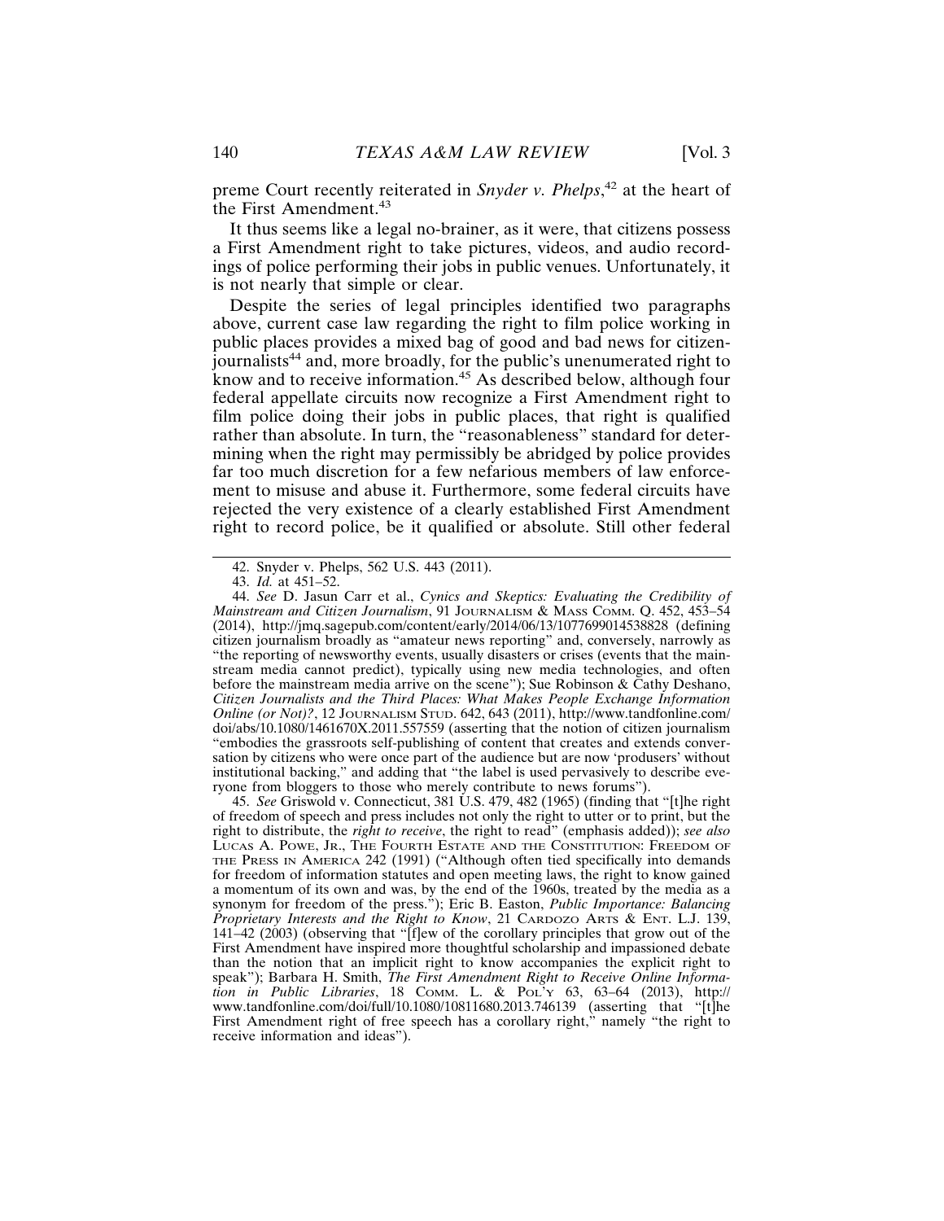preme Court recently reiterated in *Snyder v. Phelps*,[42] at the heart of the First Amendment.[43]

It thus seems like a legal no-brainer, as it were, that citizens possess a First Amendment right to take pictures, videos, and audio recordings of police performing their jobs in public venues. Unfortunately, it is not nearly that simple or clear.

Despite the series of legal principles identified two paragraphs above, current case law regarding the right to film police working in public places provides a mixed bag of good and bad news for citizen-journalists[44] and, more broadly, for the public's unenumerated right to know and to receive information.[45] As described below, although four federal appellate circuits now recognize a First Amendment right to film police doing their jobs in public places, that right is qualified rather than absolute. In turn, the "reasonableness" standard for determining when the right may permissibly be abridged by police provides far too much discretion for a few nefarious members of law enforcement to misuse and abuse it. Furthermore, some federal circuits have rejected the very existence of a clearly established First Amendment right to record police, be it qualified or absolute. Still other federal

---

42. Snyder v. Phelps, 562 U.S. 443 (2011).

43. *Id.* at 451–52.

44. *See* D. Jasun Carr et al., *Cynics and Skeptics: Evaluating the Credibility of Mainstream and Citizen Journalism*, 91 JOURNALISM & MASS COMM. Q. 452, 453–54 (2014), http://jmq.sagepub.com/content/early/2014/06/13/1077699014538828 (defining citizen journalism broadly as "amateur news reporting" and, conversely, narrowly as "the reporting of newsworthy events, usually disasters or crises (events that the mainstream media cannot predict), typically using new media technologies, and often before the mainstream media arrive on the scene"); Sue Robinson & Cathy Deshano, *Citizen Journalists and the Third Places: What Makes People Exchange Information Online (or Not)?*, 12 JOURNALISM STUD. 642, 643 (2011), http://www.tandfonline.com/doi/abs/10.1080/1461670X.2011.557559 (asserting that the notion of citizen journalism "embodies the grassroots self-publishing of content that creates and extends conversation by citizens who were once part of the audience but are now 'produsers' without institutional backing," and adding that "the label is used pervasively to describe everyone from bloggers to those who merely contribute to news forums").

45. *See* Griswold v. Connecticut, 381 U.S. 479, 482 (1965) (finding that "[t]he right of freedom of speech and press includes not only the right to utter or to print, but the right to distribute, the *right to receive*, the right to read" (emphasis added)); *see also* LUCAS A. POWE, JR., THE FOURTH ESTATE AND THE CONSTITUTION: FREEDOM OF THE PRESS IN AMERICA 242 (1991) ("Although often tied specifically into demands for freedom of information statutes and open meeting laws, the right to know gained a momentum of its own and was, by the end of the 1960s, treated by the media as a synonym for freedom of the press."); Eric B. Easton, *Public Importance: Balancing Proprietary Interests and the Right to Know*, 21 CARDOZO ARTS & ENT. L.J. 139, 141–42 (2003) (observing that "[f]ew of the corollary principles that grow out of the First Amendment have inspired more thoughtful scholarship and impassioned debate than the notion that an implicit right to know accompanies the explicit right to speak"); Barbara H. Smith, *The First Amendment Right to Receive Online Information in Public Libraries*, 18 COMM. L. & POL'Y 63, 63–64 (2013), http://www.tandfonline.com/doi/full/10.1080/10811680.2013.746139 (asserting that "[t]he First Amendment right of free speech has a corollary right," namely "the right to receive information and ideas").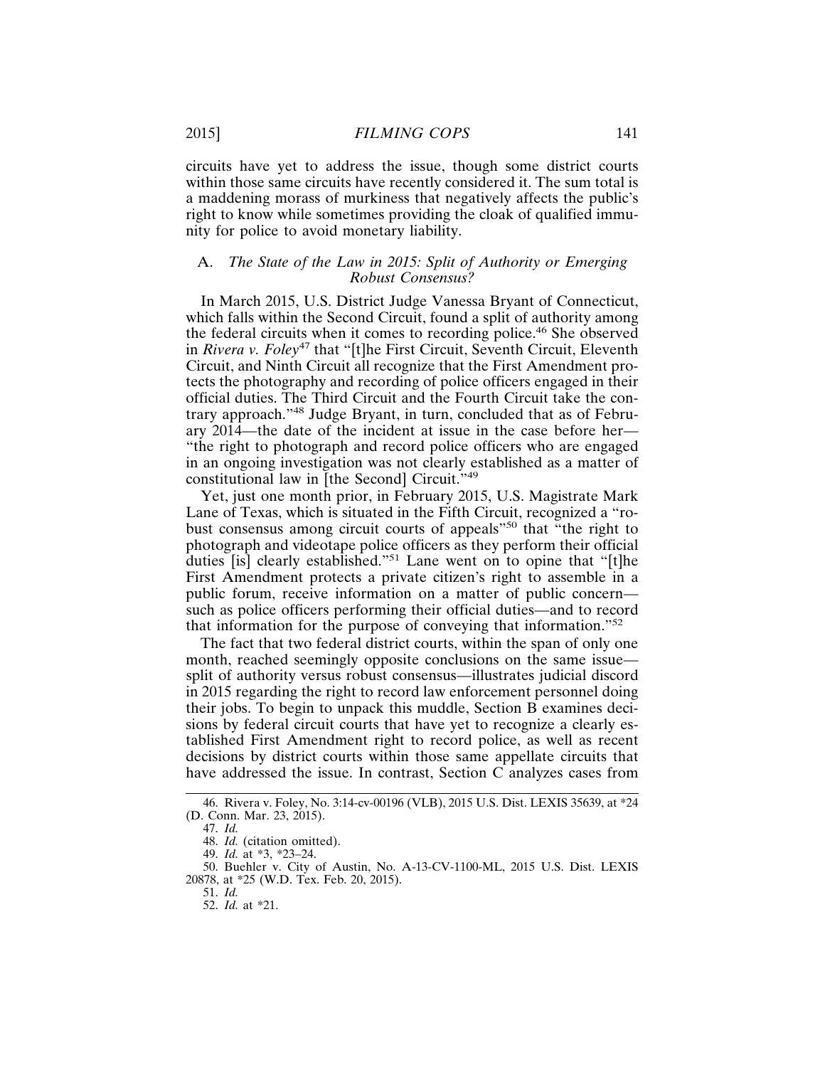circuits have yet to address the issue, though some district courts within those same circuits have recently considered it. The sum total is a maddening morass of murkiness that negatively affects the public's right to know while sometimes providing the cloak of qualified immunity for police to avoid monetary liability.

### A. *The State of the Law in 2015: Split of Authority or Emerging Robust Consensus?*

In March 2015, U.S. District Judge Vanessa Bryant of Connecticut, which falls within the Second Circuit, found a split of authority among the federal circuits when it comes to recording police.[46] She observed in *Rivera v. Foley*[47] that "[t]he First Circuit, Seventh Circuit, Eleventh Circuit, and Ninth Circuit all recognize that the First Amendment protects the photography and recording of police officers engaged in their official duties. The Third Circuit and the Fourth Circuit take the contrary approach."[48] Judge Bryant, in turn, concluded that as of February 2014—the date of the incident at issue in the case before her—"the right to photograph and record police officers who are engaged in an ongoing investigation was not clearly established as a matter of constitutional law in [the Second] Circuit."[49]

Yet, just one month prior, in February 2015, U.S. Magistrate Mark Lane of Texas, which is situated in the Fifth Circuit, recognized a "robust consensus among circuit courts of appeals"[50] that "the right to photograph and videotape police officers as they perform their official duties [is] clearly established."[51] Lane went on to opine that "[t]he First Amendment protects a private citizen's right to assemble in a public forum, receive information on a matter of public concern—such as police officers performing their official duties—and to record that information for the purpose of conveying that information."[52]

The fact that two federal district courts, within the span of only one month, reached seemingly opposite conclusions on the same issue—split of authority versus robust consensus—illustrates judicial discord in 2015 regarding the right to record law enforcement personnel doing their jobs. To begin to unpack this muddle, Section B examines decisions by federal circuit courts that have yet to recognize a clearly established First Amendment right to record police, as well as recent decisions by district courts within those same appellate circuits that have addressed the issue. In contrast, Section C analyzes cases from

---

46. Rivera v. Foley, No. 3:14-cv-00196 (VLB), 2015 U.S. Dist. LEXIS 35639, at *24 (D. Conn. Mar. 23, 2015).

47. *Id.*

48. *Id.* (citation omitted).

49. *Id.* at *3, *23–24.

50. Buehler v. City of Austin, No. A-13-CV-1100-ML, 2015 U.S. Dist. LEXIS 20878, at *25 (W.D. Tex. Feb. 20, 2015).

51. *Id.*

52. *Id.* at *21.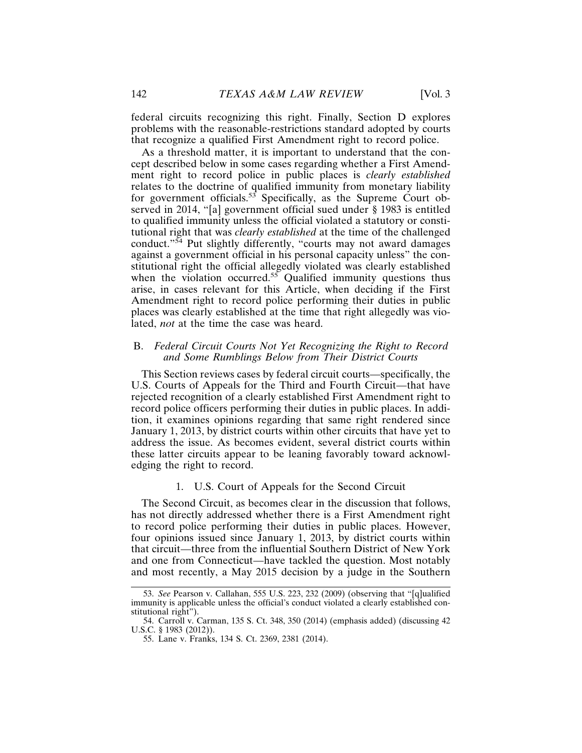federal circuits recognizing this right. Finally, Section D explores problems with the reasonable-restrictions standard adopted by courts that recognize a qualified First Amendment right to record police.

As a threshold matter, it is important to understand that the concept described below in some cases regarding whether a First Amendment right to record police in public places is *clearly established* relates to the doctrine of qualified immunity from monetary liability for government officials.[53] Specifically, as the Supreme Court observed in 2014, "[a] government official sued under § 1983 is entitled to qualified immunity unless the official violated a statutory or constitutional right that was *clearly established* at the time of the challenged conduct."[54] Put slightly differently, "courts may not award damages against a government official in his personal capacity unless" the constitutional right the official allegedly violated was clearly established when the violation occurred.[55] Qualified immunity questions thus arise, in cases relevant for this Article, when deciding if the First Amendment right to record police performing their duties in public places was clearly established at the time that right allegedly was violated, *not* at the time the case was heard.

### B. *Federal Circuit Courts Not Yet Recognizing the Right to Record and Some Rumblings Below from Their District Courts*

This Section reviews cases by federal circuit courts—specifically, the U.S. Courts of Appeals for the Third and Fourth Circuit—that have rejected recognition of a clearly established First Amendment right to record police officers performing their duties in public places. In addition, it examines opinions regarding that same right rendered since January 1, 2013, by district courts within other circuits that have yet to address the issue. As becomes evident, several district courts within these latter circuits appear to be leaning favorably toward acknowledging the right to record.

#### 1. U.S. Court of Appeals for the Second Circuit

The Second Circuit, as becomes clear in the discussion that follows, has not directly addressed whether there is a First Amendment right to record police performing their duties in public places. However, four opinions issued since January 1, 2013, by district courts within that circuit—three from the influential Southern District of New York and one from Connecticut—have tackled the question. Most notably and most recently, a May 2015 decision by a judge in the Southern

---

53. *See* Pearson v. Callahan, 555 U.S. 223, 232 (2009) (observing that "[q]ualified immunity is applicable unless the official's conduct violated a clearly established constitutional right").

54. Carroll v. Carman, 135 S. Ct. 348, 350 (2014) (emphasis added) (discussing 42 U.S.C. § 1983 (2012)).

55. Lane v. Franks, 134 S. Ct. 2369, 2381 (2014).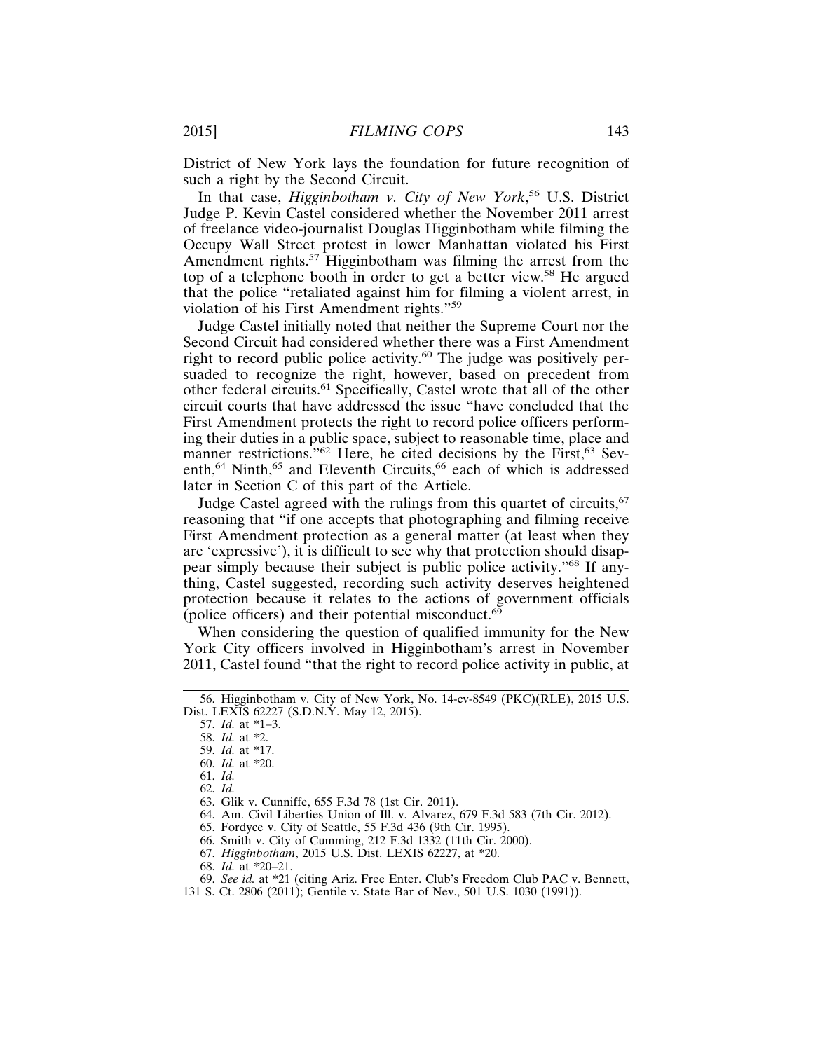District of New York lays the foundation for future recognition of such a right by the Second Circuit.

In that case, *Higginbotham v. City of New York*,[56] U.S. District Judge P. Kevin Castel considered whether the November 2011 arrest of freelance video-journalist Douglas Higginbotham while filming the Occupy Wall Street protest in lower Manhattan violated his First Amendment rights.[57] Higginbotham was filming the arrest from the top of a telephone booth in order to get a better view.[58] He argued that the police "retaliated against him for filming a violent arrest, in violation of his First Amendment rights."[59]

Judge Castel initially noted that neither the Supreme Court nor the Second Circuit had considered whether there was a First Amendment right to record public police activity.[60] The judge was positively persuaded to recognize the right, however, based on precedent from other federal circuits.[61] Specifically, Castel wrote that all of the other circuit courts that have addressed the issue "have concluded that the First Amendment protects the right to record police officers performing their duties in a public space, subject to reasonable time, place and manner restrictions."[62] Here, he cited decisions by the First,[63] Seventh,[64] Ninth,[65] and Eleventh Circuits,[66] each of which is addressed later in Section C of this part of the Article.

Judge Castel agreed with the rulings from this quartet of circuits,[67] reasoning that "if one accepts that photographing and filming receive First Amendment protection as a general matter (at least when they are 'expressive'), it is difficult to see why that protection should disappear simply because their subject is public police activity."[68] If anything, Castel suggested, recording such activity deserves heightened protection because it relates to the actions of government officials (police officers) and their potential misconduct.[69]

When considering the question of qualified immunity for the New York City officers involved in Higginbotham's arrest in November 2011, Castel found "that the right to record police activity in public, at

---

56. Higginbotham v. City of New York, No. 14-cv-8549 (PKC)(RLE), 2015 U.S. Dist. LEXIS 62227 (S.D.N.Y. May 12, 2015).

57. *Id.* at *1–3.

58. *Id.* at *2.

59. *Id.* at *17.

60. *Id.* at *20.

61. *Id.*

62. *Id.*

63. Glik v. Cunniffe, 655 F.3d 78 (1st Cir. 2011).

64. Am. Civil Liberties Union of Ill. v. Alvarez, 679 F.3d 583 (7th Cir. 2012).

65. Fordyce v. City of Seattle, 55 F.3d 436 (9th Cir. 1995).

66. Smith v. City of Cumming, 212 F.3d 1332 (11th Cir. 2000).

67. *Higginbotham*, 2015 U.S. Dist. LEXIS 62227, at *20.

68. *Id.* at *20–21.

69. *See id.* at *21 (citing Ariz. Free Enter. Club's Freedom Club PAC v. Bennett, 131 S. Ct. 2806 (2011); Gentile v. State Bar of Nev., 501 U.S. 1030 (1991)).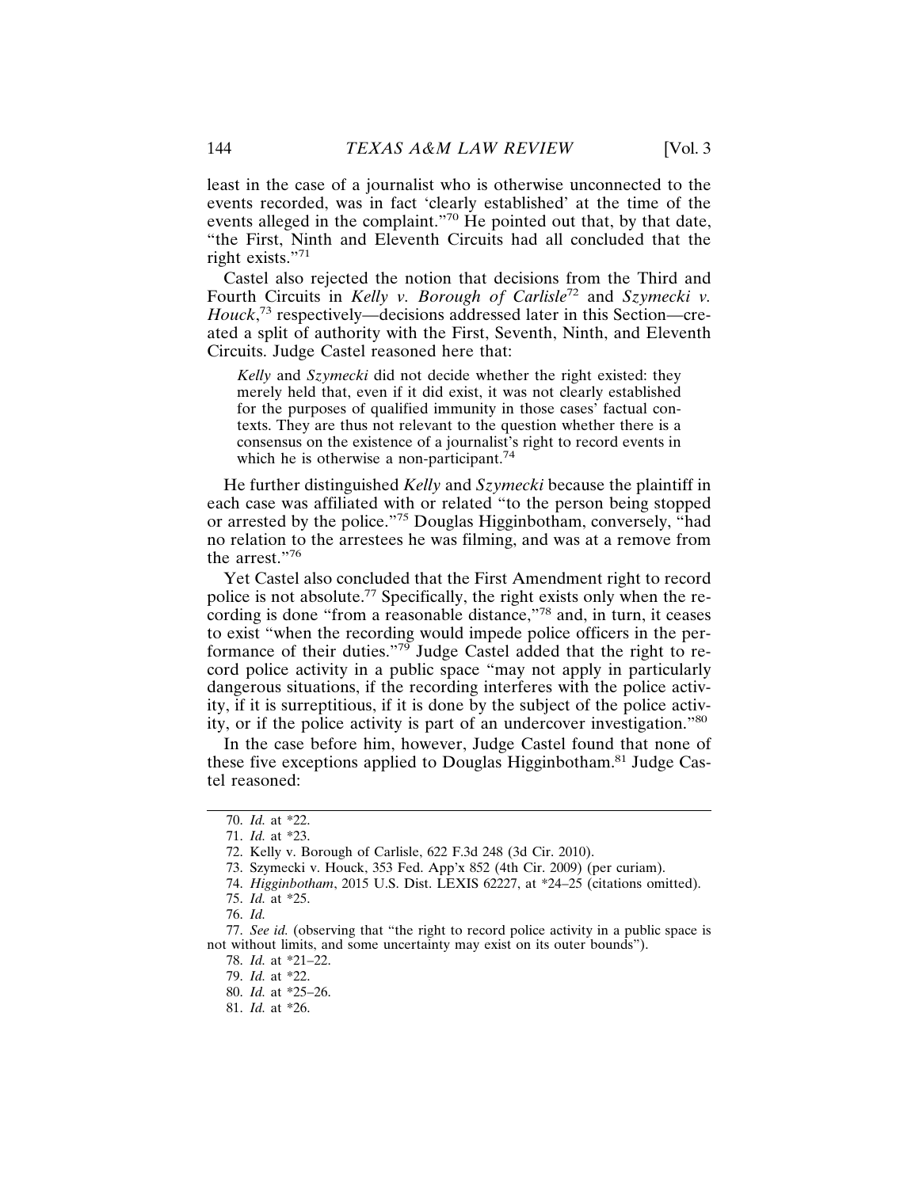least in the case of a journalist who is otherwise unconnected to the events recorded, was in fact 'clearly established' at the time of the events alleged in the complaint."[70] He pointed out that, by that date, "the First, Ninth and Eleventh Circuits had all concluded that the right exists."[71]

Castel also rejected the notion that decisions from the Third and Fourth Circuits in *Kelly v. Borough of Carlisle*[72] and *Szymecki v. Houck*,[73] respectively—decisions addressed later in this Section—created a split of authority with the First, Seventh, Ninth, and Eleventh Circuits. Judge Castel reasoned here that:

> *Kelly* and *Szymecki* did not decide whether the right existed: they merely held that, even if it did exist, it was not clearly established for the purposes of qualified immunity in those cases' factual contexts. They are thus not relevant to the question whether there is a consensus on the existence of a journalist's right to record events in which he is otherwise a non-participant.[74]

He further distinguished *Kelly* and *Szymecki* because the plaintiff in each case was affiliated with or related "to the person being stopped or arrested by the police."[75] Douglas Higginbotham, conversely, "had no relation to the arrestees he was filming, and was at a remove from the arrest."[76]

Yet Castel also concluded that the First Amendment right to record police is not absolute.[77] Specifically, the right exists only when the recording is done "from a reasonable distance,"[78] and, in turn, it ceases to exist "when the recording would impede police officers in the performance of their duties."[79] Judge Castel added that the right to record police activity in a public space "may not apply in particularly dangerous situations, if the recording interferes with the police activity, if it is surreptitious, if it is done by the subject of the police activity, or if the police activity is part of an undercover investigation."[80]

In the case before him, however, Judge Castel found that none of these five exceptions applied to Douglas Higginbotham.[81] Judge Castel reasoned:

---

70. *Id.* at \*22.

71. *Id.* at \*23.

72. Kelly v. Borough of Carlisle, 622 F.3d 248 (3d Cir. 2010).

73. Szymecki v. Houck, 353 Fed. App'x 852 (4th Cir. 2009) (per curiam).

74. *Higginbotham*, 2015 U.S. Dist. LEXIS 62227, at \*24–25 (citations omitted).

75. *Id.* at \*25.

76. *Id.*

77. *See id.* (observing that "the right to record police activity in a public space is not without limits, and some uncertainty may exist on its outer bounds").

78. *Id.* at \*21–22.

79. *Id.* at \*22.

80. *Id.* at \*25–26.

81. *Id.* at \*26.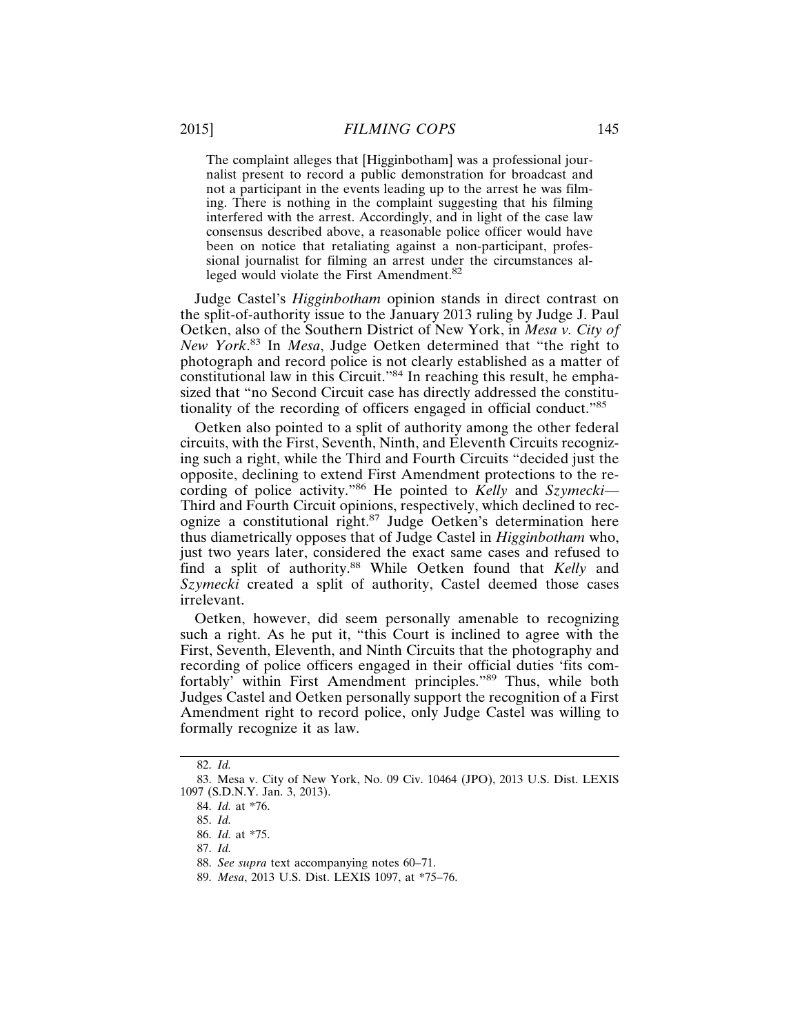> The complaint alleges that [Higginbotham] was a professional journalist present to record a public demonstration for broadcast and not a participant in the events leading up to the arrest he was filming. There is nothing in the complaint suggesting that his filming interfered with the arrest. Accordingly, and in light of the case law consensus described above, a reasonable police officer would have been on notice that retaliating against a non-participant, professional journalist for filming an arrest under the circumstances alleged would violate the First Amendment.[82]

Judge Castel's *Higginbotham* opinion stands in direct contrast on the split-of-authority issue to the January 2013 ruling by Judge J. Paul Oetken, also of the Southern District of New York, in *Mesa v. City of New York*.[83] In *Mesa*, Judge Oetken determined that "the right to photograph and record police is not clearly established as a matter of constitutional law in this Circuit."[84] In reaching this result, he emphasized that "no Second Circuit case has directly addressed the constitutionality of the recording of officers engaged in official conduct."[85]

Oetken also pointed to a split of authority among the other federal circuits, with the First, Seventh, Ninth, and Eleventh Circuits recognizing such a right, while the Third and Fourth Circuits "decided just the opposite, declining to extend First Amendment protections to the recording of police activity."[86] He pointed to *Kelly* and *Szymecki*—Third and Fourth Circuit opinions, respectively, which declined to recognize a constitutional right.[87] Judge Oetken's determination here thus diametrically opposes that of Judge Castel in *Higginbotham* who, just two years later, considered the exact same cases and refused to find a split of authority.[88] While Oetken found that *Kelly* and *Szymecki* created a split of authority, Castel deemed those cases irrelevant.

Oetken, however, did seem personally amenable to recognizing such a right. As he put it, "this Court is inclined to agree with the First, Seventh, Eleventh, and Ninth Circuits that the photography and recording of police officers engaged in their official duties 'fits comfortably' within First Amendment principles."[89] Thus, while both Judges Castel and Oetken personally support the recognition of a First Amendment right to record police, only Judge Castel was willing to formally recognize it as law.

---

82. *Id.*

83. Mesa v. City of New York, No. 09 Civ. 10464 (JPO), 2013 U.S. Dist. LEXIS 1097 (S.D.N.Y. Jan. 3, 2013).

84. *Id.* at *76.

85. *Id.*

86. *Id.* at *75.

87. *Id.*

88. *See supra* text accompanying notes 60–71.

89. *Mesa*, 2013 U.S. Dist. LEXIS 1097, at *75–76.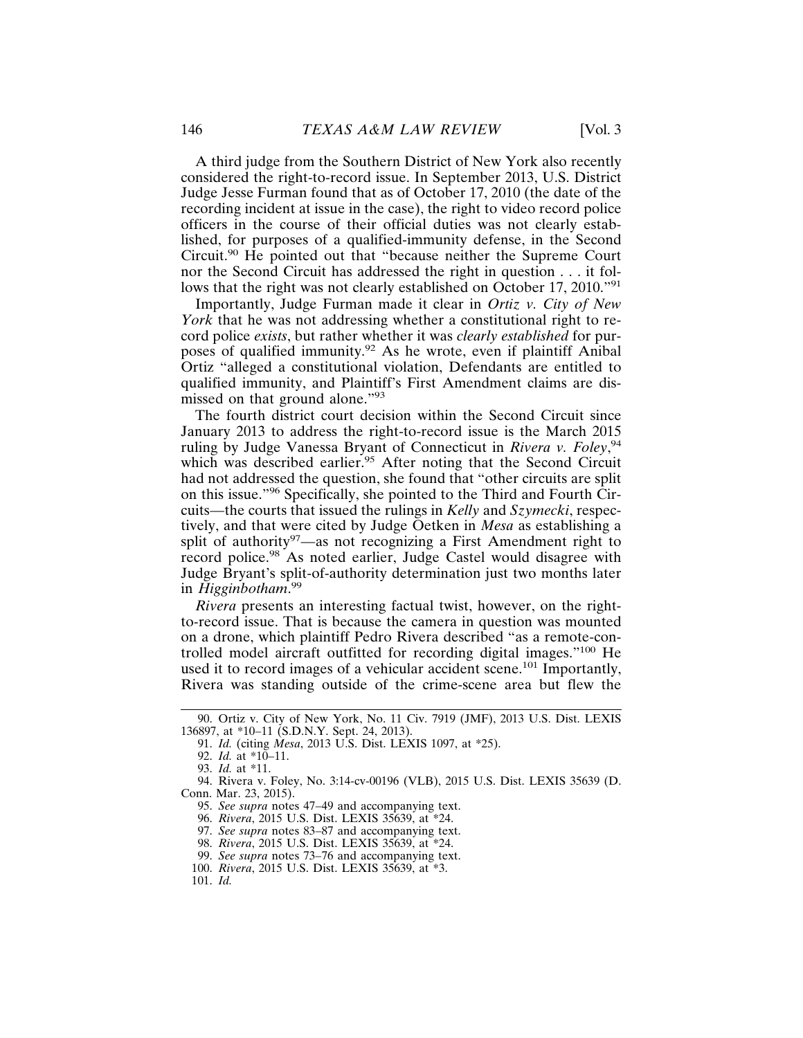A third judge from the Southern District of New York also recently considered the right-to-record issue. In September 2013, U.S. District Judge Jesse Furman found that as of October 17, 2010 (the date of the recording incident at issue in the case), the right to video record police officers in the course of their official duties was not clearly established, for purposes of a qualified-immunity defense, in the Second Circuit.[90] He pointed out that "because neither the Supreme Court nor the Second Circuit has addressed the right in question . . . it follows that the right was not clearly established on October 17, 2010."[91]

Importantly, Judge Furman made it clear in *Ortiz v. City of New York* that he was not addressing whether a constitutional right to record police *exists*, but rather whether it was *clearly established* for purposes of qualified immunity.[92] As he wrote, even if plaintiff Anibal Ortiz "alleged a constitutional violation, Defendants are entitled to qualified immunity, and Plaintiff's First Amendment claims are dismissed on that ground alone."[93]

The fourth district court decision within the Second Circuit since January 2013 to address the right-to-record issue is the March 2015 ruling by Judge Vanessa Bryant of Connecticut in *Rivera v. Foley*,[94] which was described earlier.[95] After noting that the Second Circuit had not addressed the question, she found that "other circuits are split on this issue."[96] Specifically, she pointed to the Third and Fourth Circuits—the courts that issued the rulings in *Kelly* and *Szymecki*, respectively, and that were cited by Judge Oetken in *Mesa* as establishing a split of authority[97]—as not recognizing a First Amendment right to record police.[98] As noted earlier, Judge Castel would disagree with Judge Bryant's split-of-authority determination just two months later in *Higginbotham*.[99]

*Rivera* presents an interesting factual twist, however, on the right-to-record issue. That is because the camera in question was mounted on a drone, which plaintiff Pedro Rivera described "as a remote-controlled model aircraft outfitted for recording digital images."[100] He used it to record images of a vehicular accident scene.[101] Importantly, Rivera was standing outside of the crime-scene area but flew the

---

90. Ortiz v. City of New York, No. 11 Civ. 7919 (JMF), 2013 U.S. Dist. LEXIS 136897, at *10–11 (S.D.N.Y. Sept. 24, 2013).

91. *Id.* (citing *Mesa*, 2013 U.S. Dist. LEXIS 1097, at *25).

92. *Id.* at *10–11.

93. *Id.* at *11.

94. Rivera v. Foley, No. 3:14-cv-00196 (VLB), 2015 U.S. Dist. LEXIS 35639 (D. Conn. Mar. 23, 2015).

95. *See supra* notes 47–49 and accompanying text.

96. *Rivera*, 2015 U.S. Dist. LEXIS 35639, at *24.

97. *See supra* notes 83–87 and accompanying text.

98. *Rivera*, 2015 U.S. Dist. LEXIS 35639, at *24.

99. *See supra* notes 73–76 and accompanying text.

100. *Rivera*, 2015 U.S. Dist. LEXIS 35639, at *3.

101. *Id.*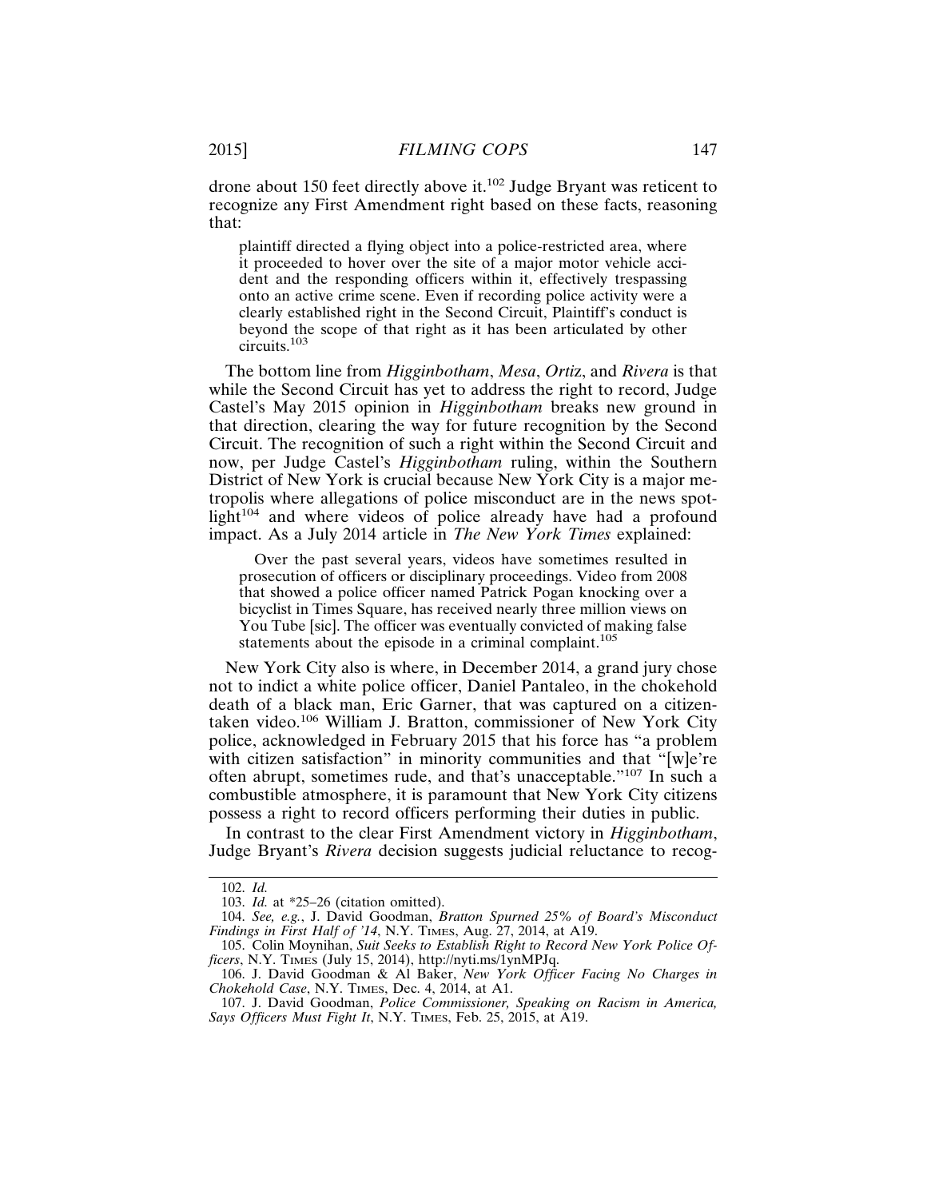drone about 150 feet directly above it.[102] Judge Bryant was reticent to recognize any First Amendment right based on these facts, reasoning that:

> plaintiff directed a flying object into a police-restricted area, where it proceeded to hover over the site of a major motor vehicle accident and the responding officers within it, effectively trespassing onto an active crime scene. Even if recording police activity were a clearly established right in the Second Circuit, Plaintiff's conduct is beyond the scope of that right as it has been articulated by other circuits.[103]

The bottom line from *Higginbotham*, *Mesa*, *Ortiz*, and *Rivera* is that while the Second Circuit has yet to address the right to record, Judge Castel's May 2015 opinion in *Higginbotham* breaks new ground in that direction, clearing the way for future recognition by the Second Circuit. The recognition of such a right within the Second Circuit and now, per Judge Castel's *Higginbotham* ruling, within the Southern District of New York is crucial because New York City is a major metropolis where allegations of police misconduct are in the news spotlight[104] and where videos of police already have had a profound impact. As a July 2014 article in *The New York Times* explained:

> Over the past several years, videos have sometimes resulted in prosecution of officers or disciplinary proceedings. Video from 2008 that showed a police officer named Patrick Pogan knocking over a bicyclist in Times Square, has received nearly three million views on You Tube [sic]. The officer was eventually convicted of making false statements about the episode in a criminal complaint.[105]

New York City also is where, in December 2014, a grand jury chose not to indict a white police officer, Daniel Pantaleo, in the chokehold death of a black man, Eric Garner, that was captured on a citizen-taken video.[106] William J. Bratton, commissioner of New York City police, acknowledged in February 2015 that his force has "a problem with citizen satisfaction" in minority communities and that "[w]e're often abrupt, sometimes rude, and that's unacceptable."[107] In such a combustible atmosphere, it is paramount that New York City citizens possess a right to record officers performing their duties in public.

In contrast to the clear First Amendment victory in *Higginbotham*, Judge Bryant's *Rivera* decision suggests judicial reluctance to recog-

---

102. *Id.*

103. *Id.* at *25–26 (citation omitted).

104. *See, e.g.*, J. David Goodman, *Bratton Spurned 25% of Board's Misconduct Findings in First Half of '14*, N.Y. Times, Aug. 27, 2014, at A19.

105. Colin Moynihan, *Suit Seeks to Establish Right to Record New York Police Officers*, N.Y. Times (July 15, 2014), http://nyti.ms/1ynMPJq.

106. J. David Goodman & Al Baker, *New York Officer Facing No Charges in Chokehold Case*, N.Y. Times, Dec. 4, 2014, at A1.

107. J. David Goodman, *Police Commissioner, Speaking on Racism in America, Says Officers Must Fight It*, N.Y. Times, Feb. 25, 2015, at A19.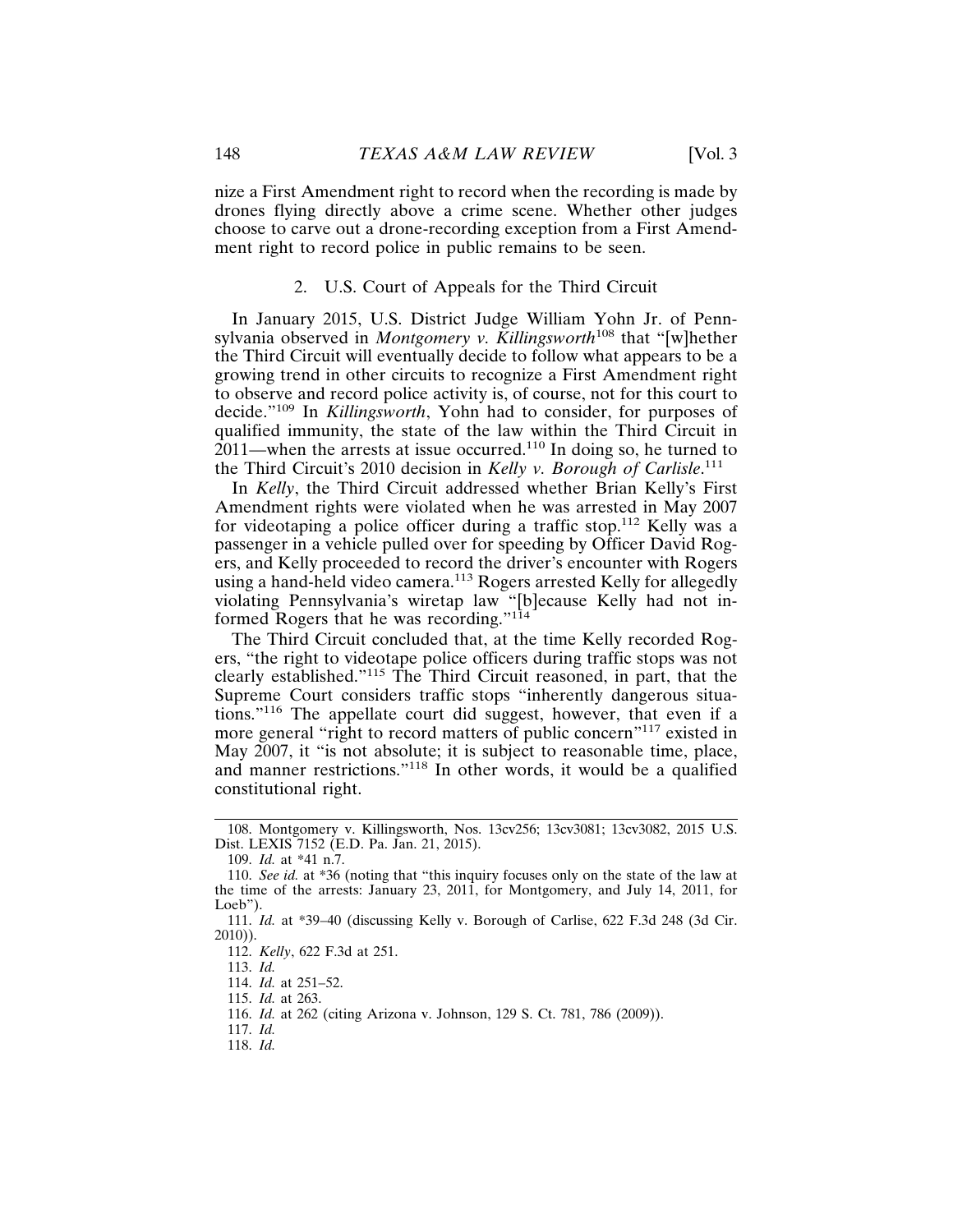nize a First Amendment right to record when the recording is made by drones flying directly above a crime scene. Whether other judges choose to carve out a drone-recording exception from a First Amendment right to record police in public remains to be seen.

### 2. U.S. Court of Appeals for the Third Circuit

In January 2015, U.S. District Judge William Yohn Jr. of Pennsylvania observed in *Montgomery v. Killingsworth*[108] that "[w]hether the Third Circuit will eventually decide to follow what appears to be a growing trend in other circuits to recognize a First Amendment right to observe and record police activity is, of course, not for this court to decide."[109] In *Killingsworth*, Yohn had to consider, for purposes of qualified immunity, the state of the law within the Third Circuit in 2011—when the arrests at issue occurred.[110] In doing so, he turned to the Third Circuit's 2010 decision in *Kelly v. Borough of Carlisle*.[111]

In *Kelly*, the Third Circuit addressed whether Brian Kelly's First Amendment rights were violated when he was arrested in May 2007 for videotaping a police officer during a traffic stop.[112] Kelly was a passenger in a vehicle pulled over for speeding by Officer David Rogers, and Kelly proceeded to record the driver's encounter with Rogers using a hand-held video camera.[113] Rogers arrested Kelly for allegedly violating Pennsylvania's wiretap law "[b]ecause Kelly had not informed Rogers that he was recording."[114]

The Third Circuit concluded that, at the time Kelly recorded Rogers, "the right to videotape police officers during traffic stops was not clearly established."[115] The Third Circuit reasoned, in part, that the Supreme Court considers traffic stops "inherently dangerous situations."[116] The appellate court did suggest, however, that even if a more general "right to record matters of public concern"[117] existed in May 2007, it "is not absolute; it is subject to reasonable time, place, and manner restrictions."[118] In other words, it would be a qualified constitutional right.

---

108. Montgomery v. Killingsworth, Nos. 13cv256; 13cv3081; 13cv3082, 2015 U.S. Dist. LEXIS 7152 (E.D. Pa. Jan. 21, 2015).

109. *Id.* at *41 n.7.

110. *See id.* at *36 (noting that "this inquiry focuses only on the state of the law at the time of the arrests: January 23, 2011, for Montgomery, and July 14, 2011, for Loeb").

111. *Id.* at *39–40 (discussing Kelly v. Borough of Carlise, 622 F.3d 248 (3d Cir. 2010)).

112. *Kelly*, 622 F.3d at 251.

113. *Id.*

114. *Id.* at 251–52.

115. *Id.* at 263.

116. *Id.* at 262 (citing Arizona v. Johnson, 129 S. Ct. 781, 786 (2009)).

117. *Id.*

118. *Id.*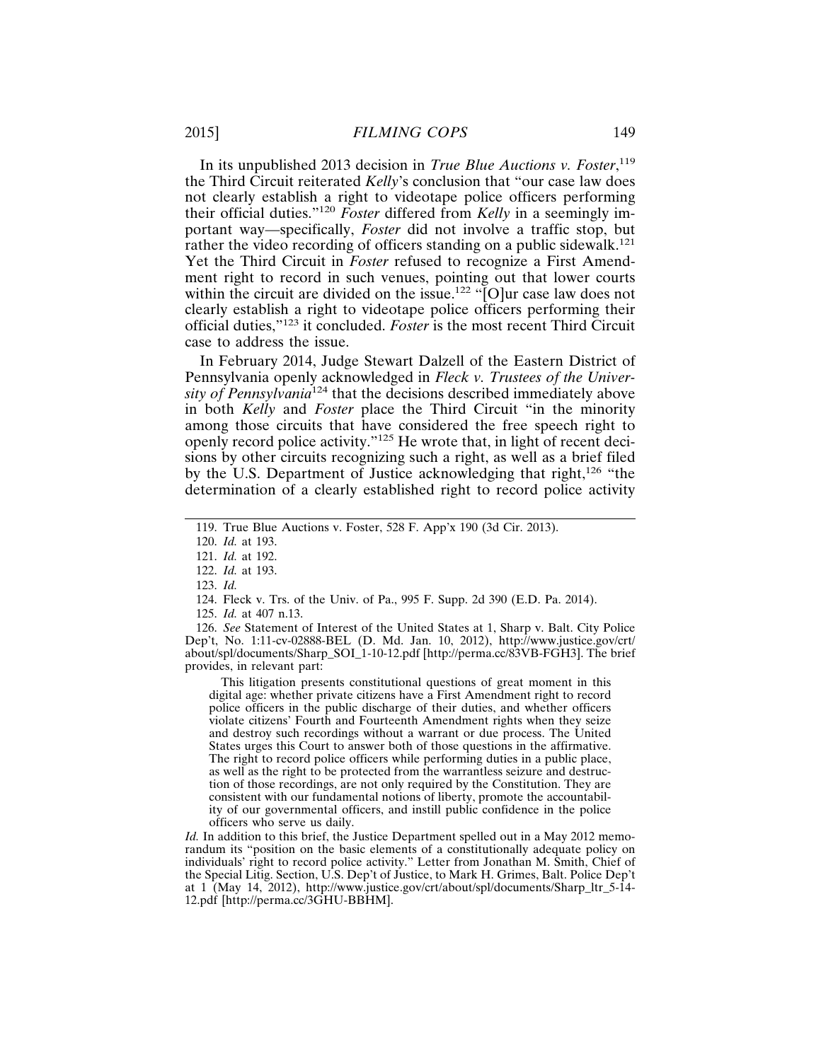In its unpublished 2013 decision in *True Blue Auctions v. Foster*,[119] the Third Circuit reiterated *Kelly*'s conclusion that "our case law does not clearly establish a right to videotape police officers performing their official duties."[120] *Foster* differed from *Kelly* in a seemingly important way—specifically, *Foster* did not involve a traffic stop, but rather the video recording of officers standing on a public sidewalk.[121] Yet the Third Circuit in *Foster* refused to recognize a First Amendment right to record in such venues, pointing out that lower courts within the circuit are divided on the issue.[122] "[O]ur case law does not clearly establish a right to videotape police officers performing their official duties,"[123] it concluded. *Foster* is the most recent Third Circuit case to address the issue.

In February 2014, Judge Stewart Dalzell of the Eastern District of Pennsylvania openly acknowledged in *Fleck v. Trustees of the University of Pennsylvania*[124] that the decisions described immediately above in both *Kelly* and *Foster* place the Third Circuit "in the minority among those circuits that have considered the free speech right to openly record police activity."[125] He wrote that, in light of recent decisions by other circuits recognizing such a right, as well as a brief filed by the U.S. Department of Justice acknowledging that right,[126] "the determination of a clearly established right to record police activity

---

119. True Blue Auctions v. Foster, 528 F. App'x 190 (3d Cir. 2013).

120. *Id.* at 193.

121. *Id.* at 192.

122. *Id.* at 193.

123. *Id.*

124. Fleck v. Trs. of the Univ. of Pa., 995 F. Supp. 2d 390 (E.D. Pa. 2014).

125. *Id.* at 407 n.13.

126. *See* Statement of Interest of the United States at 1, Sharp v. Balt. City Police Dep't, No. 1:11-cv-02888-BEL (D. Md. Jan. 10, 2012), http://www.justice.gov/crt/about/spl/documents/Sharp_SOI_1-10-12.pdf [http://perma.cc/83VB-FGH3]. The brief provides, in relevant part:

> This litigation presents constitutional questions of great moment in this digital age: whether private citizens have a First Amendment right to record police officers in the public discharge of their duties, and whether officers violate citizens' Fourth and Fourteenth Amendment rights when they seize and destroy such recordings without a warrant or due process. The United States urges this Court to answer both of those questions in the affirmative. The right to record police officers while performing duties in a public place, as well as the right to be protected from the warrantless seizure and destruction of those recordings, are not only required by the Constitution. They are consistent with our fundamental notions of liberty, promote the accountability of our governmental officers, and instill public confidence in the police officers who serve us daily.

*Id.* In addition to this brief, the Justice Department spelled out in a May 2012 memorandum its "position on the basic elements of a constitutionally adequate policy on individuals' right to record police activity." Letter from Jonathan M. Smith, Chief of the Special Litig. Section, U.S. Dep't of Justice, to Mark H. Grimes, Balt. Police Dep't at 1 (May 14, 2012), http://www.justice.gov/crt/about/spl/documents/Sharp_ltr_5-14-12.pdf [http://perma.cc/3GHU-BBHM].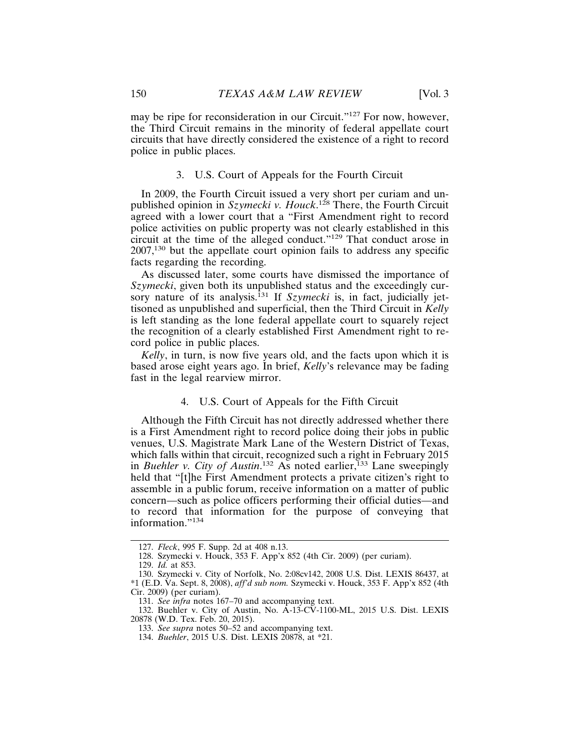may be ripe for reconsideration in our Circuit."[127] For now, however, the Third Circuit remains in the minority of federal appellate court circuits that have directly considered the existence of a right to record police in public places.

### 3. U.S. Court of Appeals for the Fourth Circuit

In 2009, the Fourth Circuit issued a very short per curiam and unpublished opinion in *Szymecki v. Houck*.[128] There, the Fourth Circuit agreed with a lower court that a "First Amendment right to record police activities on public property was not clearly established in this circuit at the time of the alleged conduct."[129] That conduct arose in 2007,[130] but the appellate court opinion fails to address any specific facts regarding the recording.

As discussed later, some courts have dismissed the importance of *Szymecki*, given both its unpublished status and the exceedingly cursory nature of its analysis.[131] If *Szymecki* is, in fact, judicially jettisoned as unpublished and superficial, then the Third Circuit in *Kelly* is left standing as the lone federal appellate court to squarely reject the recognition of a clearly established First Amendment right to record police in public places.

*Kelly*, in turn, is now five years old, and the facts upon which it is based arose eight years ago. In brief, *Kelly*'s relevance may be fading fast in the legal rearview mirror.

### 4. U.S. Court of Appeals for the Fifth Circuit

Although the Fifth Circuit has not directly addressed whether there is a First Amendment right to record police doing their jobs in public venues, U.S. Magistrate Mark Lane of the Western District of Texas, which falls within that circuit, recognized such a right in February 2015 in *Buehler v. City of Austin*.[132] As noted earlier,[133] Lane sweepingly held that "[t]he First Amendment protects a private citizen's right to assemble in a public forum, receive information on a matter of public concern—such as police officers performing their official duties—and to record that information for the purpose of conveying that information."[134]

---

127. *Fleck*, 995 F. Supp. 2d at 408 n.13.

128. Szymecki v. Houck, 353 F. App'x 852 (4th Cir. 2009) (per curiam).

129. *Id.* at 853.

130. Szymecki v. City of Norfolk, No. 2:08cv142, 2008 U.S. Dist. LEXIS 86437, at *1 (E.D. Va. Sept. 8, 2008), *aff'd sub nom.* Szymecki v. Houck, 353 F. App'x 852 (4th Cir. 2009) (per curiam).

131. *See infra* notes 167–70 and accompanying text.

132. Buehler v. City of Austin, No. A-13-CV-1100-ML, 2015 U.S. Dist. LEXIS 20878 (W.D. Tex. Feb. 20, 2015).

133. *See supra* notes 50–52 and accompanying text.

134. *Buehler*, 2015 U.S. Dist. LEXIS 20878, at *21.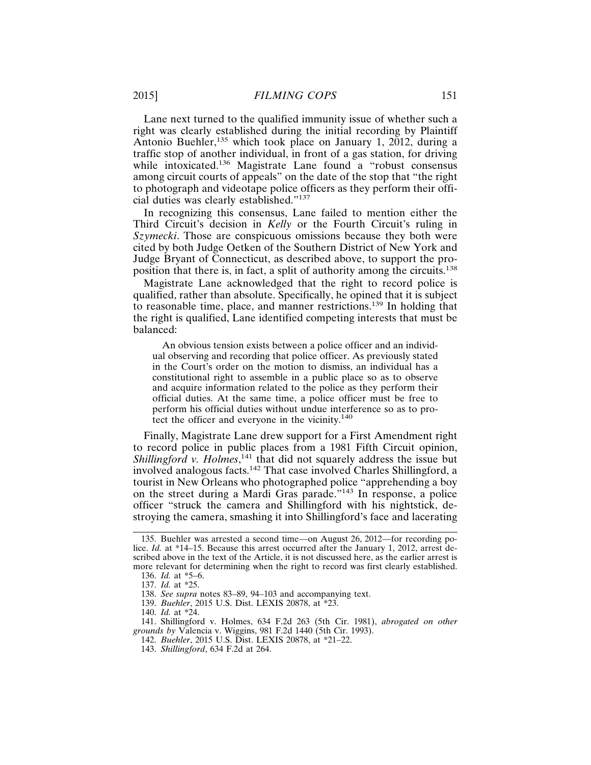Lane next turned to the qualified immunity issue of whether such a right was clearly established during the initial recording by Plaintiff Antonio Buehler,[135] which took place on January 1, 2012, during a traffic stop of another individual, in front of a gas station, for driving while intoxicated.[136] Magistrate Lane found a "robust consensus among circuit courts of appeals" on the date of the stop that "the right to photograph and videotape police officers as they perform their official duties was clearly established."[137]

In recognizing this consensus, Lane failed to mention either the Third Circuit's decision in *Kelly* or the Fourth Circuit's ruling in *Szymecki*. Those are conspicuous omissions because they both were cited by both Judge Oetken of the Southern District of New York and Judge Bryant of Connecticut, as described above, to support the proposition that there is, in fact, a split of authority among the circuits.[138]

Magistrate Lane acknowledged that the right to record police is qualified, rather than absolute. Specifically, he opined that it is subject to reasonable time, place, and manner restrictions.[139] In holding that the right is qualified, Lane identified competing interests that must be balanced:

> An obvious tension exists between a police officer and an individual observing and recording that police officer. As previously stated in the Court's order on the motion to dismiss, an individual has a constitutional right to assemble in a public place so as to observe and acquire information related to the police as they perform their official duties. At the same time, a police officer must be free to perform his official duties without undue interference so as to protect the officer and everyone in the vicinity.[140]

Finally, Magistrate Lane drew support for a First Amendment right to record police in public places from a 1981 Fifth Circuit opinion, *Shillingford v. Holmes*,[141] that did not squarely address the issue but involved analogous facts.[142] That case involved Charles Shillingford, a tourist in New Orleans who photographed police "apprehending a boy on the street during a Mardi Gras parade."[143] In response, a police officer "struck the camera and Shillingford with his nightstick, destroying the camera, smashing it into Shillingford's face and lacerating

---

135. Buehler was arrested a second time—on August 26, 2012—for recording police. *Id.* at *14–15. Because this arrest occurred after the January 1, 2012, arrest described above in the text of the Article, it is not discussed here, as the earlier arrest is more relevant for determining when the right to record was first clearly established.

136. *Id.* at *5–6.

137. *Id.* at *25.

138. *See supra* notes 83–89, 94–103 and accompanying text.

139. *Buehler*, 2015 U.S. Dist. LEXIS 20878, at *23.

140. *Id.* at *24.

141. Shillingford v. Holmes, 634 F.2d 263 (5th Cir. 1981), *abrogated on other grounds by* Valencia v. Wiggins, 981 F.2d 1440 (5th Cir. 1993).

142. *Buehler*, 2015 U.S. Dist. LEXIS 20878, at *21–22.

143. *Shillingford*, 634 F.2d at 264.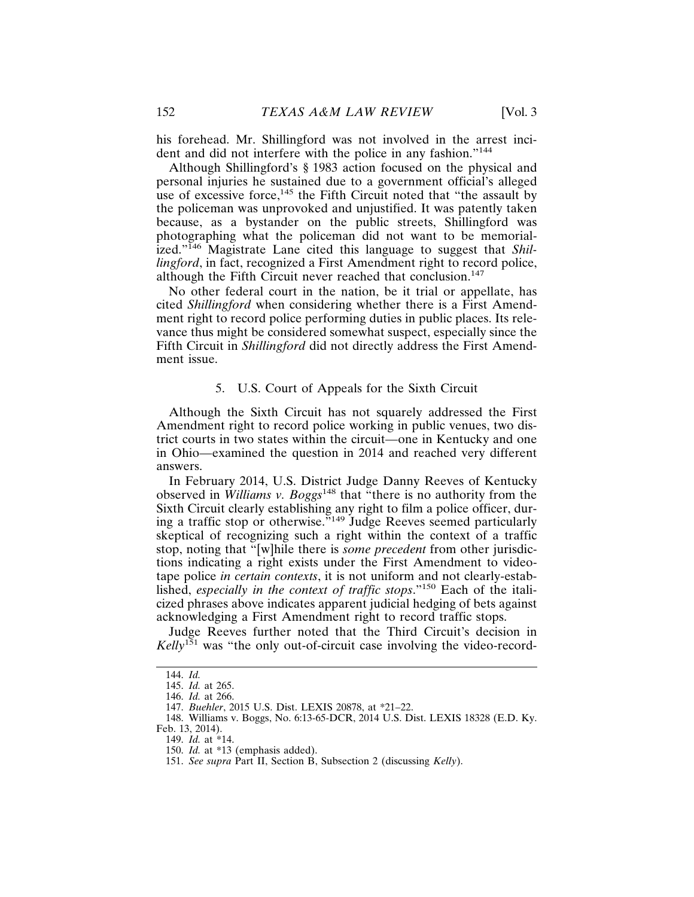his forehead. Mr. Shillingford was not involved in the arrest incident and did not interfere with the police in any fashion."[144]

Although Shillingford's § 1983 action focused on the physical and personal injuries he sustained due to a government official's alleged use of excessive force,[145] the Fifth Circuit noted that "the assault by the policeman was unprovoked and unjustified. It was patently taken because, as a bystander on the public streets, Shillingford was photographing what the policeman did not want to be memorialized."[146] Magistrate Lane cited this language to suggest that *Shillingford*, in fact, recognized a First Amendment right to record police, although the Fifth Circuit never reached that conclusion.[147]

No other federal court in the nation, be it trial or appellate, has cited *Shillingford* when considering whether there is a First Amendment right to record police performing duties in public places. Its relevance thus might be considered somewhat suspect, especially since the Fifth Circuit in *Shillingford* did not directly address the First Amendment issue.

### 5. U.S. Court of Appeals for the Sixth Circuit

Although the Sixth Circuit has not squarely addressed the First Amendment right to record police working in public venues, two district courts in two states within the circuit—one in Kentucky and one in Ohio—examined the question in 2014 and reached very different answers.

In February 2014, U.S. District Judge Danny Reeves of Kentucky observed in *Williams v. Boggs*[148] that "there is no authority from the Sixth Circuit clearly establishing any right to film a police officer, during a traffic stop or otherwise."[149] Judge Reeves seemed particularly skeptical of recognizing such a right within the context of a traffic stop, noting that "[w]hile there is *some precedent* from other jurisdictions indicating a right exists under the First Amendment to videotape police *in certain contexts*, it is not uniform and not clearly-established, *especially in the context of traffic stops*."[150] Each of the italicized phrases above indicates apparent judicial hedging of bets against acknowledging a First Amendment right to record traffic stops.

Judge Reeves further noted that the Third Circuit's decision in *Kelly*[151] was "the only out-of-circuit case involving the video-record-

---

144. *Id.*

145. *Id.* at 265.

146. *Id.* at 266.

147. *Buehler*, 2015 U.S. Dist. LEXIS 20878, at *21–22.

148. Williams v. Boggs, No. 6:13-65-DCR, 2014 U.S. Dist. LEXIS 18328 (E.D. Ky. Feb. 13, 2014).

149. *Id.* at *14.

150. *Id.* at *13 (emphasis added).

151. *See supra* Part II, Section B, Subsection 2 (discussing *Kelly*).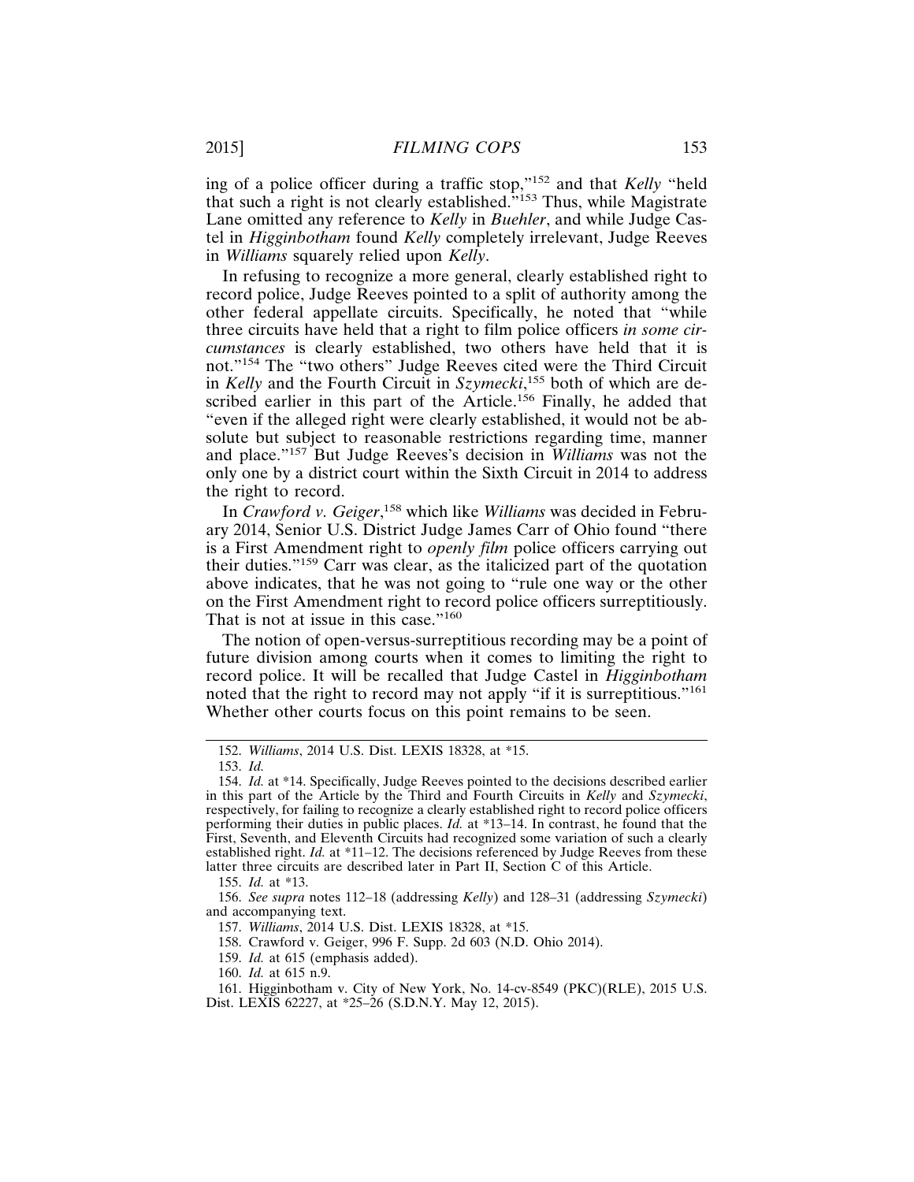ing of a police officer during a traffic stop,"[152] and that *Kelly* "held that such a right is not clearly established."[153] Thus, while Magistrate Lane omitted any reference to *Kelly* in *Buehler*, and while Judge Castel in *Higginbotham* found *Kelly* completely irrelevant, Judge Reeves in *Williams* squarely relied upon *Kelly*.

In refusing to recognize a more general, clearly established right to record police, Judge Reeves pointed to a split of authority among the other federal appellate circuits. Specifically, he noted that "while three circuits have held that a right to film police officers *in some circumstances* is clearly established, two others have held that it is not."[154] The "two others" Judge Reeves cited were the Third Circuit in *Kelly* and the Fourth Circuit in *Szymecki*,[155] both of which are described earlier in this part of the Article.[156] Finally, he added that "even if the alleged right were clearly established, it would not be absolute but subject to reasonable restrictions regarding time, manner and place."[157] But Judge Reeves's decision in *Williams* was not the only one by a district court within the Sixth Circuit in 2014 to address the right to record.

In *Crawford v. Geiger*,[158] which like *Williams* was decided in February 2014, Senior U.S. District Judge James Carr of Ohio found "there is a First Amendment right to *openly film* police officers carrying out their duties."[159] Carr was clear, as the italicized part of the quotation above indicates, that he was not going to "rule one way or the other on the First Amendment right to record police officers surreptitiously. That is not at issue in this case."[160]

The notion of open-versus-surreptitious recording may be a point of future division among courts when it comes to limiting the right to record police. It will be recalled that Judge Castel in *Higginbotham* noted that the right to record may not apply "if it is surreptitious."[161] Whether other courts focus on this point remains to be seen.

---

152. *Williams*, 2014 U.S. Dist. LEXIS 18328, at *15.

153. *Id.*

154. *Id.* at *14. Specifically, Judge Reeves pointed to the decisions described earlier in this part of the Article by the Third and Fourth Circuits in *Kelly* and *Szymecki*, respectively, for failing to recognize a clearly established right to record police officers performing their duties in public places. *Id.* at *13–14. In contrast, he found that the First, Seventh, and Eleventh Circuits had recognized some variation of such a clearly established right. *Id.* at *11–12. The decisions referenced by Judge Reeves from these latter three circuits are described later in Part II, Section C of this Article.

155. *Id.* at *13.

156. *See supra* notes 112–18 (addressing *Kelly*) and 128–31 (addressing *Szymecki*) and accompanying text.

157. *Williams*, 2014 U.S. Dist. LEXIS 18328, at *15.

158. Crawford v. Geiger, 996 F. Supp. 2d 603 (N.D. Ohio 2014).

159. *Id.* at 615 (emphasis added).

160. *Id.* at 615 n.9.

161. Higginbotham v. City of New York, No. 14-cv-8549 (PKC)(RLE), 2015 U.S. Dist. LEXIS 62227, at *25–26 (S.D.N.Y. May 12, 2015).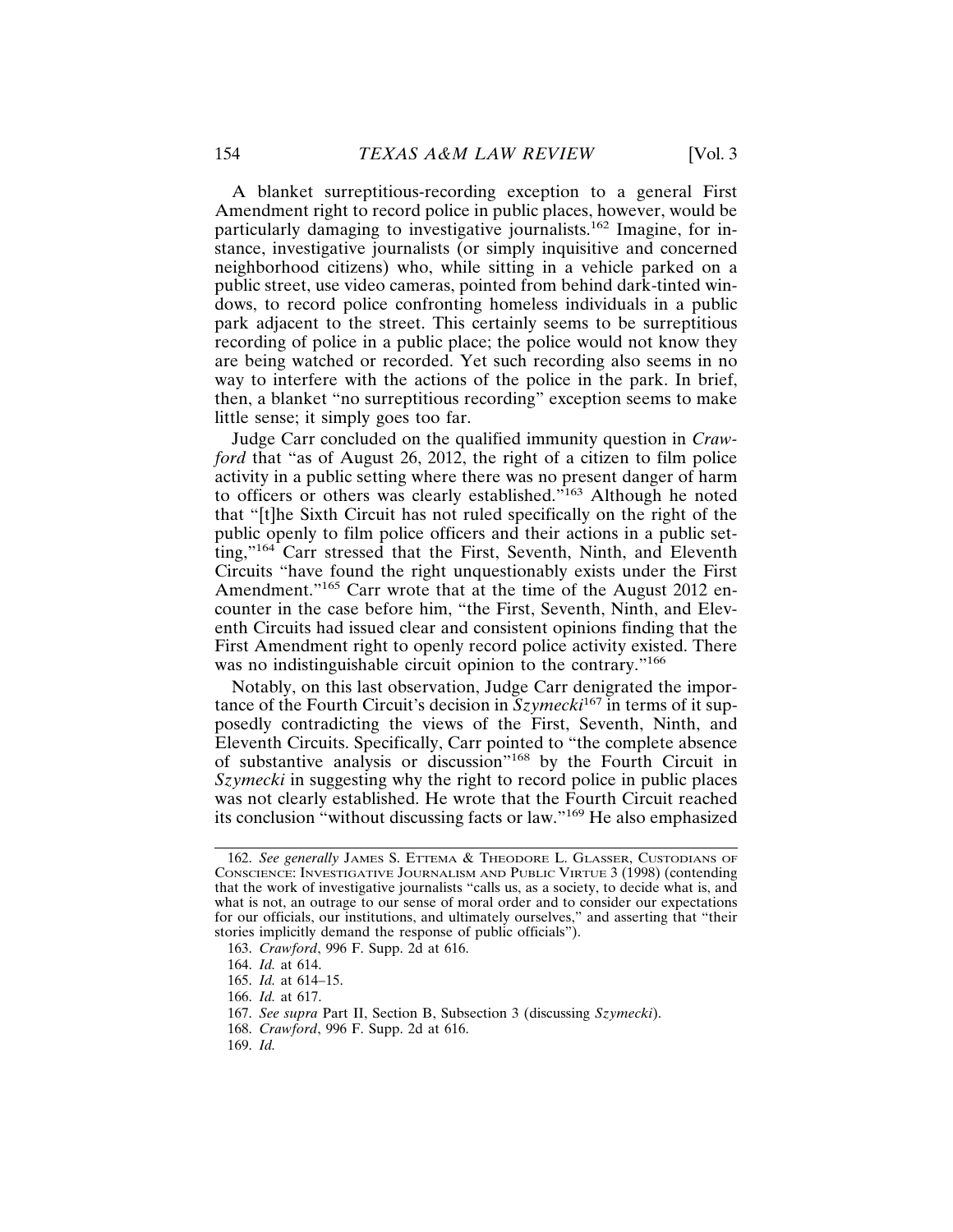A blanket surreptitious-recording exception to a general First Amendment right to record police in public places, however, would be particularly damaging to investigative journalists.[162] Imagine, for instance, investigative journalists (or simply inquisitive and concerned neighborhood citizens) who, while sitting in a vehicle parked on a public street, use video cameras, pointed from behind dark-tinted windows, to record police confronting homeless individuals in a public park adjacent to the street. This certainly seems to be surreptitious recording of police in a public place; the police would not know they are being watched or recorded. Yet such recording also seems in no way to interfere with the actions of the police in the park. In brief, then, a blanket "no surreptitious recording" exception seems to make little sense; it simply goes too far.

Judge Carr concluded on the qualified immunity question in *Crawford* that "as of August 26, 2012, the right of a citizen to film police activity in a public setting where there was no present danger of harm to officers or others was clearly established."[163] Although he noted that "[t]he Sixth Circuit has not ruled specifically on the right of the public openly to film police officers and their actions in a public setting,"[164] Carr stressed that the First, Seventh, Ninth, and Eleventh Circuits "have found the right unquestionably exists under the First Amendment."[165] Carr wrote that at the time of the August 2012 encounter in the case before him, "the First, Seventh, Ninth, and Eleventh Circuits had issued clear and consistent opinions finding that the First Amendment right to openly record police activity existed. There was no indistinguishable circuit opinion to the contrary."[166]

Notably, on this last observation, Judge Carr denigrated the importance of the Fourth Circuit's decision in *Szymecki*[167] in terms of it supposedly contradicting the views of the First, Seventh, Ninth, and Eleventh Circuits. Specifically, Carr pointed to "the complete absence of substantive analysis or discussion"[168] by the Fourth Circuit in *Szymecki* in suggesting why the right to record police in public places was not clearly established. He wrote that the Fourth Circuit reached its conclusion "without discussing facts or law."[169] He also emphasized

---

162. *See generally* JAMES S. ETTEMA & THEODORE L. GLASSER, CUSTODIANS OF CONSCIENCE: INVESTIGATIVE JOURNALISM AND PUBLIC VIRTUE 3 (1998) (contending that the work of investigative journalists "calls us, as a society, to decide what is, and what is not, an outrage to our sense of moral order and to consider our expectations for our officials, our institutions, and ultimately ourselves," and asserting that "their stories implicitly demand the response of public officials").

163. *Crawford*, 996 F. Supp. 2d at 616.

164. *Id.* at 614.

165. *Id.* at 614–15.

166. *Id.* at 617.

167. *See supra* Part II, Section B, Subsection 3 (discussing *Szymecki*).

168. *Crawford*, 996 F. Supp. 2d at 616.

169. *Id.*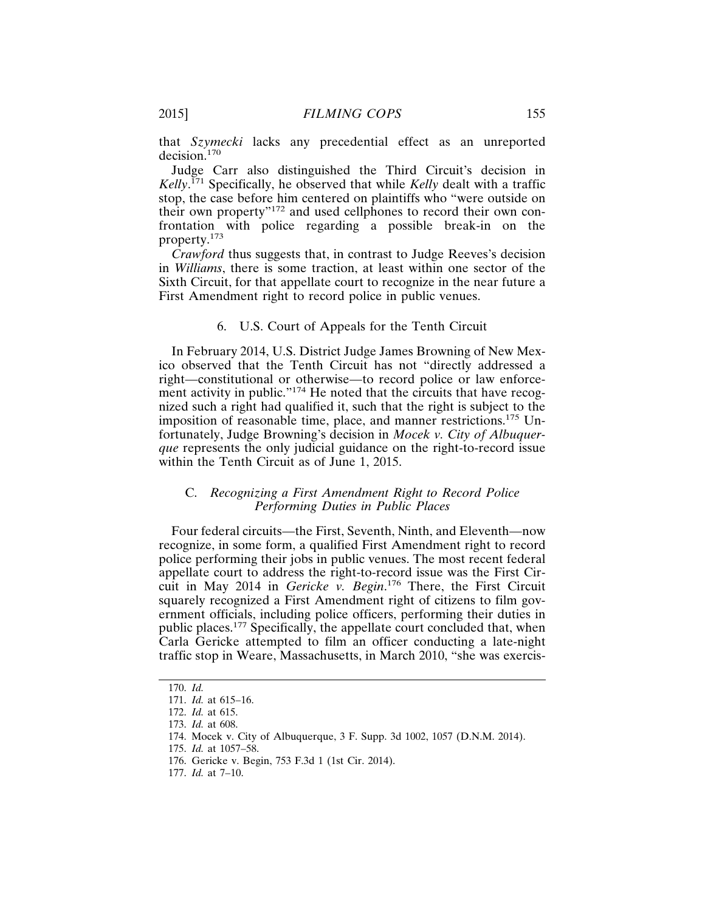that *Szymecki* lacks any precedential effect as an unreported decision.[170]

Judge Carr also distinguished the Third Circuit's decision in *Kelly*.[171] Specifically, he observed that while *Kelly* dealt with a traffic stop, the case before him centered on plaintiffs who "were outside on their own property"[172] and used cellphones to record their own confrontation with police regarding a possible break-in on the property.[173]

*Crawford* thus suggests that, in contrast to Judge Reeves's decision in *Williams*, there is some traction, at least within one sector of the Sixth Circuit, for that appellate court to recognize in the near future a First Amendment right to record police in public venues.

#### 6. U.S. Court of Appeals for the Tenth Circuit

In February 2014, U.S. District Judge James Browning of New Mexico observed that the Tenth Circuit has not "directly addressed a right—constitutional or otherwise—to record police or law enforcement activity in public."[174] He noted that the circuits that have recognized such a right had qualified it, such that the right is subject to the imposition of reasonable time, place, and manner restrictions.[175] Unfortunately, Judge Browning's decision in *Mocek v. City of Albuquerque* represents the only judicial guidance on the right-to-record issue within the Tenth Circuit as of June 1, 2015.

### C. *Recognizing a First Amendment Right to Record Police Performing Duties in Public Places*

Four federal circuits—the First, Seventh, Ninth, and Eleventh—now recognize, in some form, a qualified First Amendment right to record police performing their jobs in public venues. The most recent federal appellate court to address the right-to-record issue was the First Circuit in May 2014 in *Gericke v. Begin*.[176] There, the First Circuit squarely recognized a First Amendment right of citizens to film government officials, including police officers, performing their duties in public places.[177] Specifically, the appellate court concluded that, when Carla Gericke attempted to film an officer conducting a late-night traffic stop in Weare, Massachusetts, in March 2010, "she was exercis-

170. *Id.*
171. *Id.* at 615–16.
172. *Id.* at 615.
173. *Id.* at 608.
174. Mocek v. City of Albuquerque, 3 F. Supp. 3d 1002, 1057 (D.N.M. 2014).
175. *Id.* at 1057–58.
176. Gericke v. Begin, 753 F.3d 1 (1st Cir. 2014).
177. *Id.* at 7–10.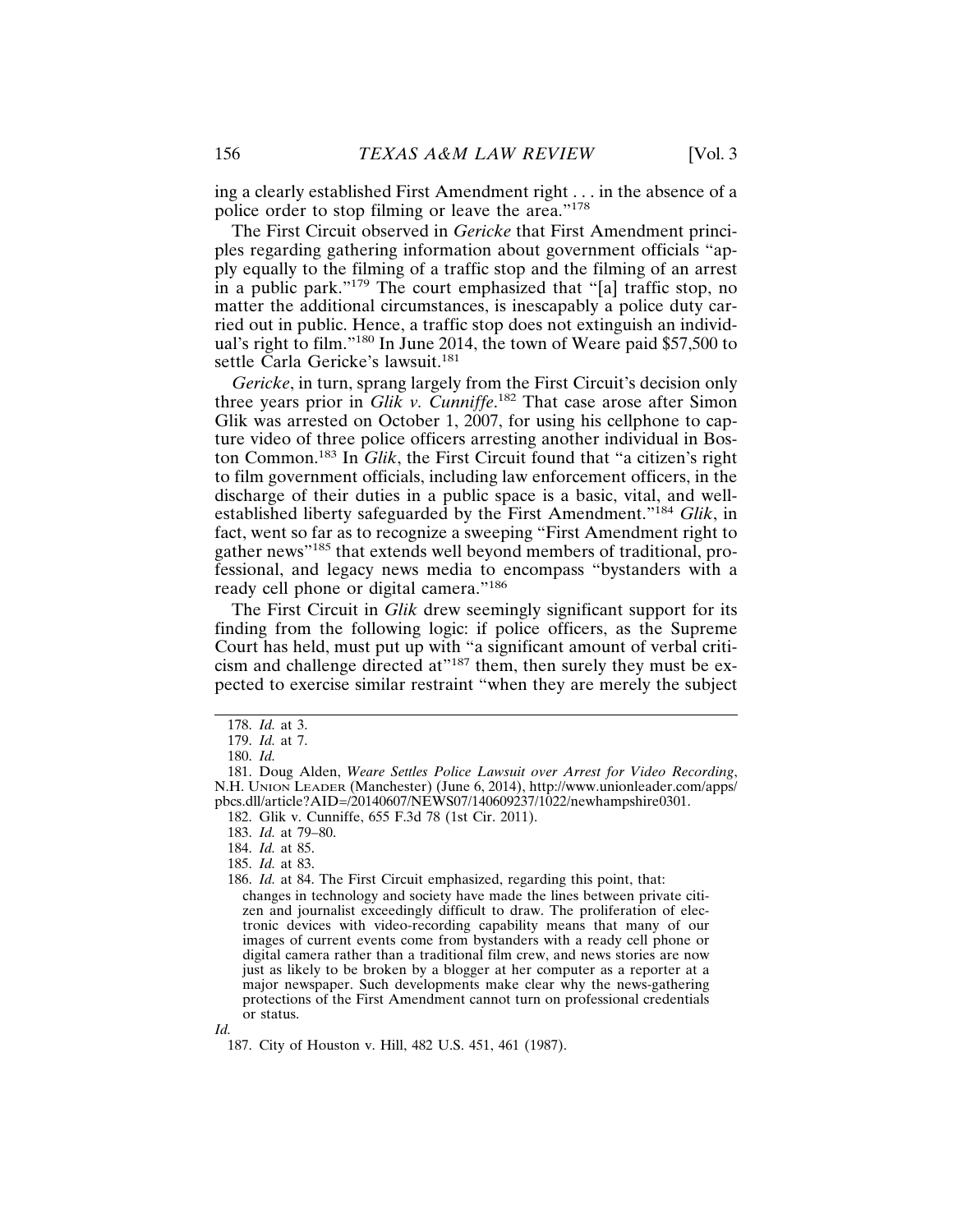ing a clearly established First Amendment right . . . in the absence of a police order to stop filming or leave the area."[178]

The First Circuit observed in *Gericke* that First Amendment principles regarding gathering information about government officials "apply equally to the filming of a traffic stop and the filming of an arrest in a public park."[179] The court emphasized that "[a] traffic stop, no matter the additional circumstances, is inescapably a police duty carried out in public. Hence, a traffic stop does not extinguish an individual's right to film."[180] In June 2014, the town of Weare paid $57,500 to settle Carla Gericke's lawsuit.[181]

*Gericke*, in turn, sprang largely from the First Circuit's decision only three years prior in *Glik v. Cunniffe*.[182] That case arose after Simon Glik was arrested on October 1, 2007, for using his cellphone to capture video of three police officers arresting another individual in Boston Common.[183] In *Glik*, the First Circuit found that "a citizen's right to film government officials, including law enforcement officers, in the discharge of their duties in a public space is a basic, vital, and well-established liberty safeguarded by the First Amendment."[184] *Glik*, in fact, went so far as to recognize a sweeping "First Amendment right to gather news"[185] that extends well beyond members of traditional, professional, and legacy news media to encompass "bystanders with a ready cell phone or digital camera."[186]

The First Circuit in *Glik* drew seemingly significant support for its finding from the following logic: if police officers, as the Supreme Court has held, must put up with "a significant amount of verbal criticism and challenge directed at"[187] them, then surely they must be expected to exercise similar restraint "when they are merely the subject

---

178. *Id.* at 3.

179. *Id.* at 7.

180. *Id.*

181. Doug Alden, *Weare Settles Police Lawsuit over Arrest for Video Recording*, N.H. UNION LEADER (Manchester) (June 6, 2014), http://www.unionleader.com/apps/pbcs.dll/article?AID=/20140607/NEWS07/140609237/1022/newhampshire0301.

182. Glik v. Cunniffe, 655 F.3d 78 (1st Cir. 2011).

183. *Id.* at 79–80.

184. *Id.* at 85.

185. *Id.* at 83.

186. *Id.* at 84. The First Circuit emphasized, regarding this point, that:

> changes in technology and society have made the lines between private citizen and journalist exceedingly difficult to draw. The proliferation of electronic devices with video-recording capability means that many of our images of current events come from bystanders with a ready cell phone or digital camera rather than a traditional film crew, and news stories are now just as likely to be broken by a blogger at her computer as a reporter at a major newspaper. Such developments make clear why the news-gathering protections of the First Amendment cannot turn on professional credentials or status.

*Id.*

187. City of Houston v. Hill, 482 U.S. 451, 461 (1987).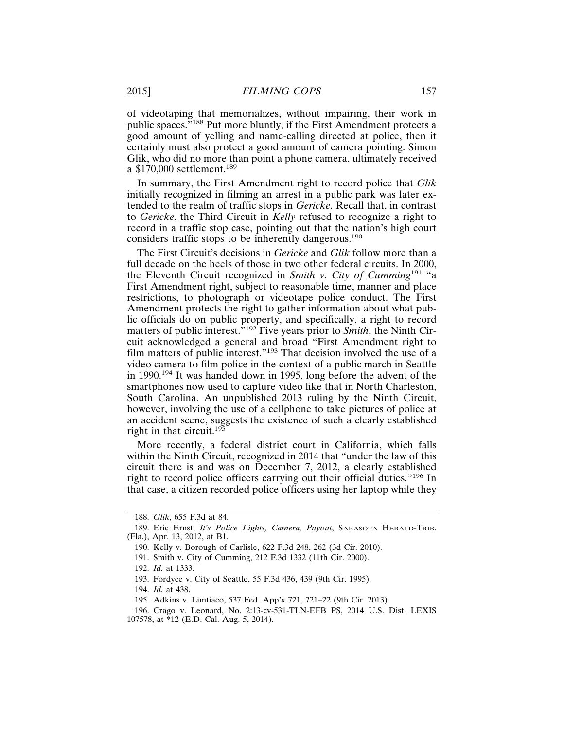of videotaping that memorializes, without impairing, their work in public spaces."[188] Put more bluntly, if the First Amendment protects a good amount of yelling and name-calling directed at police, then it certainly must also protect a good amount of camera pointing. Simon Glik, who did no more than point a phone camera, ultimately received a $170,000 settlement.[189]

In summary, the First Amendment right to record police that *Glik* initially recognized in filming an arrest in a public park was later extended to the realm of traffic stops in *Gericke*. Recall that, in contrast to *Gericke*, the Third Circuit in *Kelly* refused to recognize a right to record in a traffic stop case, pointing out that the nation's high court considers traffic stops to be inherently dangerous.[190]

The First Circuit's decisions in *Gericke* and *Glik* follow more than a full decade on the heels of those in two other federal circuits. In 2000, the Eleventh Circuit recognized in *Smith v. City of Cumming*[191] "a First Amendment right, subject to reasonable time, manner and place restrictions, to photograph or videotape police conduct. The First Amendment protects the right to gather information about what public officials do on public property, and specifically, a right to record matters of public interest."[192] Five years prior to *Smith*, the Ninth Circuit acknowledged a general and broad "First Amendment right to film matters of public interest."[193] That decision involved the use of a video camera to film police in the context of a public march in Seattle in 1990.[194] It was handed down in 1995, long before the advent of the smartphones now used to capture video like that in North Charleston, South Carolina. An unpublished 2013 ruling by the Ninth Circuit, however, involving the use of a cellphone to take pictures of police at an accident scene, suggests the existence of such a clearly established right in that circuit.[195]

More recently, a federal district court in California, which falls within the Ninth Circuit, recognized in 2014 that "under the law of this circuit there is and was on December 7, 2012, a clearly established right to record police officers carrying out their official duties."[196] In that case, a citizen recorded police officers using her laptop while they

---

188. *Glik*, 655 F.3d at 84.

189. Eric Ernst, *It's Police Lights, Camera, Payout*, SARASOTA HERALD-TRIB. (Fla.), Apr. 13, 2012, at B1.

190. Kelly v. Borough of Carlisle, 622 F.3d 248, 262 (3d Cir. 2010).

191. Smith v. City of Cumming, 212 F.3d 1332 (11th Cir. 2000).

192. *Id.* at 1333.

193. Fordyce v. City of Seattle, 55 F.3d 436, 439 (9th Cir. 1995).

194. *Id.* at 438.

195. Adkins v. Limtiaco, 537 Fed. App'x 721, 721–22 (9th Cir. 2013).

196. Crago v. Leonard, No. 2:13-cv-531-TLN-EFB PS, 2014 U.S. Dist. LEXIS 107578, at *12 (E.D. Cal. Aug. 5, 2014).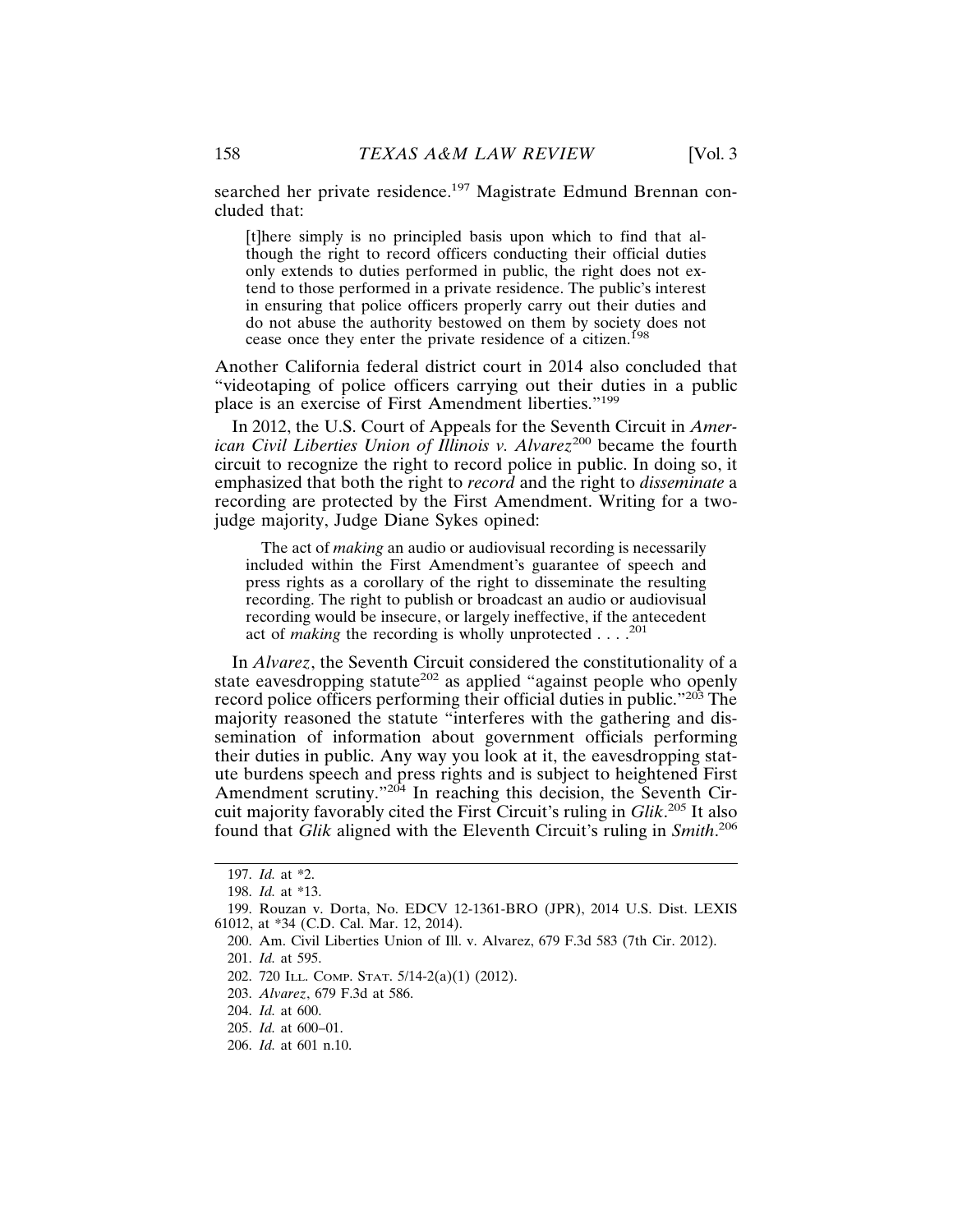searched her private residence.[197] Magistrate Edmund Brennan concluded that:

> [t]here simply is no principled basis upon which to find that although the right to record officers conducting their official duties only extends to duties performed in public, the right does not extend to those performed in a private residence. The public's interest in ensuring that police officers properly carry out their duties and do not abuse the authority bestowed on them by society does not cease once they enter the private residence of a citizen.[198]

Another California federal district court in 2014 also concluded that "videotaping of police officers carrying out their duties in a public place is an exercise of First Amendment liberties."[199]

In 2012, the U.S. Court of Appeals for the Seventh Circuit in *American Civil Liberties Union of Illinois v. Alvarez*[200] became the fourth circuit to recognize the right to record police in public. In doing so, it emphasized that both the right to *record* and the right to *disseminate* a recording are protected by the First Amendment. Writing for a two-judge majority, Judge Diane Sykes opined:

> The act of *making* an audio or audiovisual recording is necessarily included within the First Amendment's guarantee of speech and press rights as a corollary of the right to disseminate the resulting recording. The right to publish or broadcast an audio or audiovisual recording would be insecure, or largely ineffective, if the antecedent act of *making* the recording is wholly unprotected . . . .[201]

In *Alvarez*, the Seventh Circuit considered the constitutionality of a state eavesdropping statute[202] as applied "against people who openly record police officers performing their official duties in public."[203] The majority reasoned the statute "interferes with the gathering and dissemination of information about government officials performing their duties in public. Any way you look at it, the eavesdropping statute burdens speech and press rights and is subject to heightened First Amendment scrutiny."[204] In reaching this decision, the Seventh Circuit majority favorably cited the First Circuit's ruling in *Glik*.[205] It also found that *Glik* aligned with the Eleventh Circuit's ruling in *Smith*.[206]

---

197. *Id.* at *2.

198. *Id.* at *13.

199. Rouzan v. Dorta, No. EDCV 12-1361-BRO (JPR), 2014 U.S. Dist. LEXIS 61012, at *34 (C.D. Cal. Mar. 12, 2014).

200. Am. Civil Liberties Union of Ill. v. Alvarez, 679 F.3d 583 (7th Cir. 2012).

201. *Id.* at 595.

202. 720 ILL. COMP. STAT. 5/14-2(a)(1) (2012).

203. *Alvarez*, 679 F.3d at 586.

204. *Id.* at 600.

205. *Id.* at 600–01.

206. *Id.* at 601 n.10.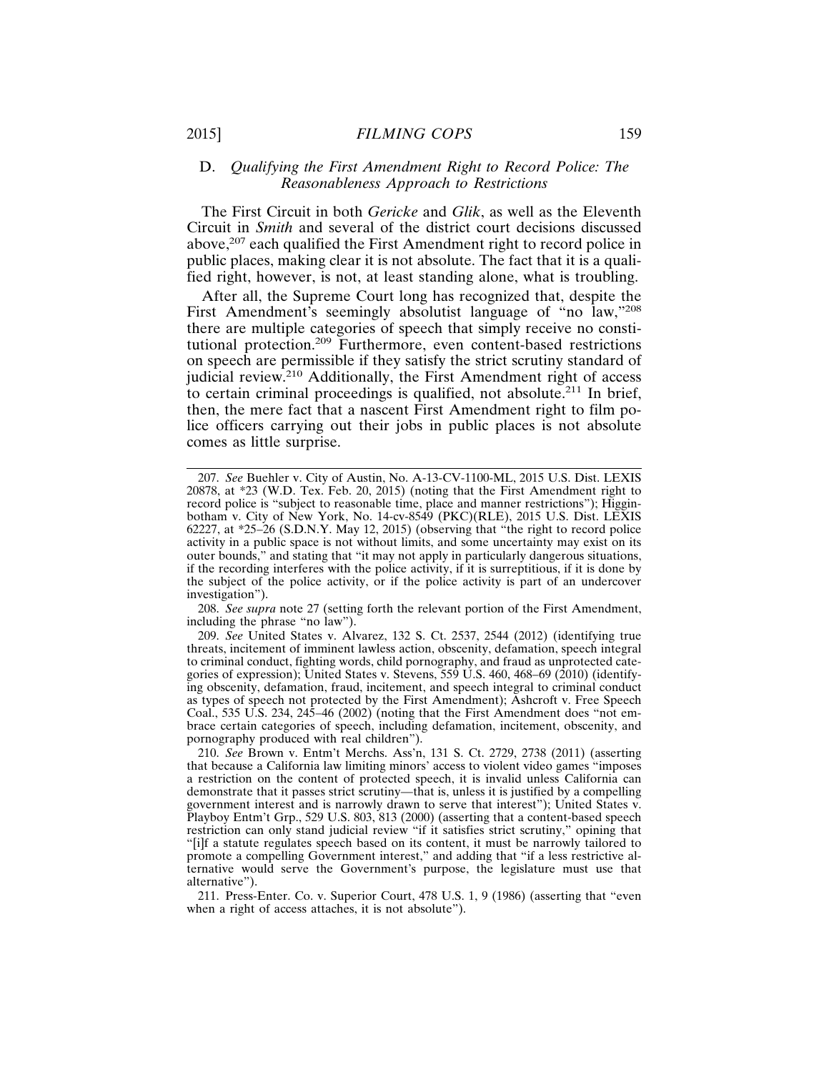### D. *Qualifying the First Amendment Right to Record Police: The Reasonableness Approach to Restrictions*

The First Circuit in both *Gericke* and *Glik*, as well as the Eleventh Circuit in *Smith* and several of the district court decisions discussed above,[207] each qualified the First Amendment right to record police in public places, making clear it is not absolute. The fact that it is a qualified right, however, is not, at least standing alone, what is troubling.

After all, the Supreme Court long has recognized that, despite the First Amendment's seemingly absolutist language of "no law,"[208] there are multiple categories of speech that simply receive no constitutional protection.[209] Furthermore, even content-based restrictions on speech are permissible if they satisfy the strict scrutiny standard of judicial review.[210] Additionally, the First Amendment right of access to certain criminal proceedings is qualified, not absolute.[211] In brief, then, the mere fact that a nascent First Amendment right to film police officers carrying out their jobs in public places is not absolute comes as little surprise.

---

207. *See* Buehler v. City of Austin, No. A-13-CV-1100-ML, 2015 U.S. Dist. LEXIS 20878, at *23 (W.D. Tex. Feb. 20, 2015) (noting that the First Amendment right to record police is "subject to reasonable time, place and manner restrictions"); Higginbotham v. City of New York, No. 14-cv-8549 (PKC)(RLE), 2015 U.S. Dist. LEXIS 62227, at *25–26 (S.D.N.Y. May 12, 2015) (observing that "the right to record police activity in a public space is not without limits, and some uncertainty may exist on its outer bounds," and stating that "it may not apply in particularly dangerous situations, if the recording interferes with the police activity, if it is surreptitious, if it is done by the subject of the police activity, or if the police activity is part of an undercover investigation").

208. *See supra* note 27 (setting forth the relevant portion of the First Amendment, including the phrase "no law").

209. *See* United States v. Alvarez, 132 S. Ct. 2537, 2544 (2012) (identifying true threats, incitement of imminent lawless action, obscenity, defamation, speech integral to criminal conduct, fighting words, child pornography, and fraud as unprotected categories of expression); United States v. Stevens, 559 U.S. 460, 468–69 (2010) (identifying obscenity, defamation, fraud, incitement, and speech integral to criminal conduct as types of speech not protected by the First Amendment); Ashcroft v. Free Speech Coal., 535 U.S. 234, 245–46 (2002) (noting that the First Amendment does "not embrace certain categories of speech, including defamation, incitement, obscenity, and pornography produced with real children").

210. *See* Brown v. Entm't Merchs. Ass'n, 131 S. Ct. 2729, 2738 (2011) (asserting that because a California law limiting minors' access to violent video games "imposes a restriction on the content of protected speech, it is invalid unless California can demonstrate that it passes strict scrutiny—that is, unless it is justified by a compelling government interest and is narrowly drawn to serve that interest"); United States v. Playboy Entm't Grp., 529 U.S. 803, 813 (2000) (asserting that a content-based speech restriction can only stand judicial review "if it satisfies strict scrutiny," opining that "[i]f a statute regulates speech based on its content, it must be narrowly tailored to promote a compelling Government interest," and adding that "if a less restrictive alternative would serve the Government's purpose, the legislature must use that alternative").

211. Press-Enter. Co. v. Superior Court, 478 U.S. 1, 9 (1986) (asserting that "even when a right of access attaches, it is not absolute").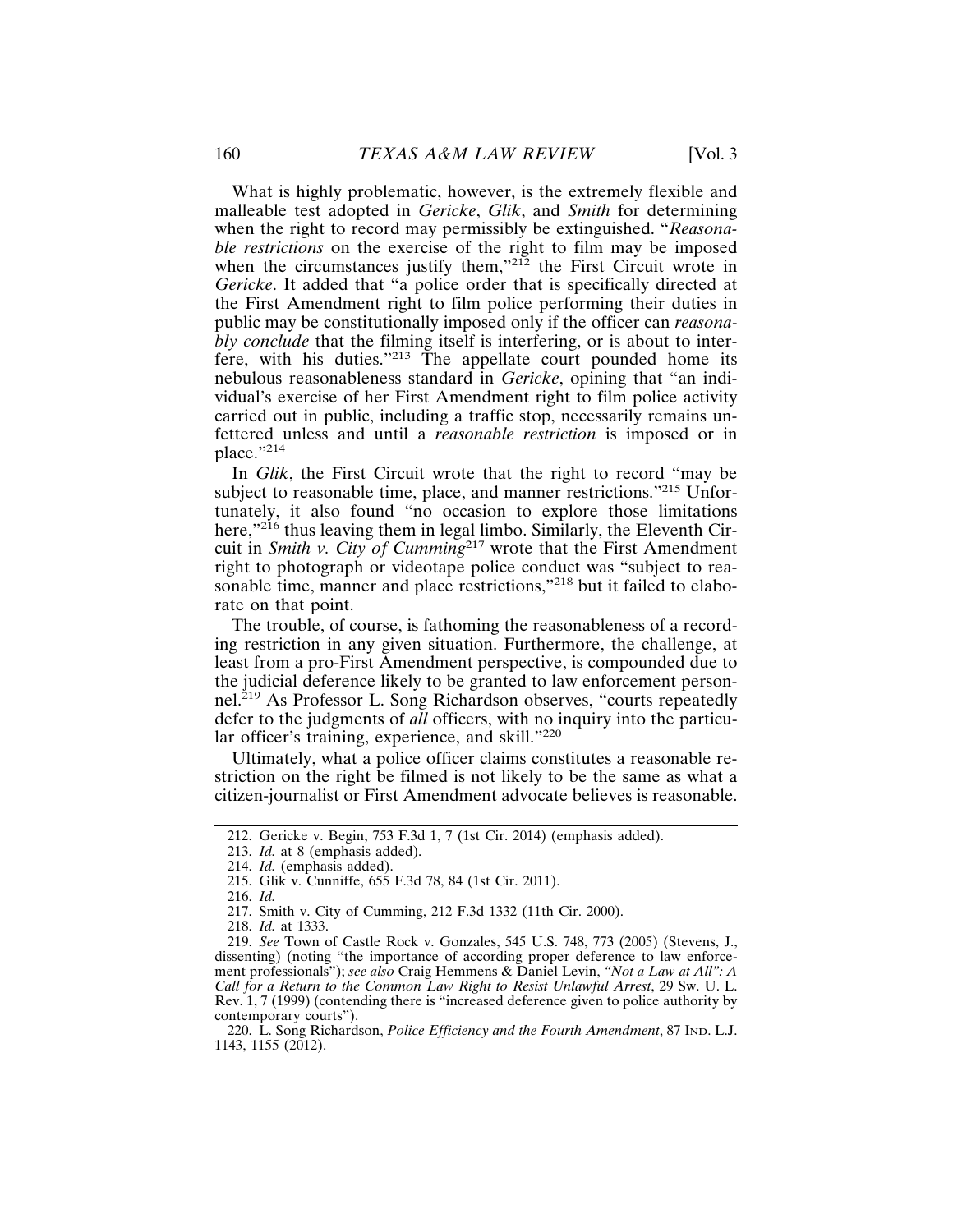What is highly problematic, however, is the extremely flexible and malleable test adopted in *Gericke*, *Glik*, and *Smith* for determining when the right to record may permissibly be extinguished. "*Reasonable restrictions* on the exercise of the right to film may be imposed when the circumstances justify them,"[212] the First Circuit wrote in *Gericke*. It added that "a police order that is specifically directed at the First Amendment right to film police performing their duties in public may be constitutionally imposed only if the officer can *reasonably conclude* that the filming itself is interfering, or is about to interfere, with his duties."[213] The appellate court pounded home its nebulous reasonableness standard in *Gericke*, opining that "an individual's exercise of her First Amendment right to film police activity carried out in public, including a traffic stop, necessarily remains unfettered unless and until a *reasonable restriction* is imposed or in place."[214]

In *Glik*, the First Circuit wrote that the right to record "may be subject to reasonable time, place, and manner restrictions."[215] Unfortunately, it also found "no occasion to explore those limitations here,"[216] thus leaving them in legal limbo. Similarly, the Eleventh Circuit in *Smith v. City of Cumming*[217] wrote that the First Amendment right to photograph or videotape police conduct was "subject to reasonable time, manner and place restrictions,"[218] but it failed to elaborate on that point.

The trouble, of course, is fathoming the reasonableness of a recording restriction in any given situation. Furthermore, the challenge, at least from a pro-First Amendment perspective, is compounded due to the judicial deference likely to be granted to law enforcement personnel.[219] As Professor L. Song Richardson observes, "courts repeatedly defer to the judgments of *all* officers, with no inquiry into the particular officer's training, experience, and skill."[220]

Ultimately, what a police officer claims constitutes a reasonable restriction on the right be filmed is not likely to be the same as what a citizen-journalist or First Amendment advocate believes is reasonable.

---

212. Gericke v. Begin, 753 F.3d 1, 7 (1st Cir. 2014) (emphasis added).

213. *Id.* at 8 (emphasis added).

214. *Id.* (emphasis added).

215. Glik v. Cunniffe, 655 F.3d 78, 84 (1st Cir. 2011).

216. *Id.*

217. Smith v. City of Cumming, 212 F.3d 1332 (11th Cir. 2000).

218. *Id.* at 1333.

219. *See* Town of Castle Rock v. Gonzales, 545 U.S. 748, 773 (2005) (Stevens, J., dissenting) (noting "the importance of according proper deference to law enforcement professionals"); *see also* Craig Hemmens & Daniel Levin, *"Not a Law at All": A Call for a Return to the Common Law Right to Resist Unlawful Arrest*, 29 Sw. U. L. Rev. 1, 7 (1999) (contending there is "increased deference given to police authority by contemporary courts").

220. L. Song Richardson, *Police Efficiency and the Fourth Amendment*, 87 IND. L.J. 1143, 1155 (2012).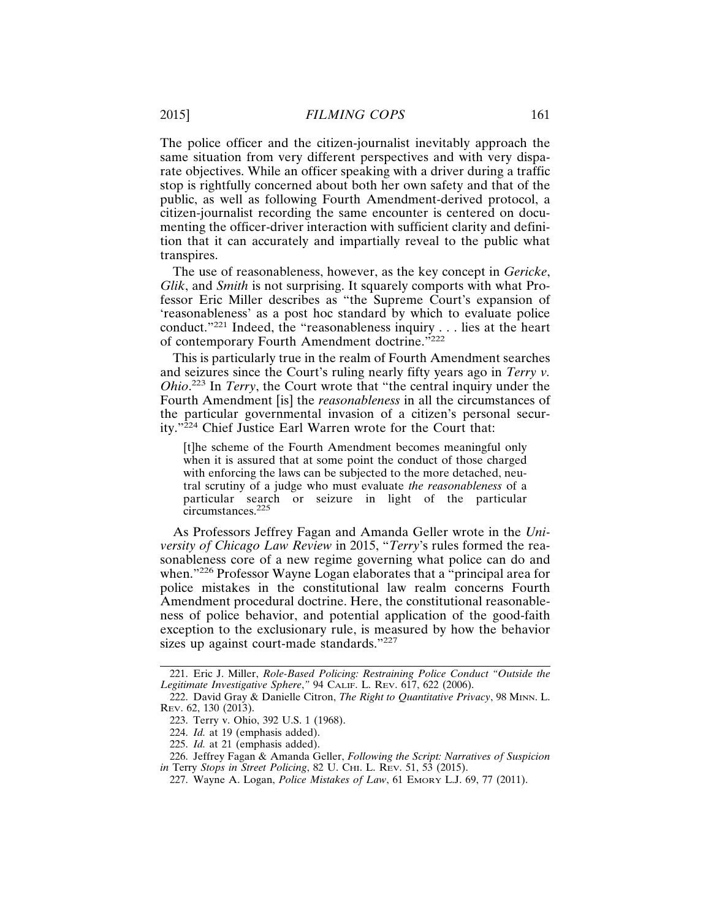The police officer and the citizen-journalist inevitably approach the same situation from very different perspectives and with very disparate objectives. While an officer speaking with a driver during a traffic stop is rightfully concerned about both her own safety and that of the public, as well as following Fourth Amendment-derived protocol, a citizen-journalist recording the same encounter is centered on documenting the officer-driver interaction with sufficient clarity and definition that it can accurately and impartially reveal to the public what transpires.

The use of reasonableness, however, as the key concept in *Gericke*, *Glik*, and *Smith* is not surprising. It squarely comports with what Professor Eric Miller describes as "the Supreme Court's expansion of 'reasonableness' as a post hoc standard by which to evaluate police conduct."[221] Indeed, the "reasonableness inquiry . . . lies at the heart of contemporary Fourth Amendment doctrine."[222]

This is particularly true in the realm of Fourth Amendment searches and seizures since the Court's ruling nearly fifty years ago in *Terry v. Ohio*.[223] In *Terry*, the Court wrote that "the central inquiry under the Fourth Amendment [is] the *reasonableness* in all the circumstances of the particular governmental invasion of a citizen's personal security."[224] Chief Justice Earl Warren wrote for the Court that:

> [t]he scheme of the Fourth Amendment becomes meaningful only when it is assured that at some point the conduct of those charged with enforcing the laws can be subjected to the more detached, neutral scrutiny of a judge who must evaluate *the reasonableness* of a particular search or seizure in light of the particular circumstances.[225]

As Professors Jeffrey Fagan and Amanda Geller wrote in the *University of Chicago Law Review* in 2015, "*Terry*'s rules formed the reasonableness core of a new regime governing what police can do and when."[226] Professor Wayne Logan elaborates that a "principal area for police mistakes in the constitutional law realm concerns Fourth Amendment procedural doctrine. Here, the constitutional reasonableness of police behavior, and potential application of the good-faith exception to the exclusionary rule, is measured by how the behavior sizes up against court-made standards."[227]

---

221. Eric J. Miller, *Role-Based Policing: Restraining Police Conduct "Outside the Legitimate Investigative Sphere*,*"* 94 CALIF. L. REV. 617, 622 (2006).

222. David Gray & Danielle Citron, *The Right to Quantitative Privacy*, 98 MINN. L. REV. 62, 130 (2013).

223. Terry v. Ohio, 392 U.S. 1 (1968).

224. *Id.* at 19 (emphasis added).

225. *Id.* at 21 (emphasis added).

226. Jeffrey Fagan & Amanda Geller, *Following the Script: Narratives of Suspicion in* Terry *Stops in Street Policing*, 82 U. CHI. L. REV. 51, 53 (2015).

227. Wayne A. Logan, *Police Mistakes of Law*, 61 EMORY L.J. 69, 77 (2011).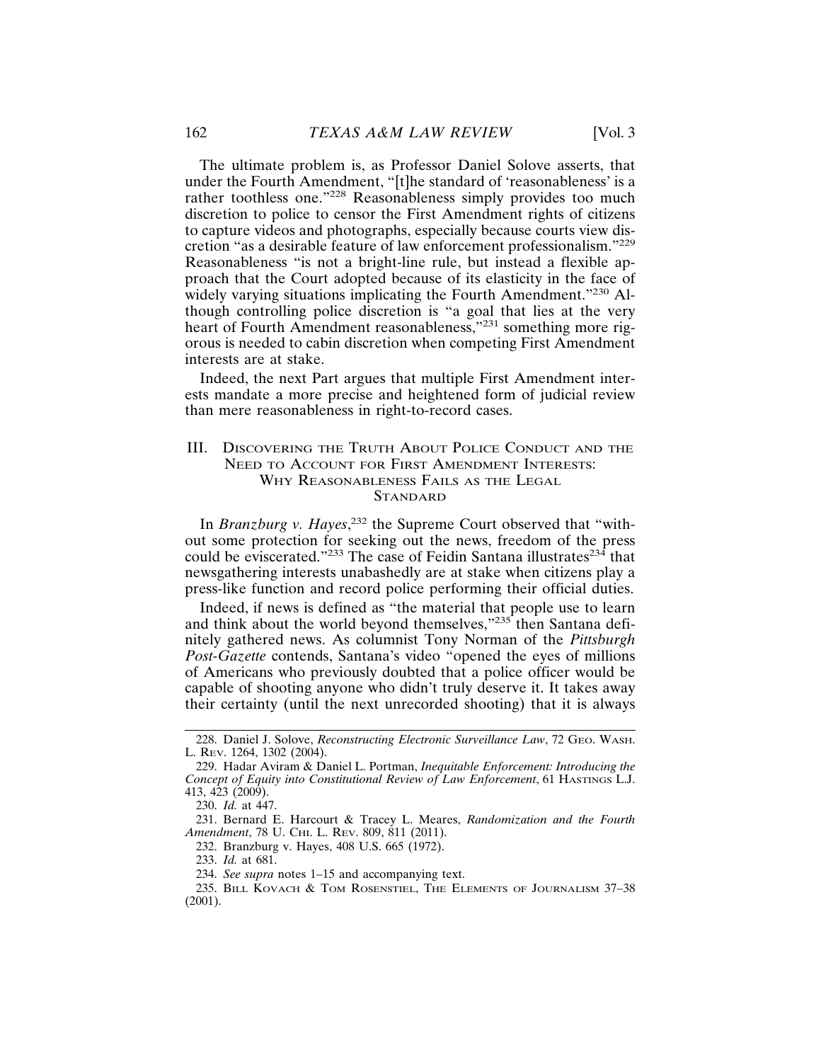The ultimate problem is, as Professor Daniel Solove asserts, that under the Fourth Amendment, "[t]he standard of 'reasonableness' is a rather toothless one."[228] Reasonableness simply provides too much discretion to police to censor the First Amendment rights of citizens to capture videos and photographs, especially because courts view discretion "as a desirable feature of law enforcement professionalism."[229] Reasonableness "is not a bright-line rule, but instead a flexible approach that the Court adopted because of its elasticity in the face of widely varying situations implicating the Fourth Amendment."[230] Although controlling police discretion is "a goal that lies at the very heart of Fourth Amendment reasonableness,"[231] something more rigorous is needed to cabin discretion when competing First Amendment interests are at stake.

Indeed, the next Part argues that multiple First Amendment interests mandate a more precise and heightened form of judicial review than mere reasonableness in right-to-record cases.

## III. Discovering the Truth About Police Conduct and the Need to Account for First Amendment Interests: Why Reasonableness Fails as the Legal Standard

In *Branzburg v. Hayes*,[232] the Supreme Court observed that "without some protection for seeking out the news, freedom of the press could be eviscerated."[233] The case of Feidin Santana illustrates[234] that newsgathering interests unabashedly are at stake when citizens play a press-like function and record police performing their official duties.

Indeed, if news is defined as "the material that people use to learn and think about the world beyond themselves,"[235] then Santana definitely gathered news. As columnist Tony Norman of the *Pittsburgh Post-Gazette* contends, Santana's video "opened the eyes of millions of Americans who previously doubted that a police officer would be capable of shooting anyone who didn't truly deserve it. It takes away their certainty (until the next unrecorded shooting) that it is always

---

228. Daniel J. Solove, *Reconstructing Electronic Surveillance Law*, 72 Geo. Wash. L. Rev. 1264, 1302 (2004).

229. Hadar Aviram & Daniel L. Portman, *Inequitable Enforcement: Introducing the Concept of Equity into Constitutional Review of Law Enforcement*, 61 Hastings L.J. 413, 423 (2009).

230. *Id.* at 447.

231. Bernard E. Harcourt & Tracey L. Meares, *Randomization and the Fourth Amendment*, 78 U. Chi. L. Rev. 809, 811 (2011).

232. Branzburg v. Hayes, 408 U.S. 665 (1972).

233. *Id.* at 681.

234. *See supra* notes 1–15 and accompanying text.

235. Bill Kovach & Tom Rosenstiel, The Elements of Journalism 37–38 (2001).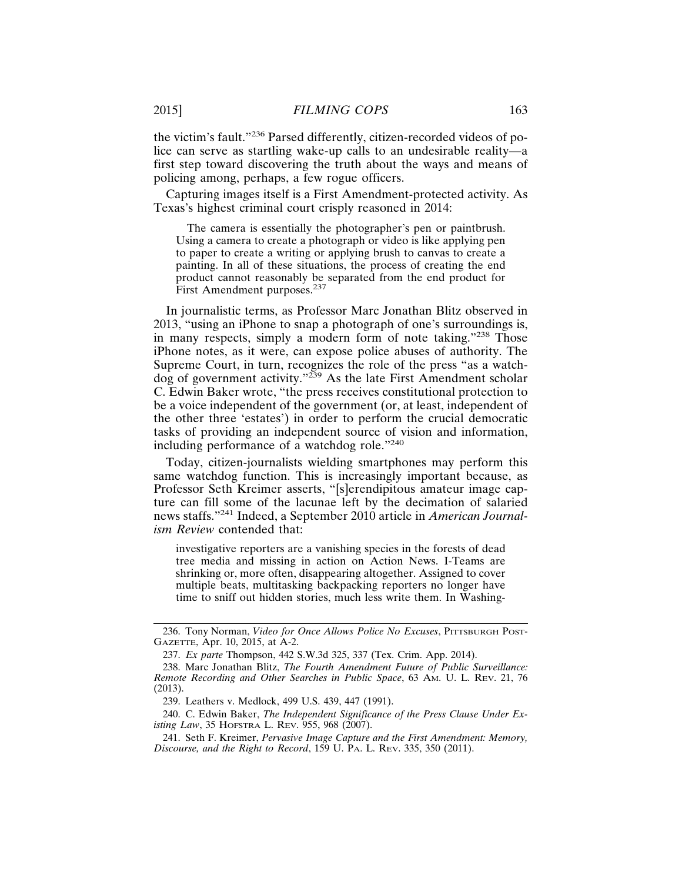the victim's fault."[236] Parsed differently, citizen-recorded videos of police can serve as startling wake-up calls to an undesirable reality—a first step toward discovering the truth about the ways and means of policing among, perhaps, a few rogue officers.

Capturing images itself is a First Amendment-protected activity. As Texas's highest criminal court crisply reasoned in 2014:

> The camera is essentially the photographer's pen or paintbrush. Using a camera to create a photograph or video is like applying pen to paper to create a writing or applying brush to canvas to create a painting. In all of these situations, the process of creating the end product cannot reasonably be separated from the end product for First Amendment purposes.[237]

In journalistic terms, as Professor Marc Jonathan Blitz observed in 2013, "using an iPhone to snap a photograph of one's surroundings is, in many respects, simply a modern form of note taking."[238] Those iPhone notes, as it were, can expose police abuses of authority. The Supreme Court, in turn, recognizes the role of the press "as a watchdog of government activity."[239] As the late First Amendment scholar C. Edwin Baker wrote, "the press receives constitutional protection to be a voice independent of the government (or, at least, independent of the other three 'estates') in order to perform the crucial democratic tasks of providing an independent source of vision and information, including performance of a watchdog role."[240]

Today, citizen-journalists wielding smartphones may perform this same watchdog function. This is increasingly important because, as Professor Seth Kreimer asserts, "[s]erendipitous amateur image capture can fill some of the lacunae left by the decimation of salaried news staffs."[241] Indeed, a September 2010 article in *American Journalism Review* contended that:

> investigative reporters are a vanishing species in the forests of dead tree media and missing in action on Action News. I-Teams are shrinking or, more often, disappearing altogether. Assigned to cover multiple beats, multitasking backpacking reporters no longer have time to sniff out hidden stories, much less write them. In Washing-

---

236. Tony Norman, *Video for Once Allows Police No Excuses*, PITTSBURGH POST-GAZETTE, Apr. 10, 2015, at A-2.

237. *Ex parte* Thompson, 442 S.W.3d 325, 337 (Tex. Crim. App. 2014).

238. Marc Jonathan Blitz, *The Fourth Amendment Future of Public Surveillance: Remote Recording and Other Searches in Public Space*, 63 AM. U. L. REV. 21, 76 (2013).

239. Leathers v. Medlock, 499 U.S. 439, 447 (1991).

240. C. Edwin Baker, *The Independent Significance of the Press Clause Under Existing Law*, 35 HOFSTRA L. REV. 955, 968 (2007).

241. Seth F. Kreimer, *Pervasive Image Capture and the First Amendment: Memory, Discourse, and the Right to Record*, 159 U. PA. L. REV. 335, 350 (2011).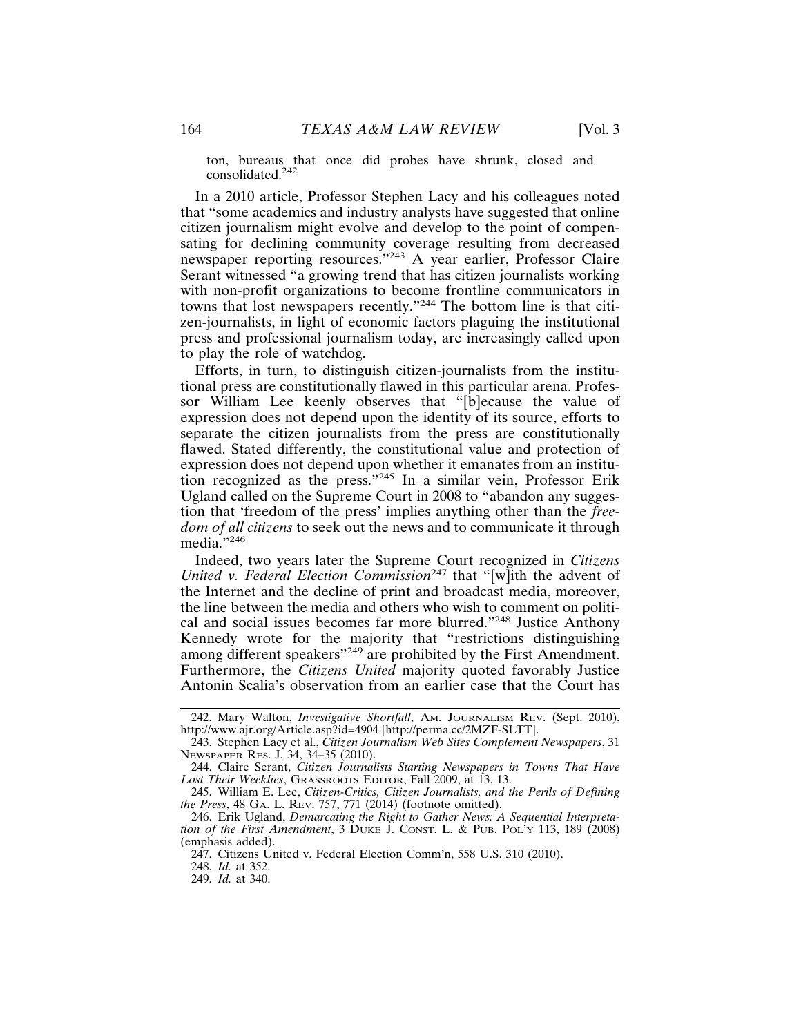ton, bureaus that once did probes have shrunk, closed and consolidated.[242]

In a 2010 article, Professor Stephen Lacy and his colleagues noted that "some academics and industry analysts have suggested that online citizen journalism might evolve and develop to the point of compensating for declining community coverage resulting from decreased newspaper reporting resources."[243] A year earlier, Professor Claire Serant witnessed "a growing trend that has citizen journalists working with non-profit organizations to become frontline communicators in towns that lost newspapers recently."[244] The bottom line is that citizen-journalists, in light of economic factors plaguing the institutional press and professional journalism today, are increasingly called upon to play the role of watchdog.

Efforts, in turn, to distinguish citizen-journalists from the institutional press are constitutionally flawed in this particular arena. Professor William Lee keenly observes that "[b]ecause the value of expression does not depend upon the identity of its source, efforts to separate the citizen journalists from the press are constitutionally flawed. Stated differently, the constitutional value and protection of expression does not depend upon whether it emanates from an institution recognized as the press."[245] In a similar vein, Professor Erik Ugland called on the Supreme Court in 2008 to "abandon any suggestion that 'freedom of the press' implies anything other than the *freedom of all citizens* to seek out the news and to communicate it through media."[246]

Indeed, two years later the Supreme Court recognized in *Citizens United v. Federal Election Commission*[247] that "[w]ith the advent of the Internet and the decline of print and broadcast media, moreover, the line between the media and others who wish to comment on political and social issues becomes far more blurred."[248] Justice Anthony Kennedy wrote for the majority that "restrictions distinguishing among different speakers"[249] are prohibited by the First Amendment. Furthermore, the *Citizens United* majority quoted favorably Justice Antonin Scalia's observation from an earlier case that the Court has

---

242. Mary Walton, *Investigative Shortfall*, AM. JOURNALISM REV. (Sept. 2010), http://www.ajr.org/Article.asp?id=4904 [http://perma.cc/2MZF-SLTT].

243. Stephen Lacy et al., *Citizen Journalism Web Sites Complement Newspapers*, 31 NEWSPAPER RES. J. 34, 34–35 (2010).

244. Claire Serant, *Citizen Journalists Starting Newspapers in Towns That Have Lost Their Weeklies*, GRASSROOTS EDITOR, Fall 2009, at 13, 13.

245. William E. Lee, *Citizen-Critics, Citizen Journalists, and the Perils of Defining the Press*, 48 GA. L. REV. 757, 771 (2014) (footnote omitted).

246. Erik Ugland, *Demarcating the Right to Gather News: A Sequential Interpretation of the First Amendment*, 3 DUKE J. CONST. L. & PUB. POL'Y 113, 189 (2008) (emphasis added).

247. Citizens United v. Federal Election Comm'n, 558 U.S. 310 (2010).

248. *Id.* at 352.

249. *Id.* at 340.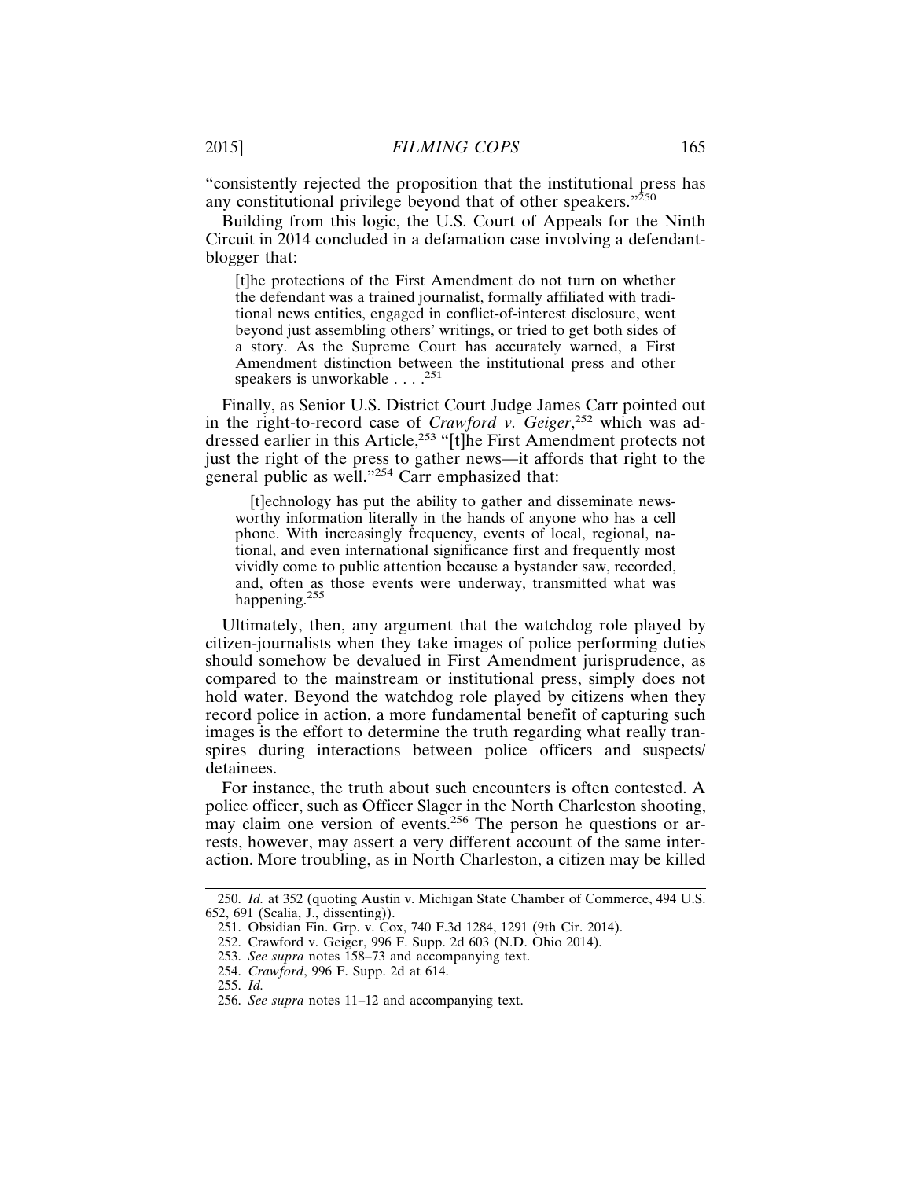"consistently rejected the proposition that the institutional press has any constitutional privilege beyond that of other speakers."[250]

Building from this logic, the U.S. Court of Appeals for the Ninth Circuit in 2014 concluded in a defamation case involving a defendant-blogger that:

> [t]he protections of the First Amendment do not turn on whether the defendant was a trained journalist, formally affiliated with traditional news entities, engaged in conflict-of-interest disclosure, went beyond just assembling others' writings, or tried to get both sides of a story. As the Supreme Court has accurately warned, a First Amendment distinction between the institutional press and other speakers is unworkable . . . .[251]

Finally, as Senior U.S. District Court Judge James Carr pointed out in the right-to-record case of *Crawford v. Geiger*,[252] which was addressed earlier in this Article,[253] "[t]he First Amendment protects not just the right of the press to gather news—it affords that right to the general public as well."[254] Carr emphasized that:

> [t]echnology has put the ability to gather and disseminate newsworthy information literally in the hands of anyone who has a cell phone. With increasingly frequency, events of local, regional, national, and even international significance first and frequently most vividly come to public attention because a bystander saw, recorded, and, often as those events were underway, transmitted what was happening.[255]

Ultimately, then, any argument that the watchdog role played by citizen-journalists when they take images of police performing duties should somehow be devalued in First Amendment jurisprudence, as compared to the mainstream or institutional press, simply does not hold water. Beyond the watchdog role played by citizens when they record police in action, a more fundamental benefit of capturing such images is the effort to determine the truth regarding what really transpires during interactions between police officers and suspects/detainees.

For instance, the truth about such encounters is often contested. A police officer, such as Officer Slager in the North Charleston shooting, may claim one version of events.[256] The person he questions or arrests, however, may assert a very different account of the same interaction. More troubling, as in North Charleston, a citizen may be killed

---

250. *Id.* at 352 (quoting Austin v. Michigan State Chamber of Commerce, 494 U.S. 652, 691 (Scalia, J., dissenting)).

251. Obsidian Fin. Grp. v. Cox, 740 F.3d 1284, 1291 (9th Cir. 2014).

252. Crawford v. Geiger, 996 F. Supp. 2d 603 (N.D. Ohio 2014).

253. *See supra* notes 158–73 and accompanying text.

254. *Crawford*, 996 F. Supp. 2d at 614.

255. *Id.*

256. *See supra* notes 11–12 and accompanying text.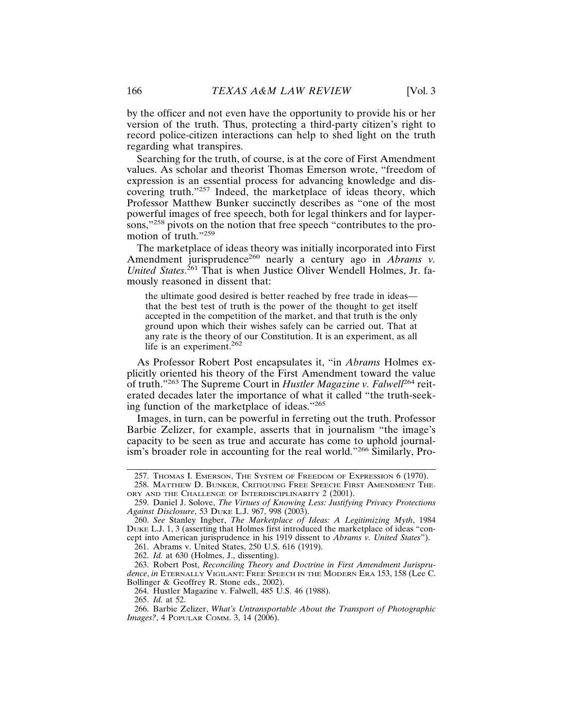by the officer and not even have the opportunity to provide his or her version of the truth. Thus, protecting a third-party citizen's right to record police-citizen interactions can help to shed light on the truth regarding what transpires.

Searching for the truth, of course, is at the core of First Amendment values. As scholar and theorist Thomas Emerson wrote, "freedom of expression is an essential process for advancing knowledge and discovering truth."[257] Indeed, the marketplace of ideas theory, which Professor Matthew Bunker succinctly describes as "one of the most powerful images of free speech, both for legal thinkers and for laypersons,"[258] pivots on the notion that free speech "contributes to the promotion of truth."[259]

The marketplace of ideas theory was initially incorporated into First Amendment jurisprudence[260] nearly a century ago in *Abrams v. United States*.[261] That is when Justice Oliver Wendell Holmes, Jr. famously reasoned in dissent that:

> the ultimate good desired is better reached by free trade in ideas—that the best test of truth is the power of the thought to get itself accepted in the competition of the market, and that truth is the only ground upon which their wishes safely can be carried out. That at any rate is the theory of our Constitution. It is an experiment, as all life is an experiment.[262]

As Professor Robert Post encapsulates it, "in *Abrams* Holmes explicitly oriented his theory of the First Amendment toward the value of truth."[263] The Supreme Court in *Hustler Magazine v. Falwell*[264] reiterated decades later the importance of what it called "the truth-seeking function of the marketplace of ideas."[265]

Images, in turn, can be powerful in ferreting out the truth. Professor Barbie Zelizer, for example, asserts that in journalism "the image's capacity to be seen as true and accurate has come to uphold journalism's broader role in accounting for the real world."[266] Similarly, Pro-

---

257. Thomas I. Emerson, The System of Freedom of Expression 6 (1970).

258. Matthew D. Bunker, Critiquing Free Speech: First Amendment Theory and the Challenge of Interdisciplinarity 2 (2001).

259. Daniel J. Solove, *The Virtues of Knowing Less: Justifying Privacy Protections Against Disclosure*, 53 Duke L.J. 967, 998 (2003).

260. *See* Stanley Ingber, *The Marketplace of Ideas: A Legitimizing Myth*, 1984 Duke L.J. 1, 3 (asserting that Holmes first introduced the marketplace of ideas "concept into American jurisprudence in his 1919 dissent to *Abrams v. United States*").

261. Abrams v. United States, 250 U.S. 616 (1919).

262. *Id.* at 630 (Holmes, J., dissenting).

263. Robert Post, *Reconciling Theory and Doctrine in First Amendment Jurisprudence*, *in* Eternally Vigilant: Free Speech in the Modern Era 153, 158 (Lee C. Bollinger & Geoffrey R. Stone eds., 2002).

264. Hustler Magazine v. Falwell, 485 U.S. 46 (1988).

265. *Id.* at 52.

266. Barbie Zelizer, *What's Untransportable About the Transport of Photographic Images?*, 4 Popular Comm. 3, 14 (2006).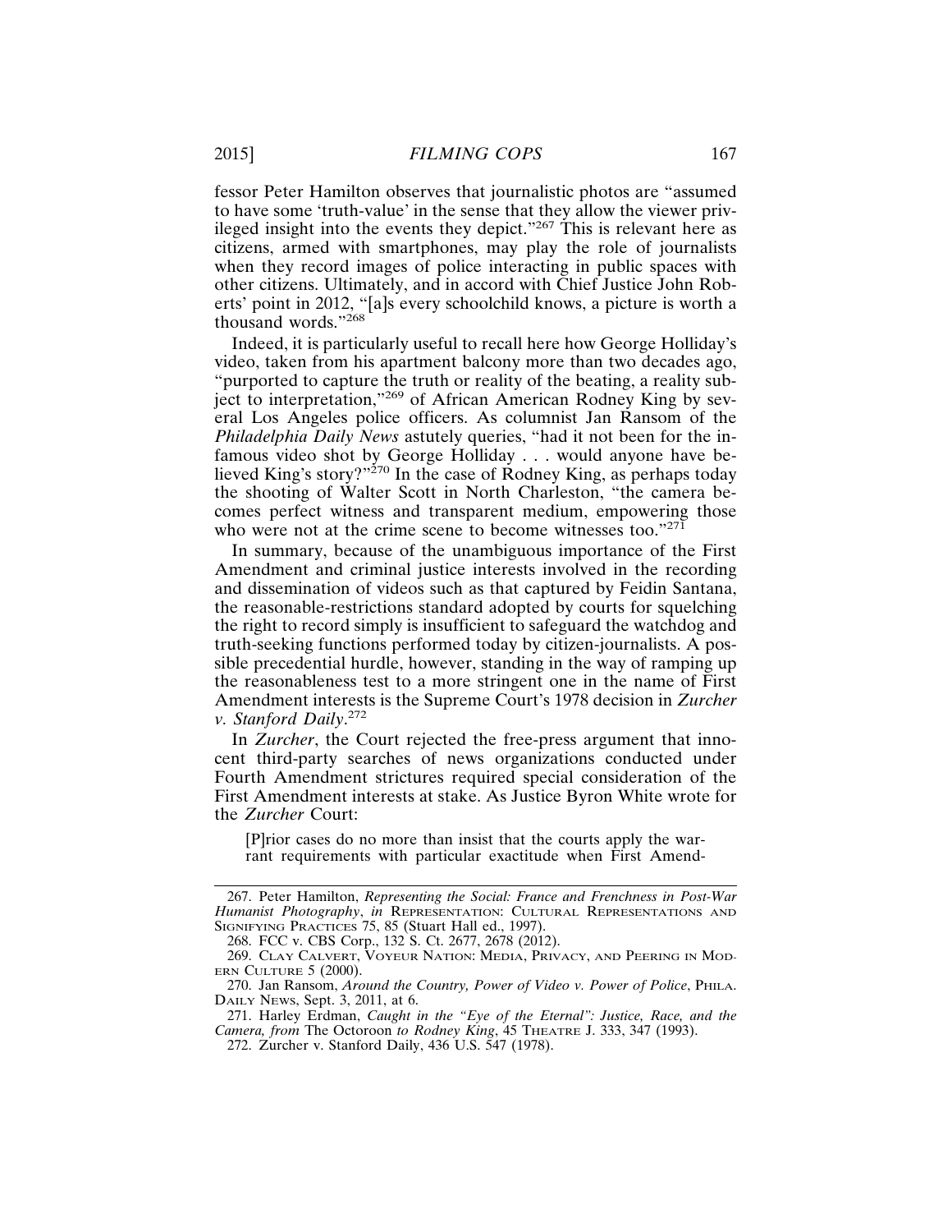fessor Peter Hamilton observes that journalistic photos are "assumed to have some 'truth-value' in the sense that they allow the viewer privileged insight into the events they depict."[267] This is relevant here as citizens, armed with smartphones, may play the role of journalists when they record images of police interacting in public spaces with other citizens. Ultimately, and in accord with Chief Justice John Roberts' point in 2012, "[a]s every schoolchild knows, a picture is worth a thousand words."[268]

Indeed, it is particularly useful to recall here how George Holliday's video, taken from his apartment balcony more than two decades ago, "purported to capture the truth or reality of the beating, a reality subject to interpretation,"[269] of African American Rodney King by several Los Angeles police officers. As columnist Jan Ransom of the *Philadelphia Daily News* astutely queries, "had it not been for the infamous video shot by George Holliday . . . would anyone have believed King's story?"[270] In the case of Rodney King, as perhaps today the shooting of Walter Scott in North Charleston, "the camera becomes perfect witness and transparent medium, empowering those who were not at the crime scene to become witnesses too."[271]

In summary, because of the unambiguous importance of the First Amendment and criminal justice interests involved in the recording and dissemination of videos such as that captured by Feidin Santana, the reasonable-restrictions standard adopted by courts for squelching the right to record simply is insufficient to safeguard the watchdog and truth-seeking functions performed today by citizen-journalists. A possible precedential hurdle, however, standing in the way of ramping up the reasonableness test to a more stringent one in the name of First Amendment interests is the Supreme Court's 1978 decision in *Zurcher v. Stanford Daily*.[272]

In *Zurcher*, the Court rejected the free-press argument that innocent third-party searches of news organizations conducted under Fourth Amendment strictures required special consideration of the First Amendment interests at stake. As Justice Byron White wrote for the *Zurcher* Court:

> [P]rior cases do no more than insist that the courts apply the warrant requirements with particular exactitude when First Amend-

---

267. Peter Hamilton, *Representing the Social: France and Frenchness in Post-War Humanist Photography*, *in* REPRESENTATION: CULTURAL REPRESENTATIONS AND SIGNIFYING PRACTICES 75, 85 (Stuart Hall ed., 1997).

268. FCC v. CBS Corp., 132 S. Ct. 2677, 2678 (2012).

269. CLAY CALVERT, VOYEUR NATION: MEDIA, PRIVACY, AND PEERING IN MODERN CULTURE 5 (2000).

270. Jan Ransom, *Around the Country, Power of Video v. Power of Police*, PHILA. DAILY NEWS, Sept. 3, 2011, at 6.

271. Harley Erdman, *Caught in the "Eye of the Eternal": Justice, Race, and the Camera, from* The Octoroon *to Rodney King*, 45 THEATRE J. 333, 347 (1993).

272. Zurcher v. Stanford Daily, 436 U.S. 547 (1978).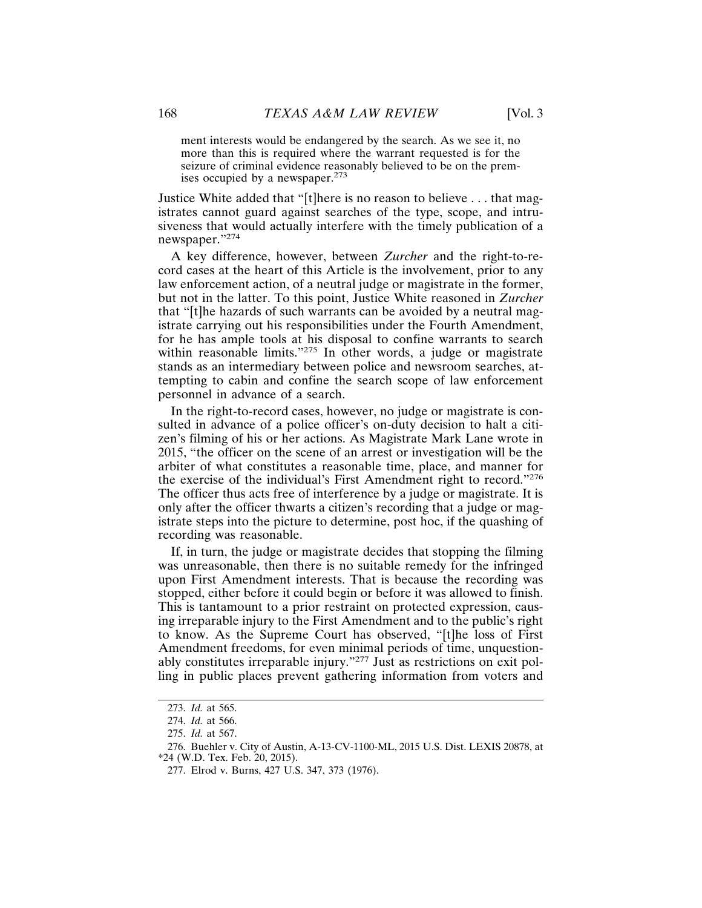ment interests would be endangered by the search. As we see it, no more than this is required where the warrant requested is for the seizure of criminal evidence reasonably believed to be on the premises occupied by a newspaper.[273]

Justice White added that "[t]here is no reason to believe . . . that magistrates cannot guard against searches of the type, scope, and intrusiveness that would actually interfere with the timely publication of a newspaper."[274]

A key difference, however, between *Zurcher* and the right-to-record cases at the heart of this Article is the involvement, prior to any law enforcement action, of a neutral judge or magistrate in the former, but not in the latter. To this point, Justice White reasoned in *Zurcher* that "[t]he hazards of such warrants can be avoided by a neutral magistrate carrying out his responsibilities under the Fourth Amendment, for he has ample tools at his disposal to confine warrants to search within reasonable limits."[275] In other words, a judge or magistrate stands as an intermediary between police and newsroom searches, attempting to cabin and confine the search scope of law enforcement personnel in advance of a search.

In the right-to-record cases, however, no judge or magistrate is consulted in advance of a police officer's on-duty decision to halt a citizen's filming of his or her actions. As Magistrate Mark Lane wrote in 2015, "the officer on the scene of an arrest or investigation will be the arbiter of what constitutes a reasonable time, place, and manner for the exercise of the individual's First Amendment right to record."[276] The officer thus acts free of interference by a judge or magistrate. It is only after the officer thwarts a citizen's recording that a judge or magistrate steps into the picture to determine, post hoc, if the quashing of recording was reasonable.

If, in turn, the judge or magistrate decides that stopping the filming was unreasonable, then there is no suitable remedy for the infringed upon First Amendment interests. That is because the recording was stopped, either before it could begin or before it was allowed to finish. This is tantamount to a prior restraint on protected expression, causing irreparable injury to the First Amendment and to the public's right to know. As the Supreme Court has observed, "[t]he loss of First Amendment freedoms, for even minimal periods of time, unquestionably constitutes irreparable injury."[277] Just as restrictions on exit polling in public places prevent gathering information from voters and

---

273. *Id.* at 565.

274. *Id.* at 566.

275. *Id.* at 567.

276. Buehler v. City of Austin, A-13-CV-1100-ML, 2015 U.S. Dist. LEXIS 20878, at *24 (W.D. Tex. Feb. 20, 2015).

277. Elrod v. Burns, 427 U.S. 347, 373 (1976).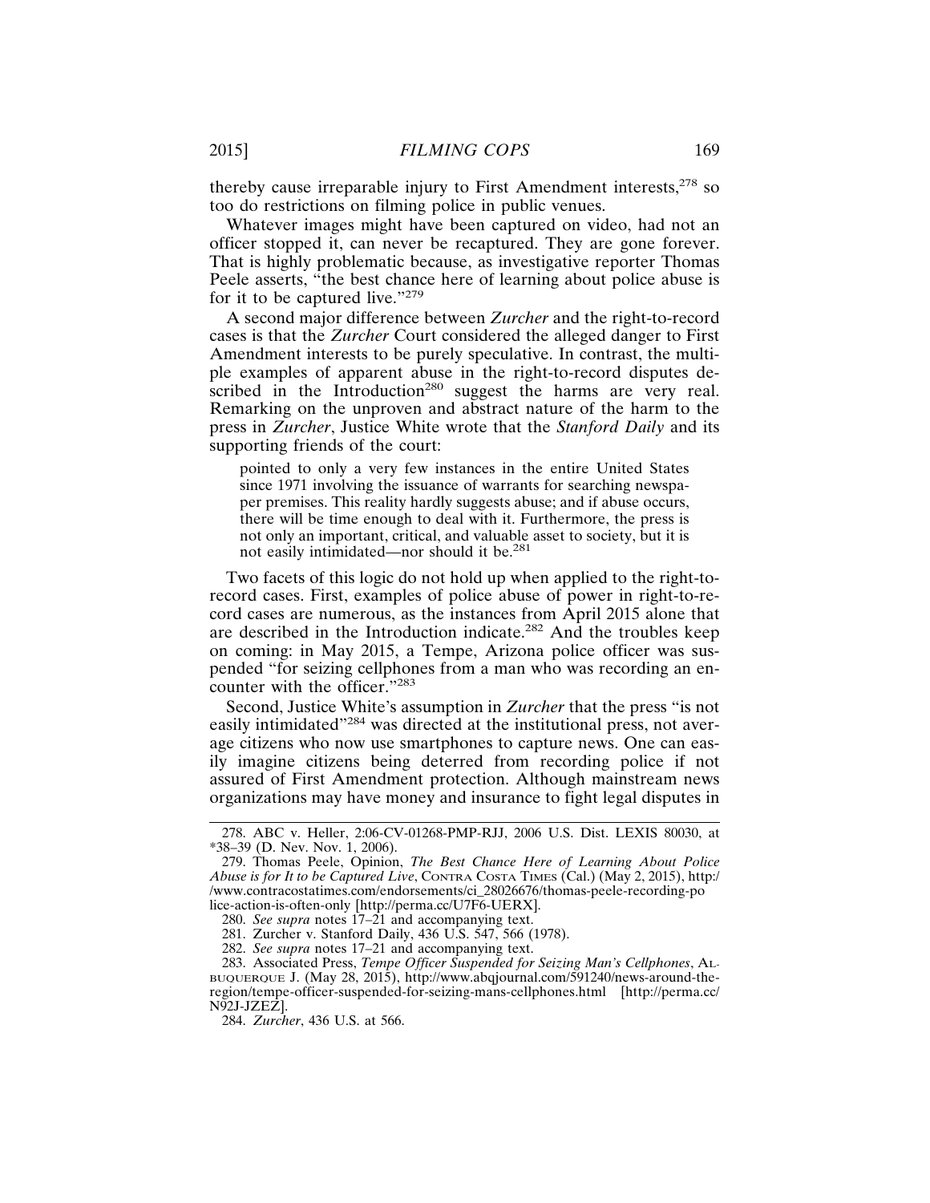thereby cause irreparable injury to First Amendment interests,[278] so too do restrictions on filming police in public venues.

Whatever images might have been captured on video, had not an officer stopped it, can never be recaptured. They are gone forever. That is highly problematic because, as investigative reporter Thomas Peele asserts, "the best chance here of learning about police abuse is for it to be captured live."[279]

A second major difference between *Zurcher* and the right-to-record cases is that the *Zurcher* Court considered the alleged danger to First Amendment interests to be purely speculative. In contrast, the multiple examples of apparent abuse in the right-to-record disputes described in the Introduction[280] suggest the harms are very real. Remarking on the unproven and abstract nature of the harm to the press in *Zurcher*, Justice White wrote that the *Stanford Daily* and its supporting friends of the court:

> pointed to only a very few instances in the entire United States since 1971 involving the issuance of warrants for searching newspaper premises. This reality hardly suggests abuse; and if abuse occurs, there will be time enough to deal with it. Furthermore, the press is not only an important, critical, and valuable asset to society, but it is not easily intimidated—nor should it be.[281]

Two facets of this logic do not hold up when applied to the right-to-record cases. First, examples of police abuse of power in right-to-record cases are numerous, as the instances from April 2015 alone that are described in the Introduction indicate.[282] And the troubles keep on coming: in May 2015, a Tempe, Arizona police officer was suspended "for seizing cellphones from a man who was recording an encounter with the officer."[283]

Second, Justice White's assumption in *Zurcher* that the press "is not easily intimidated"[284] was directed at the institutional press, not average citizens who now use smartphones to capture news. One can easily imagine citizens being deterred from recording police if not assured of First Amendment protection. Although mainstream news organizations may have money and insurance to fight legal disputes in

---

278. ABC v. Heller, 2:06-CV-01268-PMP-RJJ, 2006 U.S. Dist. LEXIS 80030, at *38–39 (D. Nev. Nov. 1, 2006).

279. Thomas Peele, Opinion, *The Best Chance Here of Learning About Police Abuse is for It to be Captured Live*, CONTRA COSTA TIMES (Cal.) (May 2, 2015), http://www.contracostatimes.com/endorsements/ci_28026676/thomas-peele-recording-police-action-is-often-only [http://perma.cc/U7F6-UERX].

280. *See supra* notes 17–21 and accompanying text.

281. Zurcher v. Stanford Daily, 436 U.S. 547, 566 (1978).

282. *See supra* notes 17–21 and accompanying text.

283. Associated Press, *Tempe Officer Suspended for Seizing Man's Cellphones*, ALBUQUERQUE J. (May 28, 2015), http://www.abqjournal.com/591240/news-around-the-region/tempe-officer-suspended-for-seizing-mans-cellphones.html [http://perma.cc/N92J-JZEZ].

284. *Zurcher*, 436 U.S. at 566.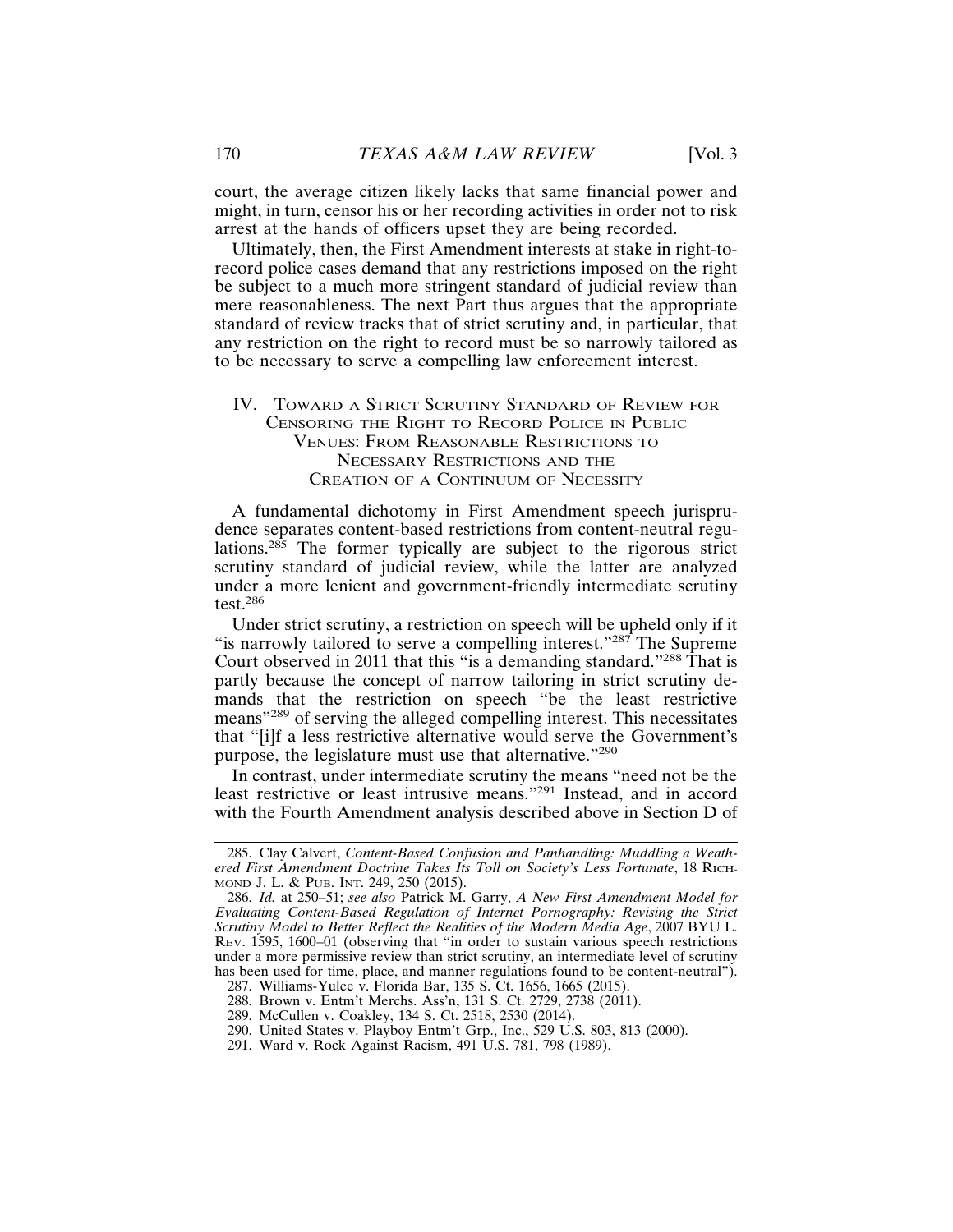court, the average citizen likely lacks that same financial power and might, in turn, censor his or her recording activities in order not to risk arrest at the hands of officers upset they are being recorded.

Ultimately, then, the First Amendment interests at stake in right-to-record police cases demand that any restrictions imposed on the right be subject to a much more stringent standard of judicial review than mere reasonableness. The next Part thus argues that the appropriate standard of review tracks that of strict scrutiny and, in particular, that any restriction on the right to record must be so narrowly tailored as to be necessary to serve a compelling law enforcement interest.

## IV. Toward a Strict Scrutiny Standard of Review for Censoring the Right to Record Police in Public Venues: From Reasonable Restrictions to Necessary Restrictions and the Creation of a Continuum of Necessity

A fundamental dichotomy in First Amendment speech jurisprudence separates content-based restrictions from content-neutral regulations.[285] The former typically are subject to the rigorous strict scrutiny standard of judicial review, while the latter are analyzed under a more lenient and government-friendly intermediate scrutiny test.[286]

Under strict scrutiny, a restriction on speech will be upheld only if it "is narrowly tailored to serve a compelling interest."[287] The Supreme Court observed in 2011 that this "is a demanding standard."[288] That is partly because the concept of narrow tailoring in strict scrutiny demands that the restriction on speech "be the least restrictive means"[289] of serving the alleged compelling interest. This necessitates that "[i]f a less restrictive alternative would serve the Government's purpose, the legislature must use that alternative."[290]

In contrast, under intermediate scrutiny the means "need not be the least restrictive or least intrusive means."[291] Instead, and in accord with the Fourth Amendment analysis described above in Section D of

---

285. Clay Calvert, *Content-Based Confusion and Panhandling: Muddling a Weathered First Amendment Doctrine Takes Its Toll on Society's Less Fortunate*, 18 Richmond J. L. & Pub. Int. 249, 250 (2015).

286. *Id.* at 250–51; *see also* Patrick M. Garry, *A New First Amendment Model for Evaluating Content-Based Regulation of Internet Pornography: Revising the Strict Scrutiny Model to Better Reflect the Realities of the Modern Media Age*, 2007 BYU L. Rev. 1595, 1600–01 (observing that "in order to sustain various speech restrictions under a more permissive review than strict scrutiny, an intermediate level of scrutiny has been used for time, place, and manner regulations found to be content-neutral").

287. Williams-Yulee v. Florida Bar, 135 S. Ct. 1656, 1665 (2015).

288. Brown v. Entm't Merchs. Ass'n, 131 S. Ct. 2729, 2738 (2011).

289. McCullen v. Coakley, 134 S. Ct. 2518, 2530 (2014).

290. United States v. Playboy Entm't Grp., Inc., 529 U.S. 803, 813 (2000).

291. Ward v. Rock Against Racism, 491 U.S. 781, 798 (1989).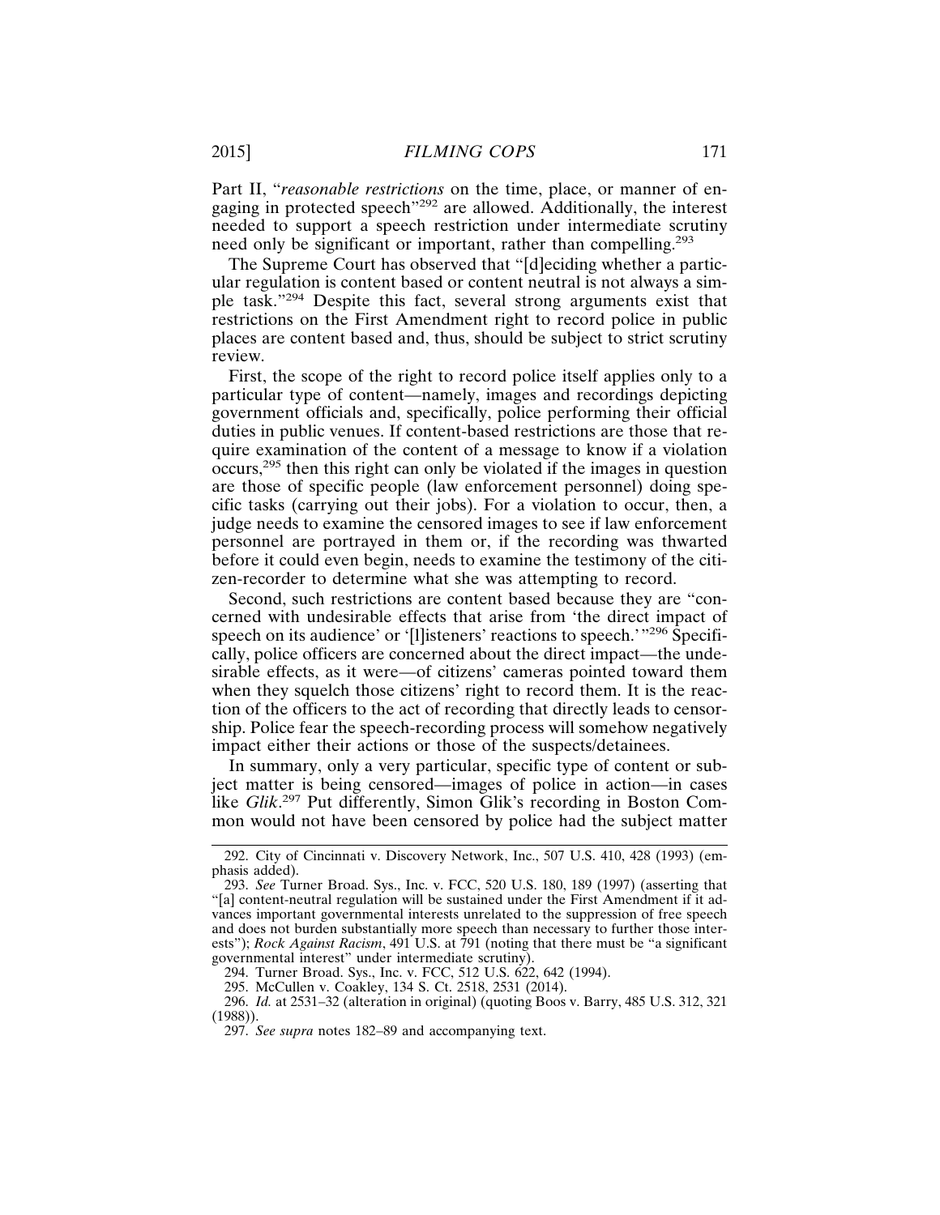Part II, "*reasonable restrictions* on the time, place, or manner of engaging in protected speech"[292] are allowed. Additionally, the interest needed to support a speech restriction under intermediate scrutiny need only be significant or important, rather than compelling.[293]

The Supreme Court has observed that "[d]eciding whether a particular regulation is content based or content neutral is not always a simple task."[294] Despite this fact, several strong arguments exist that restrictions on the First Amendment right to record police in public places are content based and, thus, should be subject to strict scrutiny review.

First, the scope of the right to record police itself applies only to a particular type of content—namely, images and recordings depicting government officials and, specifically, police performing their official duties in public venues. If content-based restrictions are those that require examination of the content of a message to know if a violation occurs,[295] then this right can only be violated if the images in question are those of specific people (law enforcement personnel) doing specific tasks (carrying out their jobs). For a violation to occur, then, a judge needs to examine the censored images to see if law enforcement personnel are portrayed in them or, if the recording was thwarted before it could even begin, needs to examine the testimony of the citizen-recorder to determine what she was attempting to record.

Second, such restrictions are content based because they are "concerned with undesirable effects that arise from 'the direct impact of speech on its audience' or '[l]isteners' reactions to speech.'"[296] Specifically, police officers are concerned about the direct impact—the undesirable effects, as it were—of citizens' cameras pointed toward them when they squelch those citizens' right to record them. It is the reaction of the officers to the act of recording that directly leads to censorship. Police fear the speech-recording process will somehow negatively impact either their actions or those of the suspects/detainees.

In summary, only a very particular, specific type of content or subject matter is being censored—images of police in action—in cases like *Glik*.[297] Put differently, Simon Glik's recording in Boston Common would not have been censored by police had the subject matter

---

292. City of Cincinnati v. Discovery Network, Inc., 507 U.S. 410, 428 (1993) (emphasis added).

293. *See* Turner Broad. Sys., Inc. v. FCC, 520 U.S. 180, 189 (1997) (asserting that "[a] content-neutral regulation will be sustained under the First Amendment if it advances important governmental interests unrelated to the suppression of free speech and does not burden substantially more speech than necessary to further those interests"); *Rock Against Racism*, 491 U.S. at 791 (noting that there must be "a significant governmental interest" under intermediate scrutiny).

294. Turner Broad. Sys., Inc. v. FCC, 512 U.S. 622, 642 (1994).

295. McCullen v. Coakley, 134 S. Ct. 2518, 2531 (2014).

296. *Id.* at 2531–32 (alteration in original) (quoting Boos v. Barry, 485 U.S. 312, 321 (1988)).

297. *See supra* notes 182–89 and accompanying text.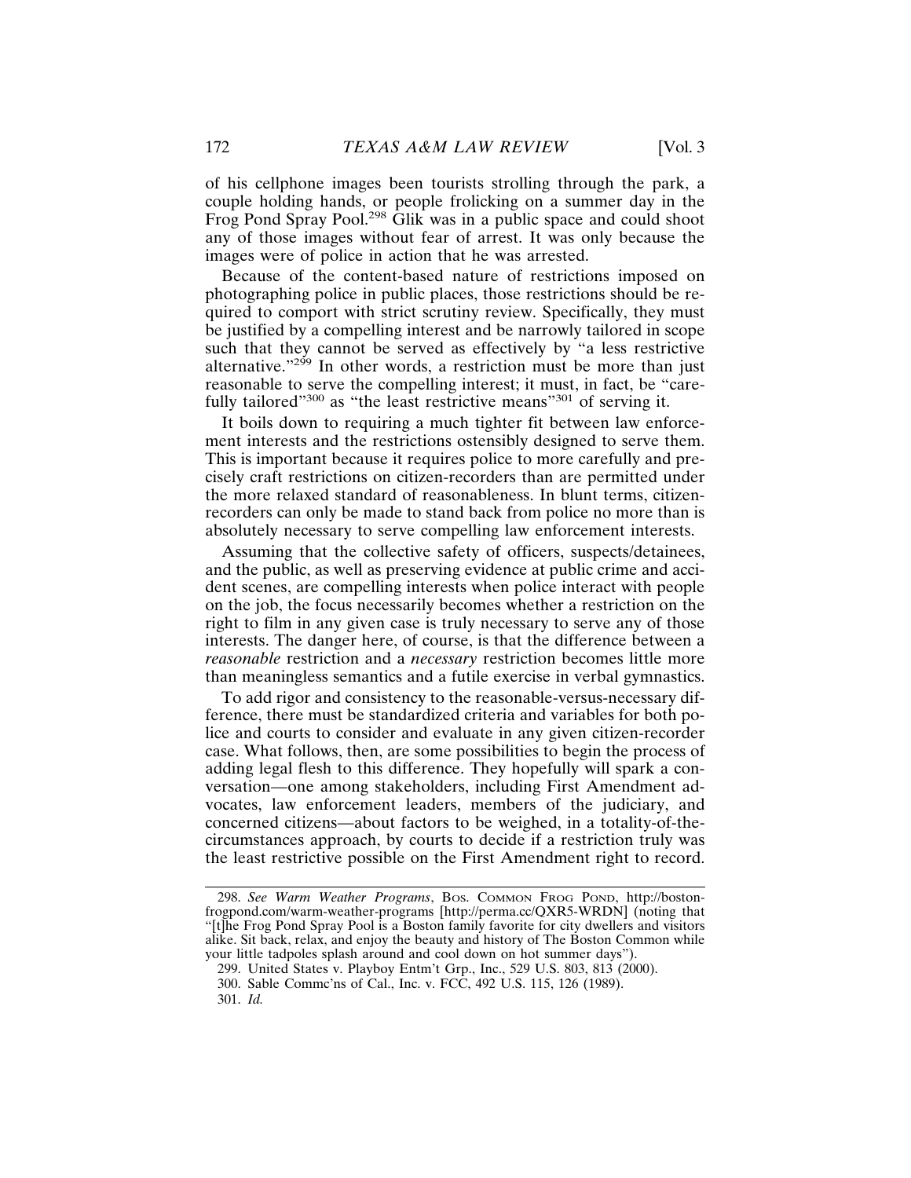of his cellphone images been tourists strolling through the park, a couple holding hands, or people frolicking on a summer day in the Frog Pond Spray Pool.[298] Glik was in a public space and could shoot any of those images without fear of arrest. It was only because the images were of police in action that he was arrested.

Because of the content-based nature of restrictions imposed on photographing police in public places, those restrictions should be required to comport with strict scrutiny review. Specifically, they must be justified by a compelling interest and be narrowly tailored in scope such that they cannot be served as effectively by "a less restrictive alternative."[299] In other words, a restriction must be more than just reasonable to serve the compelling interest; it must, in fact, be "carefully tailored"[300] as "the least restrictive means"[301] of serving it.

It boils down to requiring a much tighter fit between law enforcement interests and the restrictions ostensibly designed to serve them. This is important because it requires police to more carefully and precisely craft restrictions on citizen-recorders than are permitted under the more relaxed standard of reasonableness. In blunt terms, citizen-recorders can only be made to stand back from police no more than is absolutely necessary to serve compelling law enforcement interests.

Assuming that the collective safety of officers, suspects/detainees, and the public, as well as preserving evidence at public crime and accident scenes, are compelling interests when police interact with people on the job, the focus necessarily becomes whether a restriction on the right to film in any given case is truly necessary to serve any of those interests. The danger here, of course, is that the difference between a *reasonable* restriction and a *necessary* restriction becomes little more than meaningless semantics and a futile exercise in verbal gymnastics.

To add rigor and consistency to the reasonable-versus-necessary difference, there must be standardized criteria and variables for both police and courts to consider and evaluate in any given citizen-recorder case. What follows, then, are some possibilities to begin the process of adding legal flesh to this difference. They hopefully will spark a conversation—one among stakeholders, including First Amendment advocates, law enforcement leaders, members of the judiciary, and concerned citizens—about factors to be weighed, in a totality-of-the-circumstances approach, by courts to decide if a restriction truly was the least restrictive possible on the First Amendment right to record.

---

298. *See Warm Weather Programs*, BOS. COMMON FROG POND, http://bostonfrogpond.com/warm-weather-programs [http://perma.cc/QXR5-WRDN] (noting that "[t]he Frog Pond Spray Pool is a Boston family favorite for city dwellers and visitors alike. Sit back, relax, and enjoy the beauty and history of The Boston Common while your little tadpoles splash around and cool down on hot summer days").

299. United States v. Playboy Entm't Grp., Inc., 529 U.S. 803, 813 (2000).

300. Sable Commc'ns of Cal., Inc. v. FCC, 492 U.S. 115, 126 (1989).

301. *Id.*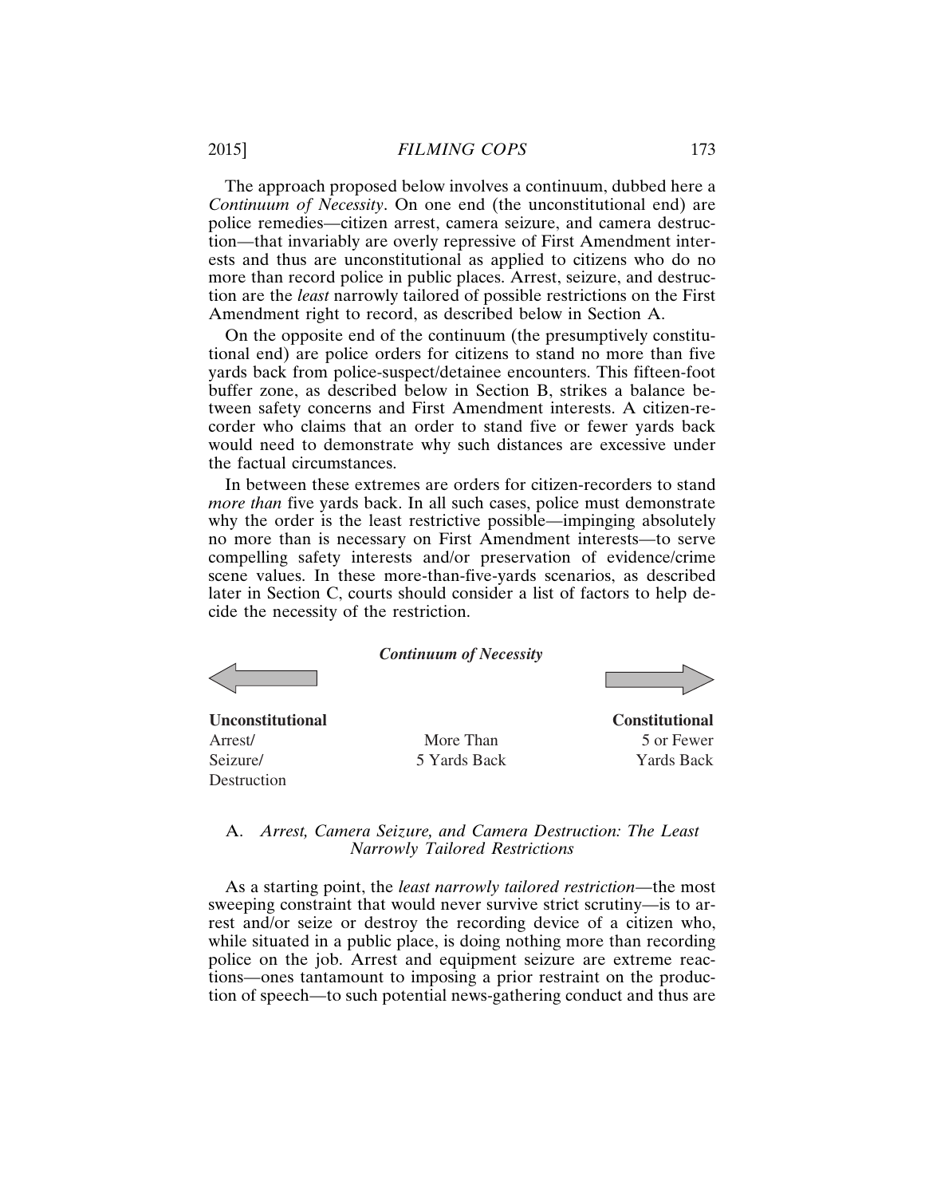The approach proposed below involves a continuum, dubbed here a *Continuum of Necessity*. On one end (the unconstitutional end) are police remedies—citizen arrest, camera seizure, and camera destruction—that invariably are overly repressive of First Amendment interests and thus are unconstitutional as applied to citizens who do no more than record police in public places. Arrest, seizure, and destruction are the *least* narrowly tailored of possible restrictions on the First Amendment right to record, as described below in Section A.

On the opposite end of the continuum (the presumptively constitutional end) are police orders for citizens to stand no more than five yards back from police-suspect/detainee encounters. This fifteen-foot buffer zone, as described below in Section B, strikes a balance between safety concerns and First Amendment interests. A citizen-recorder who claims that an order to stand five or fewer yards back would need to demonstrate why such distances are excessive under the factual circumstances.

In between these extremes are orders for citizen-recorders to stand *more than* five yards back. In all such cases, police must demonstrate why the order is the least restrictive possible—impinging absolutely no more than is necessary on First Amendment interests—to serve compelling safety interests and/or preservation of evidence/crime scene values. In these more-than-five-yards scenarios, as described later in Section C, courts should consider a list of factors to help decide the necessity of the restriction.

***Continuum of Necessity***

| ← **Unconstitutional** | | **Constitutional** → |
|---|---|---|
| Arrest/ Seizure/ Destruction | More Than 5 Yards Back | 5 or Fewer Yards Back |

### A. *Arrest, Camera Seizure, and Camera Destruction: The Least Narrowly Tailored Restrictions*

As a starting point, the *least narrowly tailored restriction*—the most sweeping constraint that would never survive strict scrutiny—is to arrest and/or seize or destroy the recording device of a citizen who, while situated in a public place, is doing nothing more than recording police on the job. Arrest and equipment seizure are extreme reactions—ones tantamount to imposing a prior restraint on the production of speech—to such potential news-gathering conduct and thus are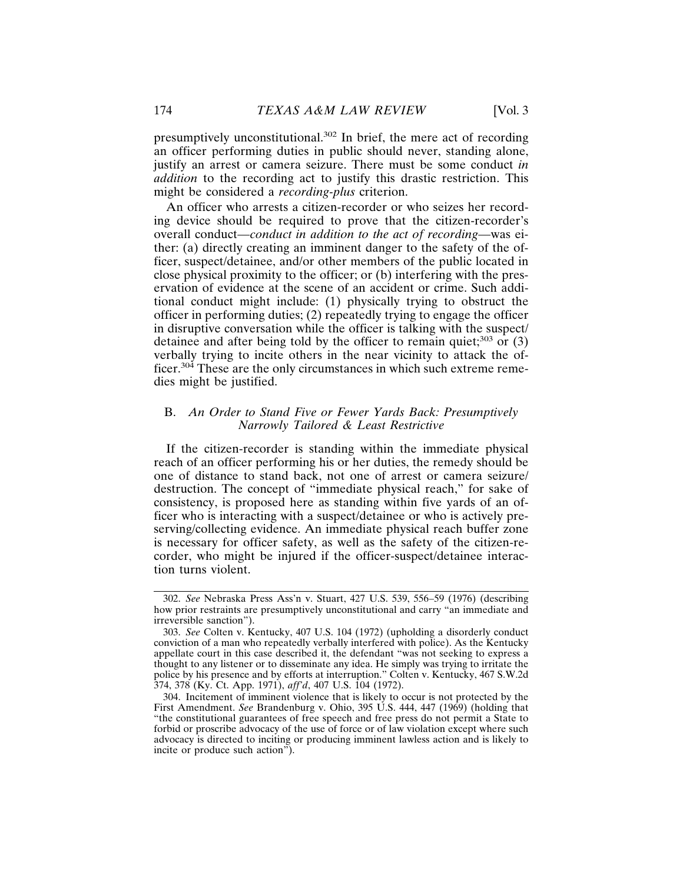presumptively unconstitutional.[302] In brief, the mere act of recording an officer performing duties in public should never, standing alone, justify an arrest or camera seizure. There must be some conduct *in addition* to the recording act to justify this drastic restriction. This might be considered a *recording-plus* criterion.

An officer who arrests a citizen-recorder or who seizes her recording device should be required to prove that the citizen-recorder's overall conduct—*conduct in addition to the act of recording*—was either: (a) directly creating an imminent danger to the safety of the officer, suspect/detainee, and/or other members of the public located in close physical proximity to the officer; or (b) interfering with the preservation of evidence at the scene of an accident or crime. Such additional conduct might include: (1) physically trying to obstruct the officer in performing duties; (2) repeatedly trying to engage the officer in disruptive conversation while the officer is talking with the suspect/detainee and after being told by the officer to remain quiet;[303] or (3) verbally trying to incite others in the near vicinity to attack the officer.[304] These are the only circumstances in which such extreme remedies might be justified.

### B. *An Order to Stand Five or Fewer Yards Back: Presumptively Narrowly Tailored & Least Restrictive*

If the citizen-recorder is standing within the immediate physical reach of an officer performing his or her duties, the remedy should be one of distance to stand back, not one of arrest or camera seizure/destruction. The concept of "immediate physical reach," for sake of consistency, is proposed here as standing within five yards of an officer who is interacting with a suspect/detainee or who is actively preserving/collecting evidence. An immediate physical reach buffer zone is necessary for officer safety, as well as the safety of the citizen-recorder, who might be injured if the officer-suspect/detainee interaction turns violent.

---

302. *See* Nebraska Press Ass'n v. Stuart, 427 U.S. 539, 556–59 (1976) (describing how prior restraints are presumptively unconstitutional and carry "an immediate and irreversible sanction").

303. *See* Colten v. Kentucky, 407 U.S. 104 (1972) (upholding a disorderly conduct conviction of a man who repeatedly verbally interfered with police). As the Kentucky appellate court in this case described it, the defendant "was not seeking to express a thought to any listener or to disseminate any idea. He simply was trying to irritate the police by his presence and by efforts at interruption." Colten v. Kentucky, 467 S.W.2d 374, 378 (Ky. Ct. App. 1971), *aff'd*, 407 U.S. 104 (1972).

304. Incitement of imminent violence that is likely to occur is not protected by the First Amendment. *See* Brandenburg v. Ohio, 395 U.S. 444, 447 (1969) (holding that "the constitutional guarantees of free speech and free press do not permit a State to forbid or proscribe advocacy of the use of force or of law violation except where such advocacy is directed to inciting or producing imminent lawless action and is likely to incite or produce such action").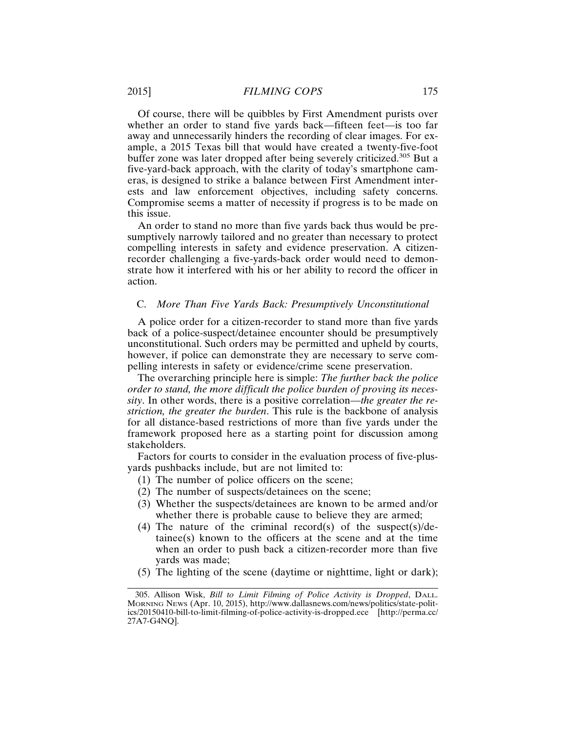Of course, there will be quibbles by First Amendment purists over whether an order to stand five yards back—fifteen feet—is too far away and unnecessarily hinders the recording of clear images. For example, a 2015 Texas bill that would have created a twenty-five-foot buffer zone was later dropped after being severely criticized.[305] But a five-yard-back approach, with the clarity of today's smartphone cameras, is designed to strike a balance between First Amendment interests and law enforcement objectives, including safety concerns. Compromise seems a matter of necessity if progress is to be made on this issue.

An order to stand no more than five yards back thus would be presumptively narrowly tailored and no greater than necessary to protect compelling interests in safety and evidence preservation. A citizen-recorder challenging a five-yards-back order would need to demonstrate how it interfered with his or her ability to record the officer in action.

### C. *More Than Five Yards Back: Presumptively Unconstitutional*

A police order for a citizen-recorder to stand more than five yards back of a police-suspect/detainee encounter should be presumptively unconstitutional. Such orders may be permitted and upheld by courts, however, if police can demonstrate they are necessary to serve compelling interests in safety or evidence/crime scene preservation.

The overarching principle here is simple: *The further back the police order to stand, the more difficult the police burden of proving its necessity*. In other words, there is a positive correlation—*the greater the restriction, the greater the burden*. This rule is the backbone of analysis for all distance-based restrictions of more than five yards under the framework proposed here as a starting point for discussion among stakeholders.

Factors for courts to consider in the evaluation process of five-plus-yards pushbacks include, but are not limited to:

(1) The number of police officers on the scene;
(2) The number of suspects/detainees on the scene;
(3) Whether the suspects/detainees are known to be armed and/or whether there is probable cause to believe they are armed;
(4) The nature of the criminal record(s) of the suspect(s)/detainee(s) known to the officers at the scene and at the time when an order to push back a citizen-recorder more than five yards was made;
(5) The lighting of the scene (daytime or nighttime, light or dark);

---

305. Allison Wisk, *Bill to Limit Filming of Police Activity is Dropped*, DALL. MORNING NEWS (Apr. 10, 2015), http://www.dallasnews.com/news/politics/state-politics/20150410-bill-to-limit-filming-of-police-activity-is-dropped.ece [http://perma.cc/27A7-G4NQ].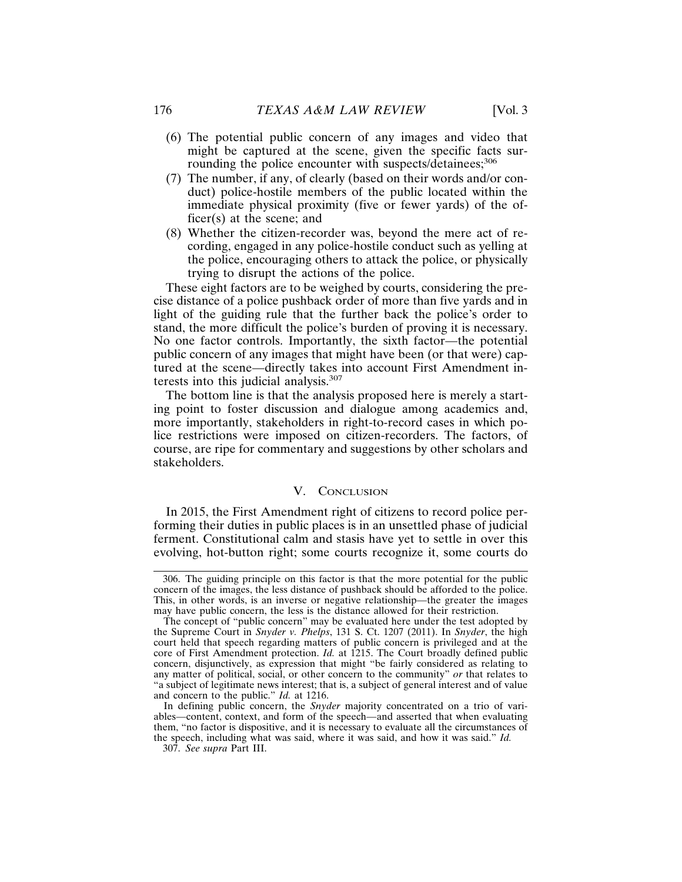(6) The potential public concern of any images and video that might be captured at the scene, given the specific facts surrounding the police encounter with suspects/detainees;[306]

(7) The number, if any, of clearly (based on their words and/or conduct) police-hostile members of the public located within the immediate physical proximity (five or fewer yards) of the officer(s) at the scene; and

(8) Whether the citizen-recorder was, beyond the mere act of recording, engaged in any police-hostile conduct such as yelling at the police, encouraging others to attack the police, or physically trying to disrupt the actions of the police.

These eight factors are to be weighed by courts, considering the precise distance of a police pushback order of more than five yards and in light of the guiding rule that the further back the police's order to stand, the more difficult the police's burden of proving it is necessary. No one factor controls. Importantly, the sixth factor—the potential public concern of any images that might have been (or that were) captured at the scene—directly takes into account First Amendment interests into this judicial analysis.[307]

The bottom line is that the analysis proposed here is merely a starting point to foster discussion and dialogue among academics and, more importantly, stakeholders in right-to-record cases in which police restrictions were imposed on citizen-recorders. The factors, of course, are ripe for commentary and suggestions by other scholars and stakeholders.

## V. Conclusion

In 2015, the First Amendment right of citizens to record police performing their duties in public places is in an unsettled phase of judicial ferment. Constitutional calm and stasis have yet to settle in over this evolving, hot-button right; some courts recognize it, some courts do

---

306. The guiding principle on this factor is that the more potential for the public concern of the images, the less distance of pushback should be afforded to the police. This, in other words, is an inverse or negative relationship—the greater the images may have public concern, the less is the distance allowed for their restriction.

The concept of "public concern" may be evaluated here under the test adopted by the Supreme Court in *Snyder v. Phelps*, 131 S. Ct. 1207 (2011). In *Snyder*, the high court held that speech regarding matters of public concern is privileged and at the core of First Amendment protection. *Id.* at 1215. The Court broadly defined public concern, disjunctively, as expression that might "be fairly considered as relating to any matter of political, social, or other concern to the community" *or* that relates to "a subject of legitimate news interest; that is, a subject of general interest and of value and concern to the public." *Id.* at 1216.

In defining public concern, the *Snyder* majority concentrated on a trio of variables—content, context, and form of the speech—and asserted that when evaluating them, "no factor is dispositive, and it is necessary to evaluate all the circumstances of the speech, including what was said, where it was said, and how it was said." *Id.*

307. *See supra* Part III.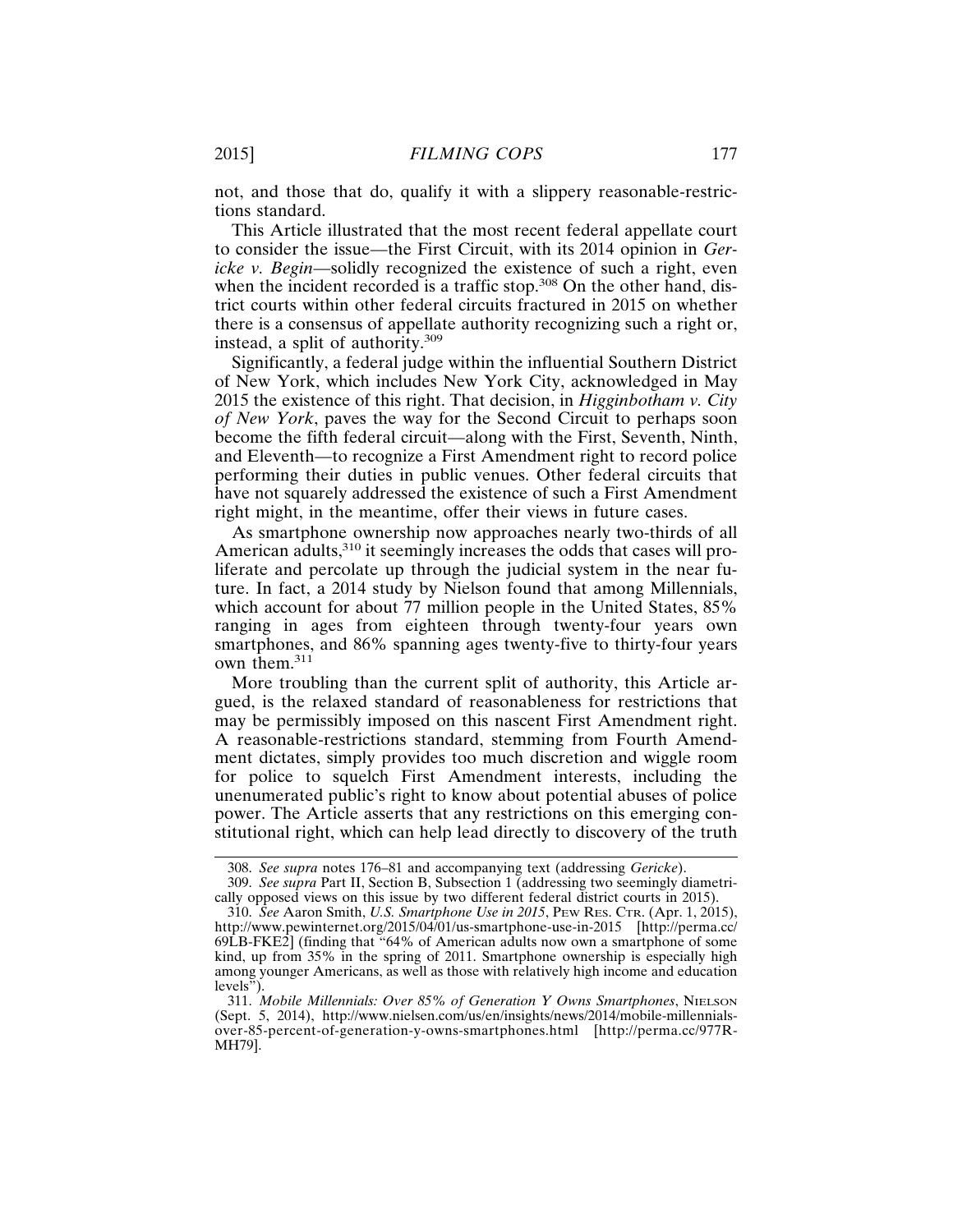not, and those that do, qualify it with a slippery reasonable-restrictions standard.

This Article illustrated that the most recent federal appellate court to consider the issue—the First Circuit, with its 2014 opinion in *Gericke v. Begin*—solidly recognized the existence of such a right, even when the incident recorded is a traffic stop.[308] On the other hand, district courts within other federal circuits fractured in 2015 on whether there is a consensus of appellate authority recognizing such a right or, instead, a split of authority.[309]

Significantly, a federal judge within the influential Southern District of New York, which includes New York City, acknowledged in May 2015 the existence of this right. That decision, in *Higginbotham v. City of New York*, paves the way for the Second Circuit to perhaps soon become the fifth federal circuit—along with the First, Seventh, Ninth, and Eleventh—to recognize a First Amendment right to record police performing their duties in public venues. Other federal circuits that have not squarely addressed the existence of such a First Amendment right might, in the meantime, offer their views in future cases.

As smartphone ownership now approaches nearly two-thirds of all American adults,[310] it seemingly increases the odds that cases will proliferate and percolate up through the judicial system in the near future. In fact, a 2014 study by Nielson found that among Millennials, which account for about 77 million people in the United States, 85% ranging in ages from eighteen through twenty-four years own smartphones, and 86% spanning ages twenty-five to thirty-four years own them.[311]

More troubling than the current split of authority, this Article argued, is the relaxed standard of reasonableness for restrictions that may be permissibly imposed on this nascent First Amendment right. A reasonable-restrictions standard, stemming from Fourth Amendment dictates, simply provides too much discretion and wiggle room for police to squelch First Amendment interests, including the unenumerated public's right to know about potential abuses of police power. The Article asserts that any restrictions on this emerging constitutional right, which can help lead directly to discovery of the truth

---

308. *See supra* notes 176–81 and accompanying text (addressing *Gericke*).

309. *See supra* Part II, Section B, Subsection 1 (addressing two seemingly diametrically opposed views on this issue by two different federal district courts in 2015).

310. *See* Aaron Smith, *U.S. Smartphone Use in 2015*, PEW RES. CTR. (Apr. 1, 2015), http://www.pewinternet.org/2015/04/01/us-smartphone-use-in-2015 [http://perma.cc/69LB-FKE2] (finding that "64% of American adults now own a smartphone of some kind, up from 35% in the spring of 2011. Smartphone ownership is especially high among younger Americans, as well as those with relatively high income and education levels").

311. *Mobile Millennials: Over 85% of Generation Y Owns Smartphones*, NIELSON (Sept. 5, 2014), http://www.nielsen.com/us/en/insights/news/2014/mobile-millennials-over-85-percent-of-generation-y-owns-smartphones.html [http://perma.cc/977R-MH79].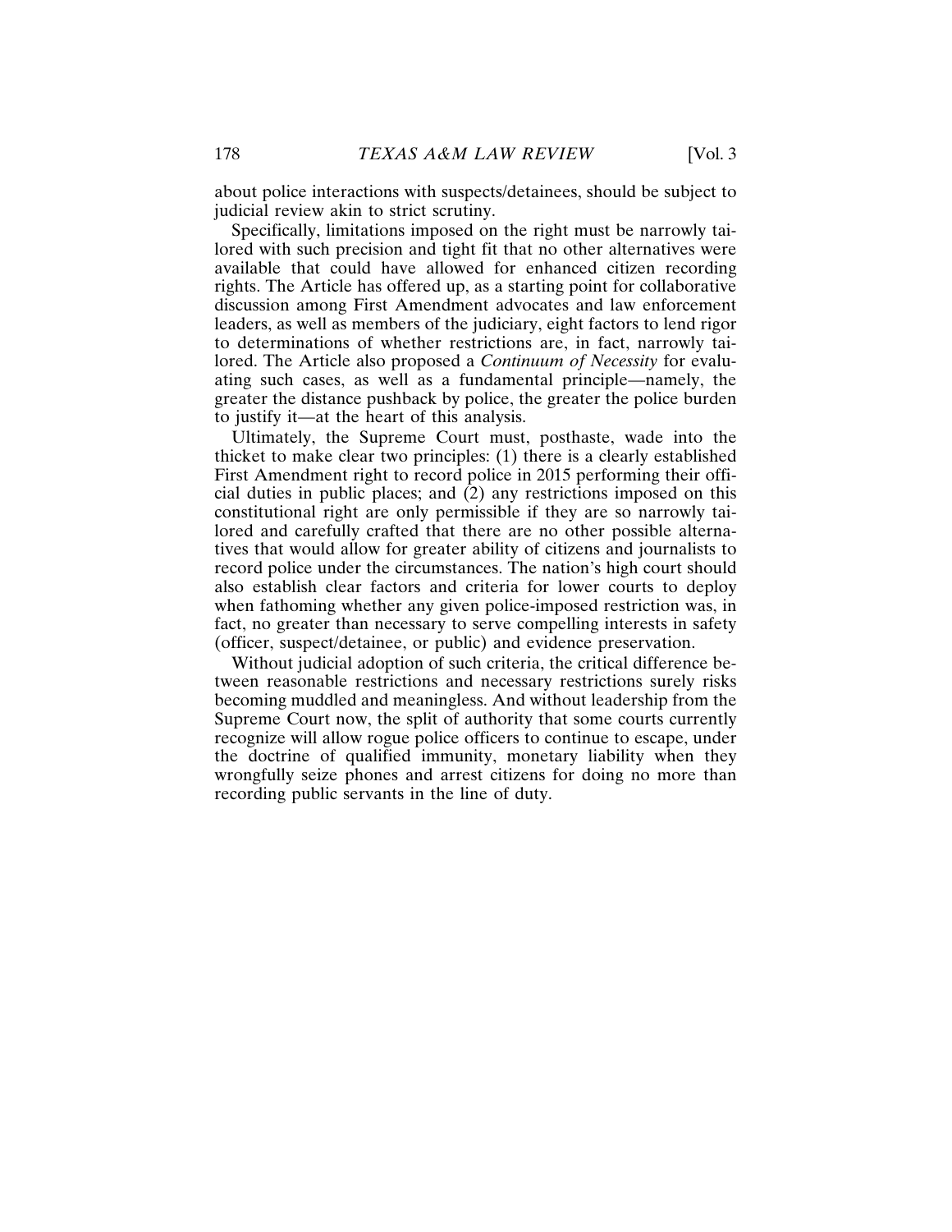about police interactions with suspects/detainees, should be subject to judicial review akin to strict scrutiny.

Specifically, limitations imposed on the right must be narrowly tailored with such precision and tight fit that no other alternatives were available that could have allowed for enhanced citizen recording rights. The Article has offered up, as a starting point for collaborative discussion among First Amendment advocates and law enforcement leaders, as well as members of the judiciary, eight factors to lend rigor to determinations of whether restrictions are, in fact, narrowly tailored. The Article also proposed a *Continuum of Necessity* for evaluating such cases, as well as a fundamental principle—namely, the greater the distance pushback by police, the greater the police burden to justify it—at the heart of this analysis.

Ultimately, the Supreme Court must, posthaste, wade into the thicket to make clear two principles: (1) there is a clearly established First Amendment right to record police in 2015 performing their official duties in public places; and (2) any restrictions imposed on this constitutional right are only permissible if they are so narrowly tailored and carefully crafted that there are no other possible alternatives that would allow for greater ability of citizens and journalists to record police under the circumstances. The nation's high court should also establish clear factors and criteria for lower courts to deploy when fathoming whether any given police-imposed restriction was, in fact, no greater than necessary to serve compelling interests in safety (officer, suspect/detainee, or public) and evidence preservation.

Without judicial adoption of such criteria, the critical difference between reasonable restrictions and necessary restrictions surely risks becoming muddled and meaningless. And without leadership from the Supreme Court now, the split of authority that some courts currently recognize will allow rogue police officers to continue to escape, under the doctrine of qualified immunity, monetary liability when they wrongfully seize phones and arrest citizens for doing no more than recording public servants in the line of duty.